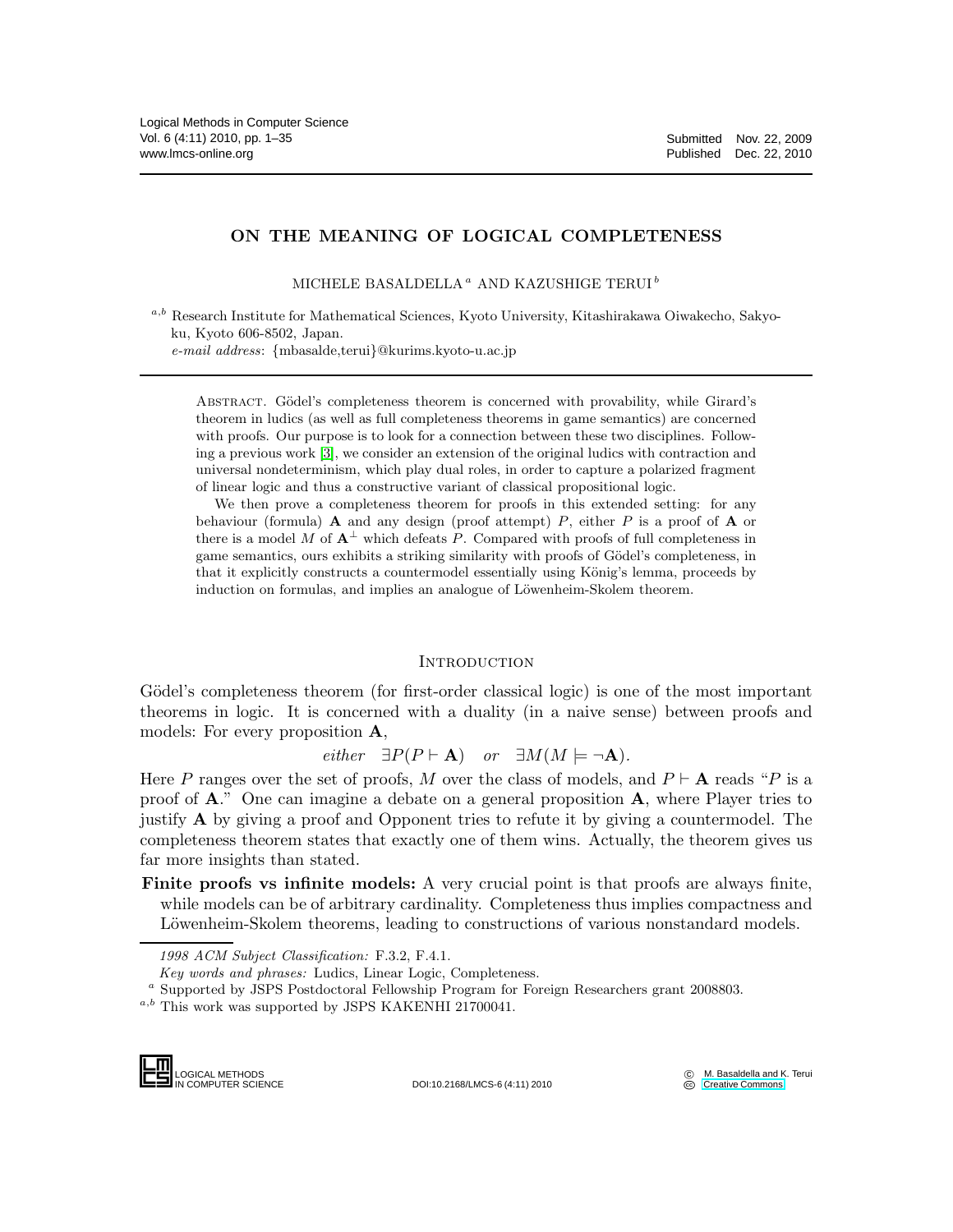# ON THE MEANING OF LOGICAL COMPLETENESS

MICHELE BASALDELLA [a] AND KAZUSHIGE TERUI [b]

[a,b] Research Institute for Mathematical Sciences, Kyoto University, Kitashirakawa Oiwakecho, Sakyo-ku, Kyoto 606-8502, Japan.
*e-mail address*: {mbasalde,terui}@kurims.kyoto-u.ac.jp

ABSTRACT. Gödel's completeness theorem is concerned with provability, while Girard's theorem in ludics (as well as full completeness theorems in game semantics) are concerned with proofs. Our purpose is to look for a connection between these two disciplines. Following a previous work [3], we consider an extension of the original ludics with contraction and universal nondeterminism, which play dual roles, in order to capture a polarized fragment of linear logic and thus a constructive variant of classical propositional logic.

We then prove a completeness theorem for proofs in this extended setting: for any behaviour (formula) $\mathbf{A}$ and any design (proof attempt) $P$, either $P$ is a proof of $\mathbf{A}$ or there is a model $M$ of $\mathbf{A}^\perp$ which defeats $P$. Compared with proofs of full completeness in game semantics, ours exhibits a striking similarity with proofs of Gödel's completeness, in that it explicitly constructs a countermodel essentially using König's lemma, proceeds by induction on formulas, and implies an analogue of Löwenheim-Skolem theorem.

## INTRODUCTION

Gödel's completeness theorem (for first-order classical logic) is one of the most important theorems in logic. It is concerned with a duality (in a naive sense) between proofs and models: For every proposition $\mathbf{A}$,

$$\textit{either} \quad \exists P(P \vdash \mathbf{A}) \quad \textit{or} \quad \exists M(M \models \neg\mathbf{A}).$$

Here $P$ ranges over the set of proofs, $M$ over the class of models, and $P \vdash \mathbf{A}$ reads "$P$ is a proof of $\mathbf{A}$." One can imagine a debate on a general proposition $\mathbf{A}$, where Player tries to justify $\mathbf{A}$ by giving a proof and Opponent tries to refute it by giving a countermodel. The completeness theorem states that exactly one of them wins. Actually, the theorem gives us far more insights than stated.

**Finite proofs vs infinite models:** A very crucial point is that proofs are always finite, while models can be of arbitrary cardinality. Completeness thus implies compactness and Löwenheim-Skolem theorems, leading to constructions of various nonstandard models.

*1998 ACM Subject Classification:* F.3.2, F.4.1.

*Key words and phrases:* Ludics, Linear Logic, Completeness.

[a] Supported by JSPS Postdoctoral Fellowship Program for Foreign Researchers grant 2008803.

[a,b] This work was supported by JSPS KAKENHI 21700041.

DOI:10.2168/LMCS-6 (4:11) 2010

© M. Basaldella and K. Terui
Creative Commons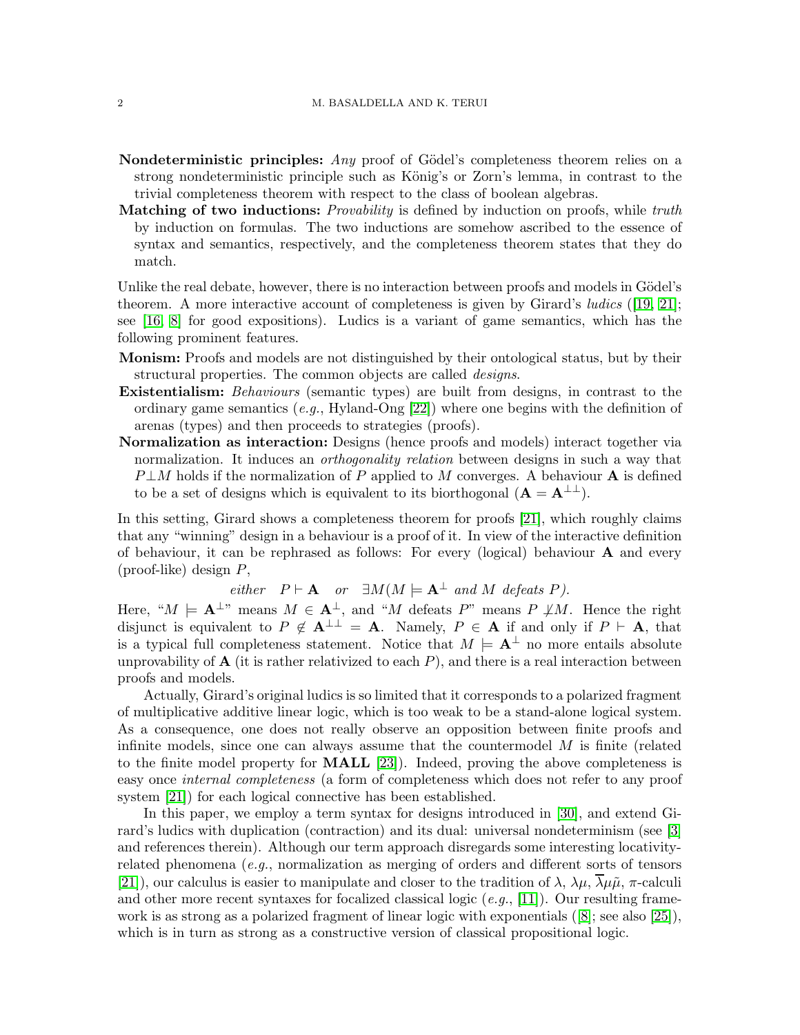**Nondeterministic principles:** *Any* proof of Gödel's completeness theorem relies on a strong nondeterministic principle such as König's or Zorn's lemma, in contrast to the trivial completeness theorem with respect to the class of boolean algebras.

**Matching of two inductions:** *Provability* is defined by induction on proofs, while *truth* by induction on formulas. The two inductions are somehow ascribed to the essence of syntax and semantics, respectively, and the completeness theorem states that they do match.

Unlike the real debate, however, there is no interaction between proofs and models in Gödel's theorem. A more interactive account of completeness is given by Girard's *ludics* ([19, 21]; see [16, 8] for good expositions). Ludics is a variant of game semantics, which has the following prominent features.

**Monism:** Proofs and models are not distinguished by their ontological status, but by their structural properties. The common objects are called *designs*.

**Existentialism:** *Behaviours* (semantic types) are built from designs, in contrast to the ordinary game semantics (*e.g.*, Hyland-Ong [22]) where one begins with the definition of arenas (types) and then proceeds to strategies (proofs).

**Normalization as interaction:** Designs (hence proofs and models) interact together via normalization. It induces an *orthogonality relation* between designs in such a way that $P \perp M$ holds if the normalization of $P$ applied to $M$ converges. A behaviour $\mathbf{A}$ is defined to be a set of designs which is equivalent to its biorthogonal ($\mathbf{A} = \mathbf{A}^{\perp\perp}$).

In this setting, Girard shows a completeness theorem for proofs [21], which roughly claims that any "winning" design in a behaviour is a proof of it. In view of the interactive definition of behaviour, it can be rephrased as follows: For every (logical) behaviour $\mathbf{A}$ and every (proof-like) design $P$,

$$\textit{either} \quad P \vdash \mathbf{A} \quad \textit{or} \quad \exists M(M \models \mathbf{A}^{\perp} \textit{ and } M \textit{ defeats } P).$$

Here, "$M \models \mathbf{A}^{\perp}$" means $M \in \mathbf{A}^{\perp}$, and "$M$ defeats $P$" means $P \not\perp M$. Hence the right disjunct is equivalent to $P \notin \mathbf{A}^{\perp\perp} = \mathbf{A}$. Namely, $P \in \mathbf{A}$ if and only if $P \vdash \mathbf{A}$, that is a typical full completeness statement. Notice that $M \models \mathbf{A}^{\perp}$ no more entails absolute unprovability of $\mathbf{A}$ (it is rather relativized to each $P$), and there is a real interaction between proofs and models.

Actually, Girard's original ludics is so limited that it corresponds to a polarized fragment of multiplicative additive linear logic, which is too weak to be a stand-alone logical system. As a consequence, one does not really observe an opposition between finite proofs and infinite models, since one can always assume that the countermodel $M$ is finite (related to the finite model property for **MALL** [23]). Indeed, proving the above completeness is easy once *internal completeness* (a form of completeness which does not refer to any proof system [21]) for each logical connective has been established.

In this paper, we employ a term syntax for designs introduced in [30], and extend Girard's ludics with duplication (contraction) and its dual: universal nondeterminism (see [3] and references therein). Although our term approach disregards some interesting locativity-related phenomena (*e.g.*, normalization as merging of orders and different sorts of tensors [21]), our calculus is easier to manipulate and closer to the tradition of $\lambda$, $\lambda\mu$, $\overline{\lambda}\mu\tilde{\mu}$, $\pi$-calculi and other more recent syntaxes for focalized classical logic (*e.g.*, [11]). Our resulting framework is as strong as a polarized fragment of linear logic with exponentials ([8]; see also [25]), which is in turn as strong as a constructive version of classical propositional logic.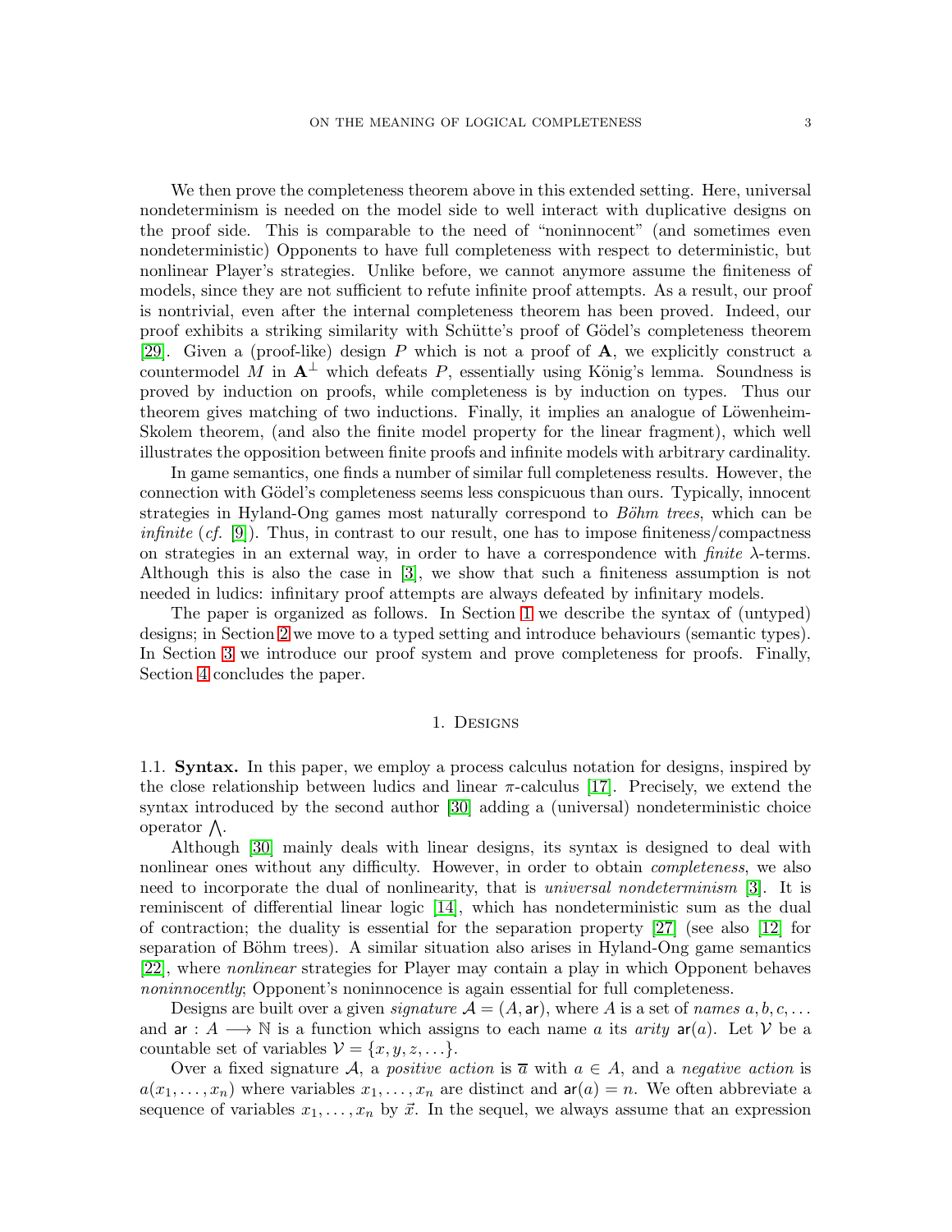We then prove the completeness theorem above in this extended setting. Here, universal nondeterminism is needed on the model side to well interact with duplicative designs on the proof side. This is comparable to the need of "noninnocent" (and sometimes even nondeterministic) Opponents to have full completeness with respect to deterministic, but nonlinear Player's strategies. Unlike before, we cannot anymore assume the finiteness of models, since they are not sufficient to refute infinite proof attempts. As a result, our proof is nontrivial, even after the internal completeness theorem has been proved. Indeed, our proof exhibits a striking similarity with Schütte's proof of Gödel's completeness theorem [29]. Given a (proof-like) design $P$ which is not a proof of $\mathbf{A}$, we explicitly construct a countermodel $M$ in $\mathbf{A}^{\perp}$ which defeats $P$, essentially using König's lemma. Soundness is proved by induction on proofs, while completeness is by induction on types. Thus our theorem gives matching of two inductions. Finally, it implies an analogue of Löwenheim-Skolem theorem, (and also the finite model property for the linear fragment), which well illustrates the opposition between finite proofs and infinite models with arbitrary cardinality.

In game semantics, one finds a number of similar full completeness results. However, the connection with Gödel's completeness seems less conspicuous than ours. Typically, innocent strategies in Hyland-Ong games most naturally correspond to *Böhm trees*, which can be *infinite* (*cf.* [9]). Thus, in contrast to our result, one has to impose finiteness/compactness on strategies in an external way, in order to have a correspondence with *finite* $\lambda$-terms. Although this is also the case in [3], we show that such a finiteness assumption is not needed in ludics: infinitary proof attempts are always defeated by infinitary models.

The paper is organized as follows. In Section 1 we describe the syntax of (untyped) designs; in Section 2 we move to a typed setting and introduce behaviours (semantic types). In Section 3 we introduce our proof system and prove completeness for proofs. Finally, Section 4 concludes the paper.

## 1. Designs

**1.1. Syntax.** In this paper, we employ a process calculus notation for designs, inspired by the close relationship between ludics and linear $\pi$-calculus [17]. Precisely, we extend the syntax introduced by the second author [30] adding a (universal) nondeterministic choice operator $\bigwedge$.

Although [30] mainly deals with linear designs, its syntax is designed to deal with nonlinear ones without any difficulty. However, in order to obtain *completeness*, we also need to incorporate the dual of nonlinearity, that is *universal nondeterminism* [3]. It is reminiscent of differential linear logic [14], which has nondeterministic sum as the dual of contraction; the duality is essential for the separation property [27] (see also [12] for separation of Böhm trees). A similar situation also arises in Hyland-Ong game semantics [22], where *nonlinear* strategies for Player may contain a play in which Opponent behaves *noninnocently*; Opponent's noninnocence is again essential for full completeness.

Designs are built over a given *signature* $\mathcal{A} = (A, \mathsf{ar})$, where $A$ is a set of *names* $a, b, c, \ldots$ and $\mathsf{ar} : A \longrightarrow \mathbb{N}$ is a function which assigns to each name $a$ its *arity* $\mathsf{ar}(a)$. Let $\mathcal{V}$ be a countable set of variables $\mathcal{V} = \{x, y, z, \ldots\}$.

Over a fixed signature $\mathcal{A}$, a *positive action* is $\overline{a}$ with $a \in A$, and a *negative action* is $a(x_1, \ldots, x_n)$ where variables $x_1, \ldots, x_n$ are distinct and $\mathsf{ar}(a) = n$. We often abbreviate a sequence of variables $x_1, \ldots, x_n$ by $\vec{x}$. In the sequel, we always assume that an expression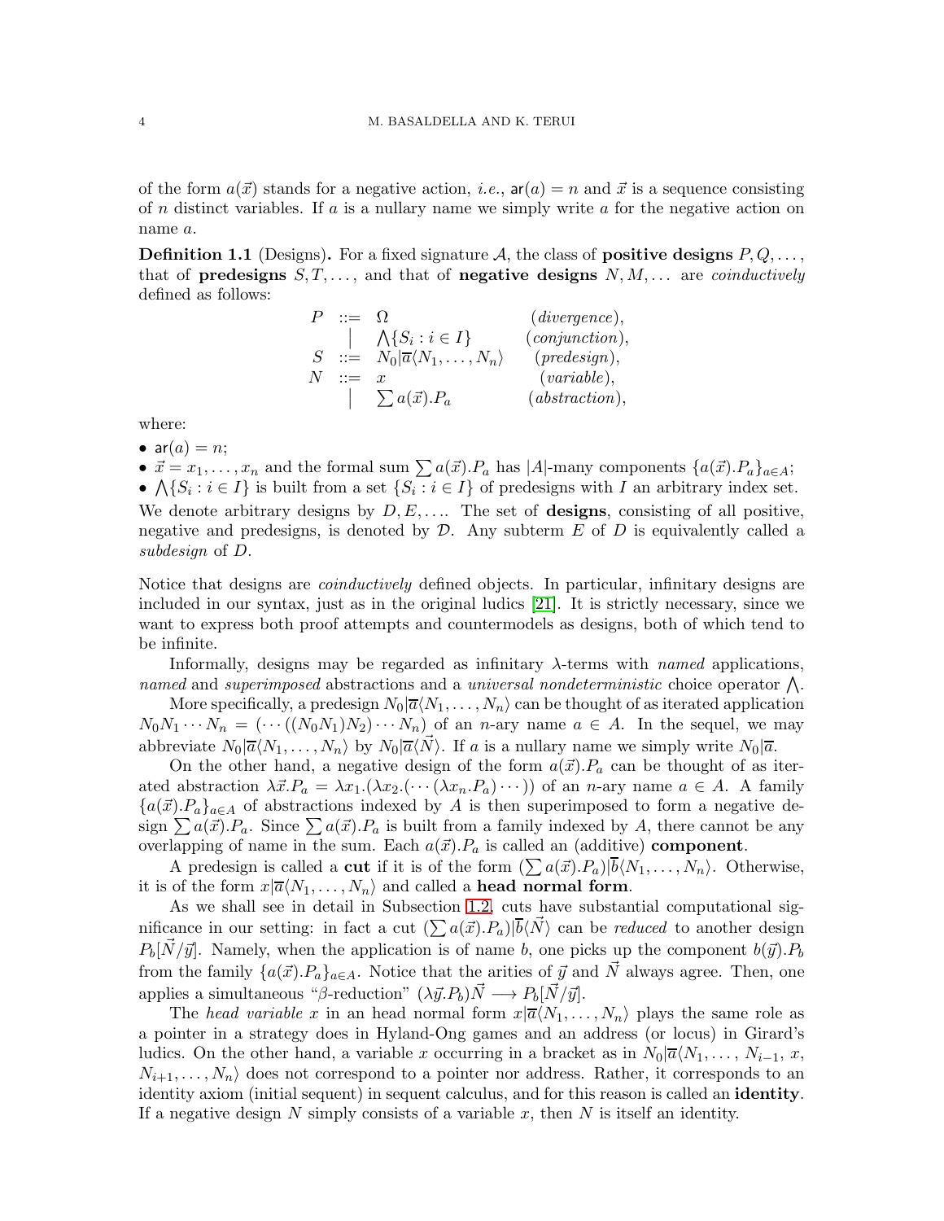of the form $a(\vec{x})$ stands for a negative action, *i.e.*, $\mathsf{ar}(a) = n$ and $\vec{x}$ is a sequence consisting of $n$ distinct variables. If $a$ is a nullary name we simply write $a$ for the negative action on name $a$.

**Definition 1.1** (Designs)**.** For a fixed signature $\mathcal{A}$, the class of **positive designs** $P, Q, \ldots$, that of **predesigns** $S, T, \ldots$, and that of **negative designs** $N, M, \ldots$ are *coinductively* defined as follows:

$$
\begin{array}{rcll}
P & ::= & \Omega & (\textit{divergence}), \\
 & | & \bigwedge\{S_i : i \in I\} & (\textit{conjunction}), \\
S & ::= & N_0|\overline{a}\langle N_1, \ldots, N_n\rangle & (\textit{predesign}), \\
N & ::= & x & (\textit{variable}), \\
 & | & \sum a(\vec{x}).P_a & (\textit{abstraction}),
\end{array}
$$

where:

- $\mathsf{ar}(a) = n$;
- $\vec{x} = x_1, \ldots, x_n$ and the formal sum $\sum a(\vec{x}).P_a$ has $|A|$-many components $\{a(\vec{x}).P_a\}_{a \in A}$;
- $\bigwedge\{S_i : i \in I\}$ is built from a set $\{S_i : i \in I\}$ of predesigns with $I$ an arbitrary index set.

We denote arbitrary designs by $D, E, \ldots$. The set of **designs**, consisting of all positive, negative and predesigns, is denoted by $\mathcal{D}$. Any subterm $E$ of $D$ is equivalently called a *subdesign* of $D$.

Notice that designs are *coinductively* defined objects. In particular, infinitary designs are included in our syntax, just as in the original ludics [21]. It is strictly necessary, since we want to express both proof attempts and countermodels as designs, both of which tend to be infinite.

Informally, designs may be regarded as infinitary $\lambda$-terms with *named* applications, *named* and *superimposed* abstractions and a *universal nondeterministic* choice operator $\bigwedge$.

More specifically, a predesign $N_0|\overline{a}\langle N_1, \ldots, N_n\rangle$ can be thought of as iterated application $N_0 N_1 \cdots N_n = (\cdots((N_0 N_1) N_2) \cdots N_n)$ of an $n$-ary name $a \in A$. In the sequel, we may abbreviate $N_0|\overline{a}\langle N_1, \ldots, N_n\rangle$ by $N_0|\overline{a}\langle\vec{N}\rangle$. If $a$ is a nullary name we simply write $N_0|\overline{a}$.

On the other hand, a negative design of the form $a(\vec{x}).P_a$ can be thought of as iterated abstraction $\lambda\vec{x}.P_a = \lambda x_1.(\lambda x_2.(\cdots(\lambda x_n.P_a)\cdots))$ of an $n$-ary name $a \in A$. A family $\{a(\vec{x}).P_a\}_{a \in A}$ of abstractions indexed by $A$ is then superimposed to form a negative design $\sum a(\vec{x}).P_a$. Since $\sum a(\vec{x}).P_a$ is built from a family indexed by $A$, there cannot be any overlapping of name in the sum. Each $a(\vec{x}).P_a$ is called an (additive) **component**.

A predesign is called a **cut** if it is of the form $(\sum a(\vec{x}).P_a)|\overline{b}\langle N_1, \ldots, N_n\rangle$. Otherwise, it is of the form $x|\overline{a}\langle N_1, \ldots, N_n\rangle$ and called a **head normal form**.

As we shall see in detail in Subsection 1.2, cuts have substantial computational significance in our setting: in fact a cut $(\sum a(\vec{x}).P_a)|\overline{b}\langle\vec{N}\rangle$ can be *reduced* to another design $P_b[\vec{N}/\vec{y}]$. Namely, when the application is of name $b$, one picks up the component $b(\vec{y}).P_b$ from the family $\{a(\vec{x}).P_a\}_{a \in A}$. Notice that the arities of $\vec{y}$ and $\vec{N}$ always agree. Then, one applies a simultaneous "$\beta$-reduction" $(\lambda\vec{y}.P_b)\vec{N} \longrightarrow P_b[\vec{N}/\vec{y}]$.

The *head variable* $x$ in an head normal form $x|\overline{a}\langle N_1, \ldots, N_n\rangle$ plays the same role as a pointer in a strategy does in Hyland-Ong games and an address (or locus) in Girard's ludics. On the other hand, a variable $x$ occurring in a bracket as in $N_0|\overline{a}\langle N_1, \ldots, N_{i-1}, x, N_{i+1}, \ldots, N_n\rangle$ does not correspond to a pointer nor address. Rather, it corresponds to an identity axiom (initial sequent) in sequent calculus, and for this reason is called an **identity**. If a negative design $N$ simply consists of a variable $x$, then $N$ is itself an identity.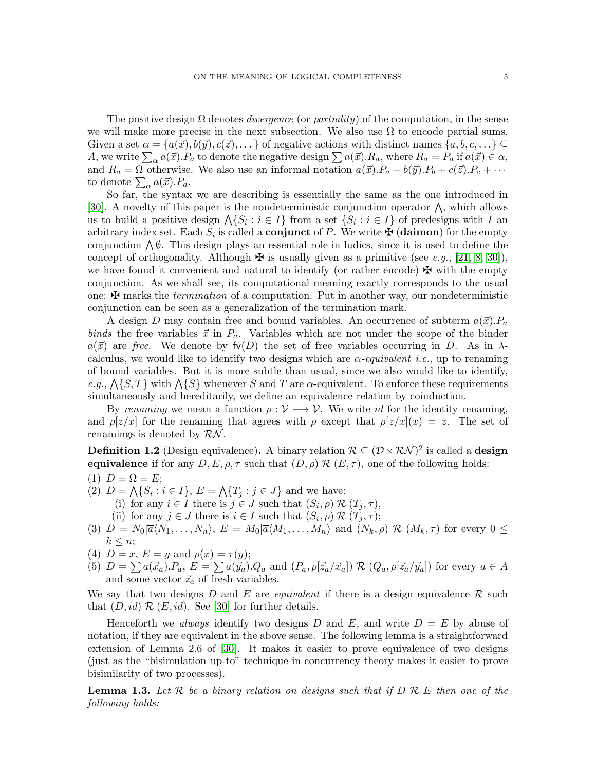The positive design $\Omega$ denotes *divergence* (or *partiality*) of the computation, in the sense we will make more precise in the next subsection. We also use $\Omega$ to encode partial sums. Given a set $\alpha = \{a(\vec{x}), b(\vec{y}), c(\vec{z}), \dots\}$ of negative actions with distinct names $\{a, b, c, \dots\} \subseteq A$, we write $\sum_\alpha a(\vec{x}).P_a$ to denote the negative design $\sum a(\vec{x}).R_a$, where $R_a = P_a$ if $a(\vec{x}) \in \alpha$, and $R_a = \Omega$ otherwise. We also use an informal notation $a(\vec{x}).P_a + b(\vec{y}).P_b + c(\vec{z}).P_c + \cdots$ to denote $\sum_\alpha a(\vec{x}).P_a$.

So far, the syntax we are describing is essentially the same as the one introduced in [30]. A novelty of this paper is the nondeterministic conjunction operator $\bigwedge$, which allows us to build a positive design $\bigwedge\{S_i : i \in I\}$ from a set $\{S_i : i \in I\}$ of predesigns with $I$ an arbitrary index set. Each $S_i$ is called a **conjunct** of $P$. We write ✠ (**daimon**) for the empty conjunction $\bigwedge \emptyset$. This design plays an essential role in ludics, since it is used to define the concept of orthogonality. Although ✠ is usually given as a primitive (see *e.g.*, [21, 8, 30]), we have found it convenient and natural to identify (or rather encode) ✠ with the empty conjunction. As we shall see, its computational meaning exactly corresponds to the usual one: ✠ marks the *termination* of a computation. Put in another way, our nondeterministic conjunction can be seen as a generalization of the termination mark.

A design $D$ may contain free and bound variables. An occurrence of subterm $a(\vec{x}).P_a$ *binds* the free variables $\vec{x}$ in $P_a$. Variables which are not under the scope of the binder $a(\vec{x})$ are *free*. We denote by $\mathsf{fv}(D)$ the set of free variables occurring in $D$. As in $\lambda$-calculus, we would like to identify two designs which are $\alpha$-*equivalent i.e.*, up to renaming of bound variables. But it is more subtle than usual, since we also would like to identify, *e.g.*, $\bigwedge\{S, T\}$ with $\bigwedge\{S\}$ whenever $S$ and $T$ are $\alpha$-equivalent. To enforce these requirements simultaneously and hereditarily, we define an equivalence relation by coinduction.

By *renaming* we mean a function $\rho : \mathcal{V} \longrightarrow \mathcal{V}$. We write $id$ for the identity renaming, and $\rho[z/x]$ for the renaming that agrees with $\rho$ except that $\rho[z/x](x) = z$. The set of renamings is denoted by $\mathcal{RN}$.

**Definition 1.2** (Design equivalence)**.** A binary relation $\mathcal{R} \subseteq (\mathcal{D} \times \mathcal{RN})^2$ is called a **design equivalence** if for any $D, E, \rho, \tau$ such that $(D, \rho)\ \mathcal{R}\ (E, \tau)$, one of the following holds:

(1) $D = \Omega = E$;
(2) $D = \bigwedge\{S_i : i \in I\}$, $E = \bigwedge\{T_j : j \in J\}$ and we have:
  (i) for any $i \in I$ there is $j \in J$ such that $(S_i, \rho)\ \mathcal{R}\ (T_j, \tau)$,
  (ii) for any $j \in J$ there is $i \in I$ such that $(S_i, \rho)\ \mathcal{R}\ (T_j, \tau)$;
(3) $D = N_0|\overline{a}\langle N_1, \dots, N_n\rangle$, $E = M_0|\overline{a}\langle M_1, \dots, M_n\rangle$ and $(N_k, \rho)\ \mathcal{R}\ (M_k, \tau)$ for every $0 \leq k \leq n$;
(4) $D = x$, $E = y$ and $\rho(x) = \tau(y)$;
(5) $D = \sum a(\vec{x}_a).P_a$, $E = \sum a(\vec{y}_a).Q_a$ and $(P_a, \rho[\vec{z}_a/\vec{x}_a])\ \mathcal{R}\ (Q_a, \rho[\vec{z}_a/\vec{y}_a])$ for every $a \in A$ and some vector $\vec{z}_a$ of fresh variables.

We say that two designs $D$ and $E$ are *equivalent* if there is a design equivalence $\mathcal{R}$ such that $(D, id)\ \mathcal{R}\ (E, id)$. See [30] for further details.

Henceforth we *always* identify two designs $D$ and $E$, and write $D = E$ by abuse of notation, if they are equivalent in the above sense. The following lemma is a straightforward extension of Lemma 2.6 of [30]. It makes it easier to prove equivalence of two designs (just as the "bisimulation up-to" technique in concurrency theory makes it easier to prove bisimilarity of two processes).

**Lemma 1.3.** *Let $\mathcal{R}$ be a binary relation on designs such that if $D\ \mathcal{R}\ E$ then one of the following holds:*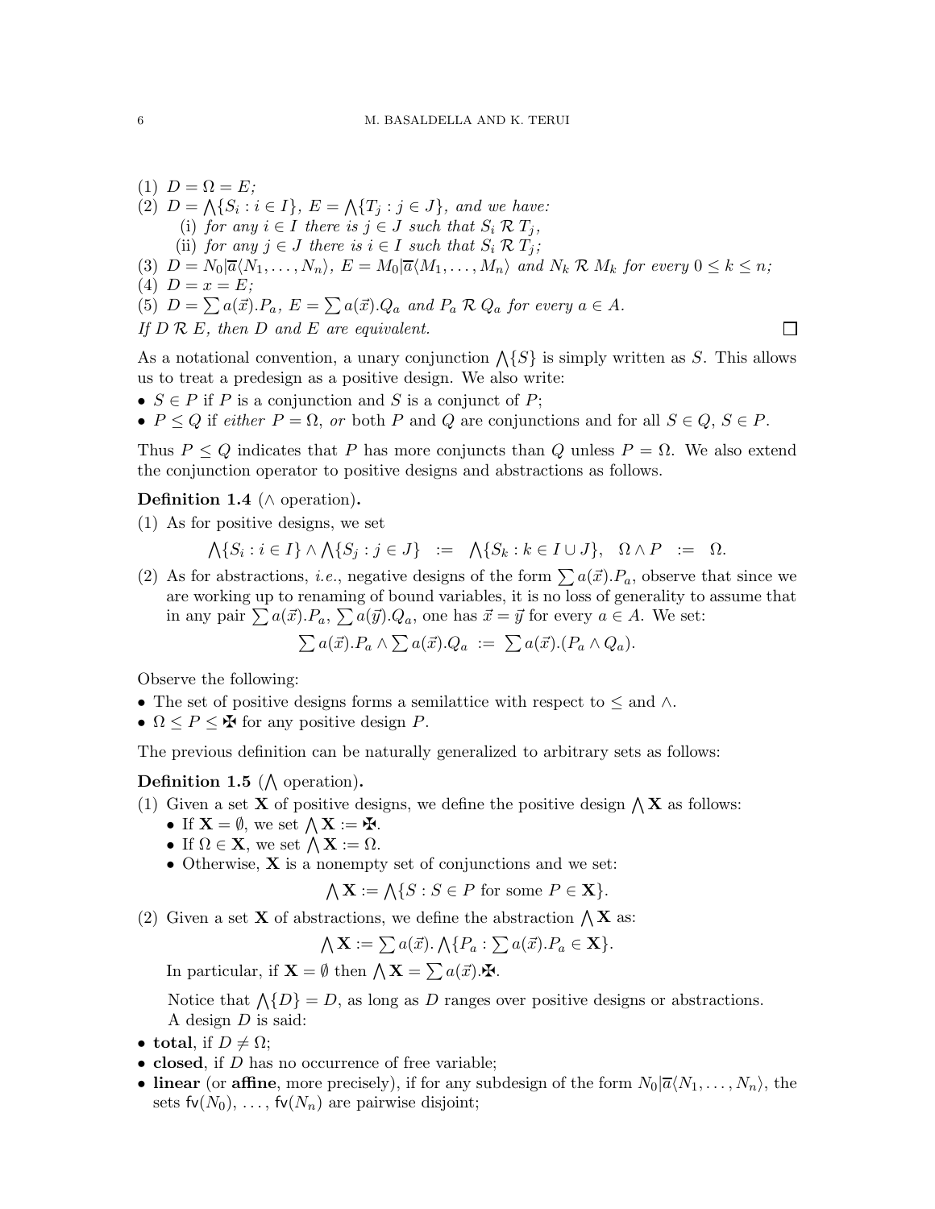(1) $D = \Omega = E$;
(2) $D = \bigwedge\{S_i : i \in I\}$, $E = \bigwedge\{T_j : j \in J\}$, and we have:
  (i) for any $i \in I$ there is $j \in J$ such that $S_i \mathrel{\mathcal{R}} T_j$,
  (ii) for any $j \in J$ there is $i \in I$ such that $S_i \mathrel{\mathcal{R}} T_j$;
(3) $D = N_0|\overline{a}\langle N_1, \ldots, N_n\rangle$, $E = M_0|\overline{a}\langle M_1, \ldots, M_n\rangle$ and $N_k \mathrel{\mathcal{R}} M_k$ for every $0 \leq k \leq n$;
(4) $D = x = E$;
(5) $D = \sum a(\vec{x}).P_a$, $E = \sum a(\vec{x}).Q_a$ and $P_a \mathrel{\mathcal{R}} Q_a$ for every $a \in A$.

*If $D \mathrel{\mathcal{R}} E$, then $D$ and $E$ are equivalent.* □

As a notational convention, a unary conjunction $\bigwedge\{S\}$ is simply written as $S$. This allows us to treat a predesign as a positive design. We also write:

- $S \in P$ if $P$ is a conjunction and $S$ is a conjunct of $P$;
- $P \leq Q$ if *either* $P = \Omega$, *or* both $P$ and $Q$ are conjunctions and for all $S \in Q$, $S \in P$.

Thus $P \leq Q$ indicates that $P$ has more conjuncts than $Q$ unless $P = \Omega$. We also extend the conjunction operator to positive designs and abstractions as follows.

**Definition 1.4** ($\wedge$ operation)**.**

(1) As for positive designs, we set
$$\bigwedge\{S_i : i \in I\} \wedge \bigwedge\{S_j : j \in J\} \;\;:=\;\; \bigwedge\{S_k : k \in I \cup J\}, \quad \Omega \wedge P \;\;:=\;\; \Omega.$$
(2) As for abstractions, *i.e.*, negative designs of the form $\sum a(\vec{x}).P_a$, observe that since we are working up to renaming of bound variables, it is no loss of generality to assume that in any pair $\sum a(\vec{x}).P_a$, $\sum a(\vec{y}).Q_a$, one has $\vec{x} = \vec{y}$ for every $a \in A$. We set:
$$\sum a(\vec{x}).P_a \wedge \sum a(\vec{x}).Q_a \;:=\; \sum a(\vec{x}).(P_a \wedge Q_a).$$

Observe the following:

- The set of positive designs forms a semilattice with respect to $\leq$ and $\wedge$.
- $\Omega \leq P \leq \maltese$ for any positive design $P$.

The previous definition can be naturally generalized to arbitrary sets as follows:

**Definition 1.5** ($\bigwedge$ operation)**.**

(1) Given a set $\mathbf{X}$ of positive designs, we define the positive design $\bigwedge \mathbf{X}$ as follows:
  - If $\mathbf{X} = \emptyset$, we set $\bigwedge \mathbf{X} := \maltese$.
  - If $\Omega \in \mathbf{X}$, we set $\bigwedge \mathbf{X} := \Omega$.
  - Otherwise, $\mathbf{X}$ is a nonempty set of conjunctions and we set:
$$\bigwedge \mathbf{X} := \bigwedge\{S : S \in P \text{ for some } P \in \mathbf{X}\}.$$
(2) Given a set $\mathbf{X}$ of abstractions, we define the abstraction $\bigwedge \mathbf{X}$ as:
$$\bigwedge \mathbf{X} := \sum a(\vec{x}).\bigwedge\{P_a : \sum a(\vec{x}).P_a \in \mathbf{X}\}.$$
  In particular, if $\mathbf{X} = \emptyset$ then $\bigwedge \mathbf{X} = \sum a(\vec{x}).\maltese$.

  Notice that $\bigwedge\{D\} = D$, as long as $D$ ranges over positive designs or abstractions.
  A design $D$ is said:

- **total**, if $D \neq \Omega$;
- **closed**, if $D$ has no occurrence of free variable;
- **linear** (or **affine**, more precisely), if for any subdesign of the form $N_0|\overline{a}\langle N_1, \ldots, N_n\rangle$, the sets $\mathsf{fv}(N_0), \ldots, \mathsf{fv}(N_n)$ are pairwise disjoint;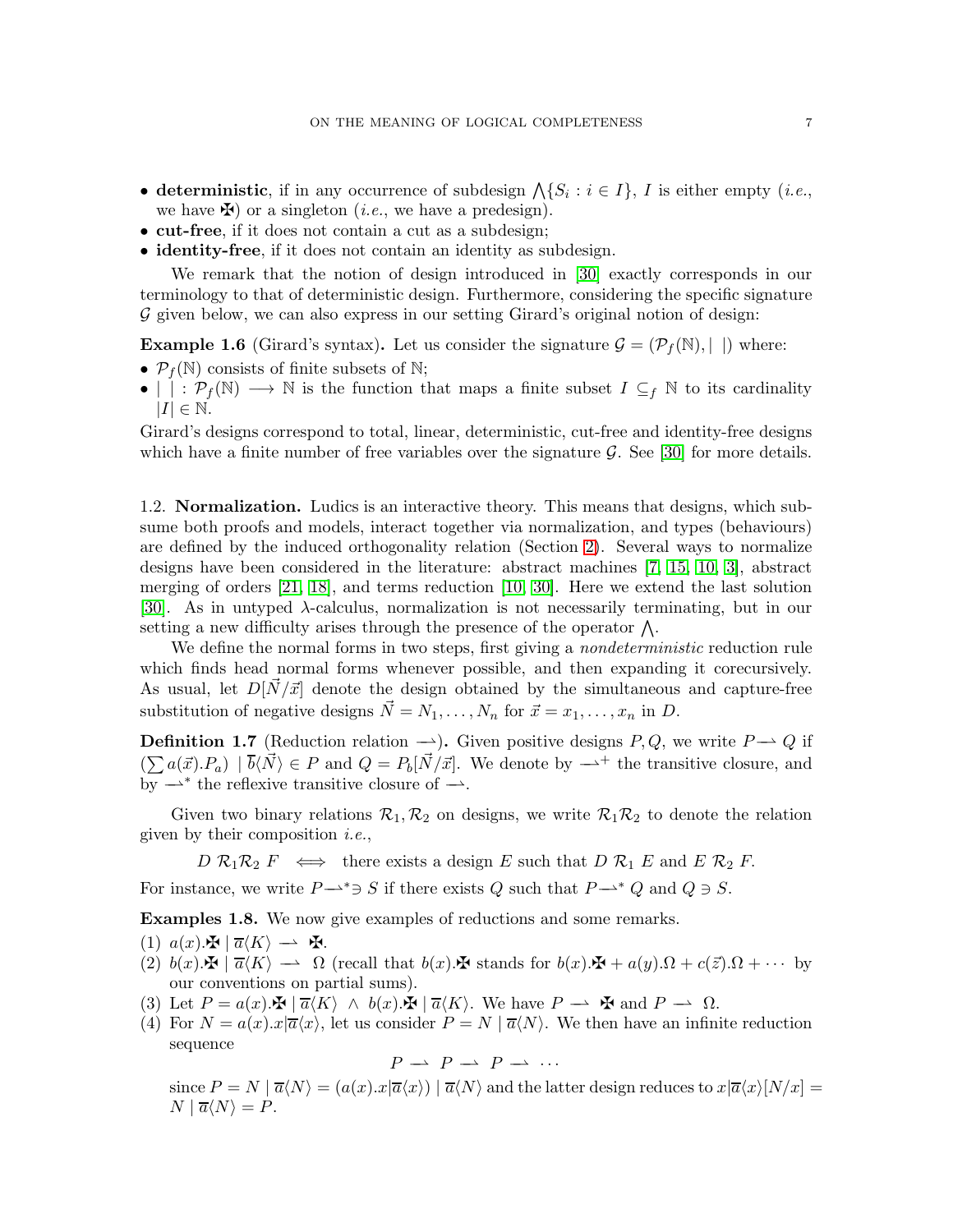- **deterministic**, if in any occurrence of subdesign $\bigwedge\{S_i : i \in I\}$, $I$ is either empty (*i.e.*, we have $\maltese$) or a singleton (*i.e.*, we have a predesign).
- **cut-free**, if it does not contain a cut as a subdesign;
- **identity-free**, if it does not contain an identity as subdesign.

We remark that the notion of design introduced in [30] exactly corresponds in our terminology to that of deterministic design. Furthermore, considering the specific signature $\mathcal{G}$ given below, we can also express in our setting Girard's original notion of design:

**Example 1.6** (Girard's syntax)**.** Let us consider the signature $\mathcal{G} = (\mathcal{P}_f(\mathbb{N}), |\ |)$ where:

- $\mathcal{P}_f(\mathbb{N})$ consists of finite subsets of $\mathbb{N}$;
- $|\ | : \mathcal{P}_f(\mathbb{N}) \longrightarrow \mathbb{N}$ is the function that maps a finite subset $I \subseteq_f \mathbb{N}$ to its cardinality $|I| \in \mathbb{N}$.

Girard's designs correspond to total, linear, deterministic, cut-free and identity-free designs which have a finite number of free variables over the signature $\mathcal{G}$. See [30] for more details.

## 1.2. Normalization.

Ludics is an interactive theory. This means that designs, which subsume both proofs and models, interact together via normalization, and types (behaviours) are defined by the induced orthogonality relation (Section 2). Several ways to normalize designs have been considered in the literature: abstract machines [7, 15, 10, 3], abstract merging of orders [21, 18], and terms reduction [10, 30]. Here we extend the last solution [30]. As in untyped $\lambda$-calculus, normalization is not necessarily terminating, but in our setting a new difficulty arises through the presence of the operator $\bigwedge$.

We define the normal forms in two steps, first giving a *nondeterministic* reduction rule which finds head normal forms whenever possible, and then expanding it corecursively. As usual, let $D[\vec{N}/\vec{x}]$ denote the design obtained by the simultaneous and capture-free substitution of negative designs $\vec{N} = N_1, \ldots, N_n$ for $\vec{x} = x_1, \ldots, x_n$ in $D$.

**Definition 1.7** (Reduction relation $\rightharpoonup$)**.** Given positive designs $P, Q$, we write $P \rightharpoonup Q$ if $(\sum a(\vec{x}).P_a) \mid \overline{b}\langle \vec{N} \rangle \in P$ and $Q = P_b[\vec{N}/\vec{x}]$. We denote by $\rightharpoonup^+$ the transitive closure, and by $\rightharpoonup^*$ the reflexive transitive closure of $\rightharpoonup$.

Given two binary relations $\mathcal{R}_1, \mathcal{R}_2$ on designs, we write $\mathcal{R}_1\mathcal{R}_2$ to denote the relation given by their composition *i.e.*,

$$D \ \mathcal{R}_1\mathcal{R}_2 \ F \iff \text{there exists a design } E \text{ such that } D \ \mathcal{R}_1 \ E \text{ and } E \ \mathcal{R}_2 \ F.$$

For instance, we write $P \rightharpoonup^* \ni S$ if there exists $Q$ such that $P \rightharpoonup^* Q$ and $Q \ni S$.

**Examples 1.8.** We now give examples of reductions and some remarks.

1. $a(x).\maltese \mid \overline{a}\langle K \rangle \rightharpoonup \maltese$.
2. $b(x).\maltese \mid \overline{a}\langle K \rangle \rightharpoonup \Omega$ (recall that $b(x).\maltese$ stands for $b(x).\maltese + a(y).\Omega + c(\vec{z}).\Omega + \cdots$ by our conventions on partial sums).
3. Let $P = a(x).\maltese \mid \overline{a}\langle K \rangle \ \wedge \ b(x).\maltese \mid \overline{a}\langle K \rangle$. We have $P \rightharpoonup \maltese$ and $P \rightharpoonup \Omega$.
4. For $N = a(x).x|\overline{a}\langle x \rangle$, let us consider $P = N \mid \overline{a}\langle N \rangle$. We then have an infinite reduction sequence
$$P \rightharpoonup P \rightharpoonup P \rightharpoonup \cdots$$
since $P = N \mid \overline{a}\langle N \rangle = (a(x).x|\overline{a}\langle x \rangle) \mid \overline{a}\langle N \rangle$ and the latter design reduces to $x|\overline{a}\langle x \rangle[N/x] = N \mid \overline{a}\langle N \rangle = P$.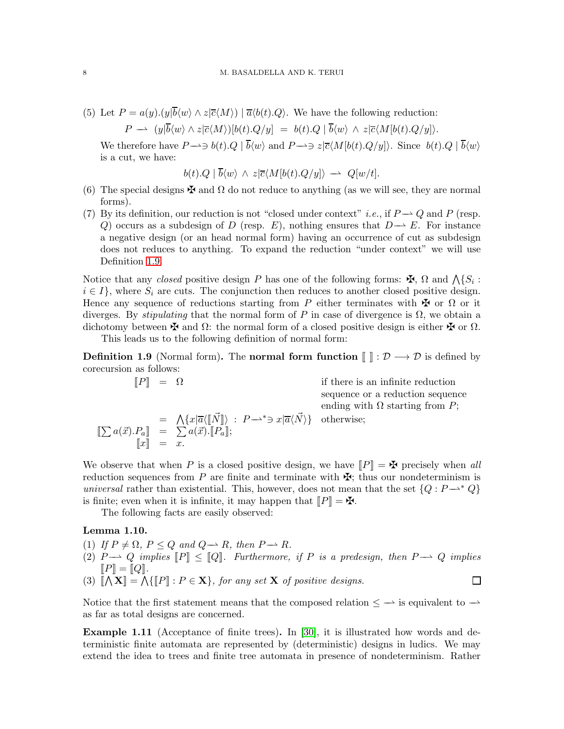(5) Let $P = a(y).(y|\overline{b}\langle w\rangle \wedge z|\overline{c}\langle M\rangle) \mid \overline{a}\langle b(t).Q\rangle$. We have the following reduction:

$$P \rightharpoonup (y|\overline{b}\langle w\rangle \wedge z|\overline{c}\langle M\rangle)[b(t).Q/y] \;=\; b(t).Q \mid \overline{b}\langle w\rangle \;\wedge\; z|\overline{c}\langle M[b(t).Q/y]\rangle.$$

We therefore have $P \rightharpoonup\ni b(t).Q \mid \overline{b}\langle w\rangle$ and $P \rightharpoonup\ni z|\overline{c}\langle M[b(t).Q/y]\rangle$. Since $b(t).Q \mid \overline{b}\langle w\rangle$ is a cut, we have:

$$b(t).Q \mid \overline{b}\langle w\rangle \;\wedge\; z|\overline{c}\langle M[b(t).Q/y]\rangle \;\rightharpoonup\; Q[w/t].$$

(6) The special designs $\maltese$ and $\Omega$ do not reduce to anything (as we will see, they are normal forms).

(7) By its definition, our reduction is not "closed under context" *i.e.*, if $P \rightharpoonup Q$ and $P$ (resp. $Q$) occurs as a subdesign of $D$ (resp. $E$), nothing ensures that $D \rightharpoonup E$. For instance a negative design (or an head normal form) having an occurrence of cut as subdesign does not reduces to anything. To expand the reduction "under context" we will use Definition 1.9.

Notice that any *closed* positive design $P$ has one of the following forms: $\maltese$, $\Omega$ and $\bigwedge\{S_i : i \in I\}$, where $S_i$ are cuts. The conjunction then reduces to another closed positive design. Hence any sequence of reductions starting from $P$ either terminates with $\maltese$ or $\Omega$ or it diverges. By *stipulating* that the normal form of $P$ in case of divergence is $\Omega$, we obtain a dichotomy between $\maltese$ and $\Omega$: the normal form of a closed positive design is either $\maltese$ or $\Omega$.

This leads us to the following definition of normal form:

**Definition 1.9** (Normal form). The **normal form function** $[\![\ ]\!] : \mathcal{D} \longrightarrow \mathcal{D}$ is defined by corecursion as follows:

$$
\begin{array}{rcll}
[\![P]\!] & = & \Omega & \text{if there is an infinite reduction sequence or a reduction sequence ending with } \Omega \text{ starting from } P; \\
 & = & \bigwedge\{x|\overline{a}\langle[\![\vec{N}]\!]\rangle \;:\; P \rightharpoonup^{*}\ni x|\overline{a}\langle\vec{N}\rangle\} & \text{otherwise;} \\
[\![\sum a(\vec{x}).P_a]\!] & = & \sum a(\vec{x}).[\![P_a]\!]; & \\
[\![x]\!] & = & x. &
\end{array}
$$

We observe that when $P$ is a closed positive design, we have $[\![P]\!] = \maltese$ precisely when *all* reduction sequences from $P$ are finite and terminate with $\maltese$; thus our nondeterminism is *universal* rather than existential. This, however, does not mean that the set $\{Q : P \rightharpoonup^{*} Q\}$ is finite; even when it is infinite, it may happen that $[\![P]\!] = \maltese$.

The following facts are easily observed:

**Lemma 1.10.**

(1) *If $P \neq \Omega$, $P \leq Q$ and $Q \rightharpoonup R$, then $P \rightharpoonup R$.*

(2) *$P \rightharpoonup Q$ implies $[\![P]\!] \leq [\![Q]\!]$. Furthermore, if $P$ is a predesign, then $P \rightharpoonup Q$ implies $[\![P]\!] = [\![Q]\!]$.*

(3) *$[\![\bigwedge \mathbf{X}]\!] = \bigwedge\{[\![P]\!] : P \in \mathbf{X}\}$, for any set $\mathbf{X}$ of positive designs.* □

Notice that the first statement means that the composed relation $\leq \rightharpoonup$ is equivalent to $\rightharpoonup$ as far as total designs are concerned.

**Example 1.11** (Acceptance of finite trees). In [30], it is illustrated how words and deterministic finite automata are represented by (deterministic) designs in ludics. We may extend the idea to trees and finite tree automata in presence of nondeterminism. Rather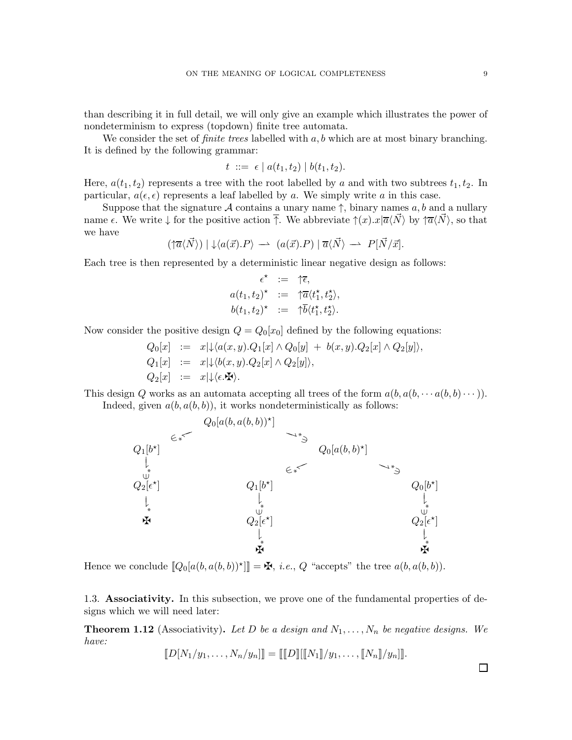than describing it in full detail, we will only give an example which illustrates the power of nondeterminism to express (topdown) finite tree automata.

We consider the set of *finite trees* labelled with $a, b$ which are at most binary branching. It is defined by the following grammar:

$$t \ ::= \ \epsilon \mid a(t_1, t_2) \mid b(t_1, t_2).$$

Here, $a(t_1, t_2)$ represents a tree with the root labelled by $a$ and with two subtrees $t_1, t_2$. In particular, $a(\epsilon, \epsilon)$ represents a leaf labelled by $a$. We simply write $a$ in this case.

Suppose that the signature $\mathcal{A}$ contains a unary name $\uparrow$, binary names $a, b$ and a nullary name $\epsilon$. We write $\downarrow$ for the positive action $\overline{\uparrow}$. We abbreviate $\uparrow(x).x|\overline{a}\langle\vec{N}\rangle$ by $\uparrow\overline{a}\langle\vec{N}\rangle$, so that we have

$$(\uparrow\overline{a}\langle\vec{N}\rangle) \mid \downarrow\langle a(\vec{x}).P\rangle \ \rightharpoonup \ (a(\vec{x}).P) \mid \overline{a}\langle\vec{N}\rangle \ \rightharpoonup \ P[\vec{N}/\vec{x}].$$

Each tree is then represented by a deterministic linear negative design as follows:

$$\begin{aligned}
\epsilon^\star \ &:= \ \uparrow\overline{\epsilon},\\
a(t_1, t_2)^\star \ &:= \ \uparrow\overline{a}\langle t_1^\star, t_2^\star\rangle,\\
b(t_1, t_2)^\star \ &:= \ \uparrow\overline{b}\langle t_1^\star, t_2^\star\rangle.
\end{aligned}$$

Now consider the positive design $Q = Q_0[x_0]$ defined by the following equations:

$$\begin{aligned}
Q_0[x] \ &:= \ x|\downarrow\langle a(x,y).Q_1[x] \wedge Q_0[y] \ + \ b(x,y).Q_2[x] \wedge Q_2[y]\rangle,\\
Q_1[x] \ &:= \ x|\downarrow\langle b(x,y).Q_2[x] \wedge Q_2[y]\rangle,\\
Q_2[x] \ &:= \ x|\downarrow\langle \epsilon.\maltese\rangle.
\end{aligned}$$

This design $Q$ works as an automata accepting all trees of the form $a(b, a(b, \cdots a(b, b) \cdots))$.

Indeed, given $a(b, a(b, b))$, it works nondeterministically as follows:

$$\begin{array}{ccccc}
 & & Q_0[a(b, a(b,b))^\star] & & \\
 & \swarrow_{\in *} & & \searrow^{*}_{\ni} & \\
Q_1[b^\star] & & & & Q_0[a(b,b)^\star] \\
\downarrow^{*}_{\Cup} & & & \swarrow_{\in *} \qquad \searrow^{*}_{\ni} & \\
Q_2[\epsilon^\star] & & Q_1[b^\star] & & Q_0[b^\star] \\
\downarrow^{*} & & \downarrow^{*}_{\Cup} & & \downarrow^{*}_{\Cup} \\
\maltese & & Q_2[\epsilon^\star] & & Q_2[\epsilon^\star] \\
 & & \downarrow^{*} & & \downarrow^{*} \\
 & & \maltese & & \maltese
\end{array}$$

Hence we conclude $[\![Q_0[a(b, a(b,b))^\star]]\!] = \maltese$, *i.e.*, $Q$ "accepts" the tree $a(b, a(b,b))$.

## 1.3. Associativity.

In this subsection, we prove one of the fundamental properties of designs which we will need later:

**Theorem 1.12** (Associativity). *Let $D$ be a design and $N_1, \dots, N_n$ be negative designs. We have:*

$$[\![D[N_1/y_1, \dots, N_n/y_n]]\!] = [\![[\![D]\!][[\![N_1]\!]/y_1, \dots, [\![N_n]\!]/y_n]]\!].$$

☐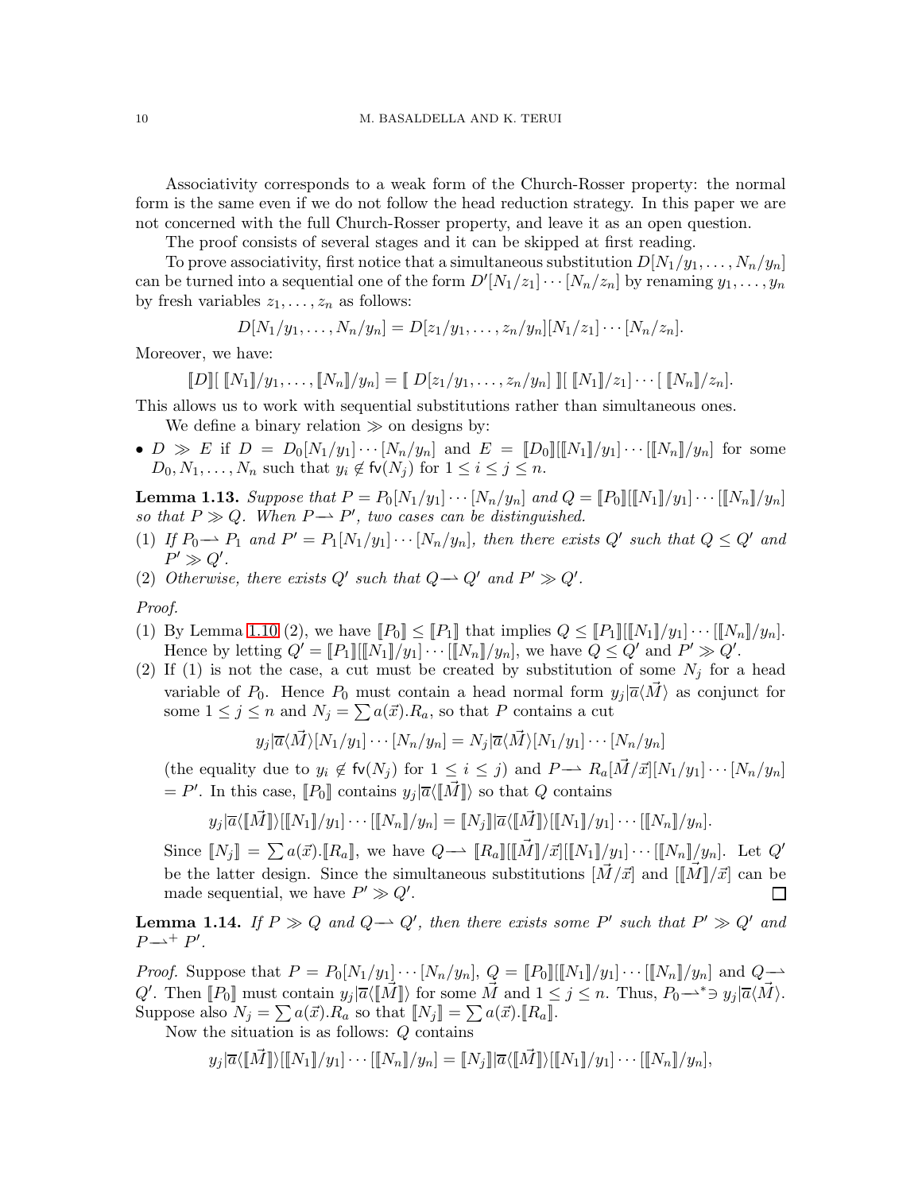Associativity corresponds to a weak form of the Church-Rosser property: the normal form is the same even if we do not follow the head reduction strategy. In this paper we are not concerned with the full Church-Rosser property, and leave it as an open question.

The proof consists of several stages and it can be skipped at first reading.

To prove associativity, first notice that a simultaneous substitution $D[N_1/y_1, \dots, N_n/y_n]$ can be turned into a sequential one of the form $D'[N_1/z_1]\cdots[N_n/z_n]$ by renaming $y_1, \dots, y_n$ by fresh variables $z_1, \dots, z_n$ as follows:

$$D[N_1/y_1, \dots, N_n/y_n] = D[z_1/y_1, \dots, z_n/y_n][N_1/z_1]\cdots[N_n/z_n].$$

Moreover, we have:

$$[\![D]\!][\,[\![N_1]\!]/y_1, \dots, [\![N_n]\!]/y_n] = [\![\, D[z_1/y_1, \dots, z_n/y_n]\,]\!][\,[\![N_1]\!]/z_1]\cdots[\,[\![N_n]\!]/z_n].$$

This allows us to work with sequential substitutions rather than simultaneous ones.

We define a binary relation $\gg$ on designs by:

- $D \gg E$ if $D = D_0[N_1/y_1]\cdots[N_n/y_n]$ and $E = [\![D_0]\!][[\![N_1]\!]/y_1]\cdots[[\![N_n]\!]/y_n]$ for some $D_0, N_1, \dots, N_n$ such that $y_i \notin \mathsf{fv}(N_j)$ for $1 \le i \le j \le n$.

**Lemma 1.13.** *Suppose that $P = P_0[N_1/y_1]\cdots[N_n/y_n]$ and $Q = [\![P_0]\!][[\![N_1]\!]/y_1]\cdots[[\![N_n]\!]/y_n]$ so that $P \gg Q$. When $P \rightharpoonup P'$, two cases can be distinguished.*

1. *If $P_0 \rightharpoonup P_1$ and $P' = P_1[N_1/y_1]\cdots[N_n/y_n]$, then there exists $Q'$ such that $Q \le Q'$ and $P' \gg Q'$.*
2. *Otherwise, there exists $Q'$ such that $Q \rightharpoonup Q'$ and $P' \gg Q'$.*

*Proof.*

1. By Lemma 1.10 (2), we have $[\![P_0]\!] \le [\![P_1]\!]$ that implies $Q \le [\![P_1]\!][[\![N_1]\!]/y_1]\cdots[[\![N_n]\!]/y_n]$. Hence by letting $Q' = [\![P_1]\!][[\![N_1]\!]/y_1]\cdots[[\![N_n]\!]/y_n]$, we have $Q \le Q'$ and $P' \gg Q'$.
2. If (1) is not the case, a cut must be created by substitution of some $N_j$ for a head variable of $P_0$. Hence $P_0$ must contain a head normal form $y_j|\overline{a}\langle\vec{M}\rangle$ as conjunct for some $1 \le j \le n$ and $N_j = \sum a(\vec{x}).R_a$, so that $P$ contains a cut

$$y_j|\overline{a}\langle\vec{M}\rangle[N_1/y_1]\cdots[N_n/y_n] = N_j|\overline{a}\langle\vec{M}\rangle[N_1/y_1]\cdots[N_n/y_n]$$

(the equality due to $y_i \notin \mathsf{fv}(N_j)$ for $1 \le i \le j$) and $P \rightharpoonup R_a[\vec{M}/\vec{x}][N_1/y_1]\cdots[N_n/y_n] = P'$. In this case, $[\![P_0]\!]$ contains $y_j|\overline{a}\langle[\![\vec{M}]\!]\rangle$ so that $Q$ contains

$$y_j|\overline{a}\langle[\![\vec{M}]\!]\rangle[[\![N_1]\!]/y_1]\cdots[[\![N_n]\!]/y_n] = [\![N_j]\!]|\overline{a}\langle[\![\vec{M}]\!]\rangle[[\![N_1]\!]/y_1]\cdots[[\![N_n]\!]/y_n].$$

Since $[\![N_j]\!] = \sum a(\vec{x}).[\![R_a]\!]$, we have $Q \rightharpoonup [\![R_a]\!][[\![\vec{M}]\!]/\vec{x}][[\![N_1]\!]/y_1]\cdots[[\![N_n]\!]/y_n]$. Let $Q'$ be the latter design. Since the simultaneous substitutions $[\vec{M}/\vec{x}]$ and $[[\![\vec{M}]\!]/\vec{x}]$ can be made sequential, we have $P' \gg Q'$. ∎

**Lemma 1.14.** *If $P \gg Q$ and $Q \rightharpoonup Q'$, then there exists some $P'$ such that $P' \gg Q'$ and $P \rightharpoonup^{+} P'$.*

*Proof.* Suppose that $P = P_0[N_1/y_1]\cdots[N_n/y_n]$, $Q = [\![P_0]\!][[\![N_1]\!]/y_1]\cdots[[\![N_n]\!]/y_n]$ and $Q \rightharpoonup Q'$. Then $[\![P_0]\!]$ must contain $y_j|\overline{a}\langle[\![\vec{M}]\!]\rangle$ for some $\vec{M}$ and $1 \le j \le n$. Thus, $P_0 \rightharpoonup^{*} \ni y_j|\overline{a}\langle\vec{M}\rangle$. Suppose also $N_j = \sum a(\vec{x}).R_a$ so that $[\![N_j]\!] = \sum a(\vec{x}).[\![R_a]\!]$.

Now the situation is as follows: $Q$ contains

$$y_j|\overline{a}\langle[\![\vec{M}]\!]\rangle[[\![N_1]\!]/y_1]\cdots[[\![N_n]\!]/y_n] = [\![N_j]\!]|\overline{a}\langle[\![\vec{M}]\!]\rangle[[\![N_1]\!]/y_1]\cdots[[\![N_n]\!]/y_n],$$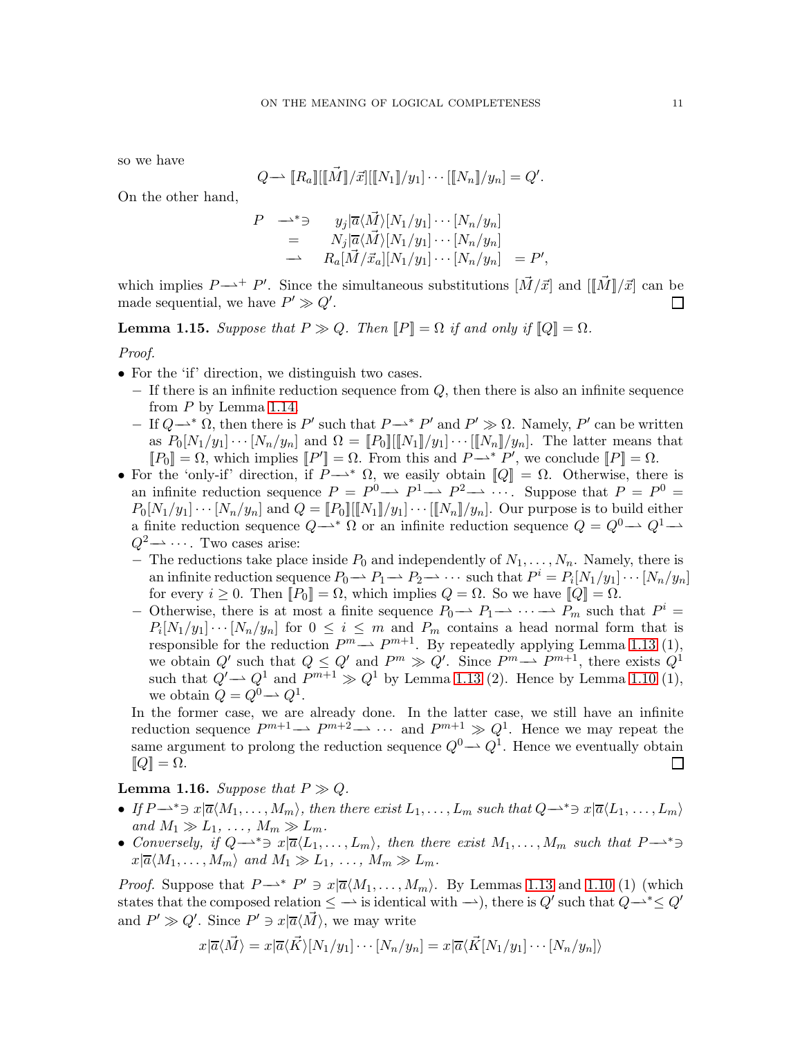so we have

$$Q \rightharpoonup [\![R_a]\!][[\![\vec{M}]\!]/\vec{x}][[\![N_1]\!]/y_1]\cdots[[\![N_n]\!]/y_n] = Q'.$$

On the other hand,

$$\begin{array}{rcll} P & \rightharpoonup^*\ni & y_j|\overline{a}\langle\vec{M}\rangle[N_1/y_1]\cdots[N_n/y_n] & \\ & = & N_j|\overline{a}\langle\vec{M}\rangle[N_1/y_1]\cdots[N_n/y_n] & \\ & \rightharpoonup & R_a[\vec{M}/\vec{x}_a][N_1/y_1]\cdots[N_n/y_n] & = P', \end{array}$$

which implies $P \rightharpoonup^+ P'$. Since the simultaneous substitutions $[\vec{M}/\vec{x}]$ and $[[\![\vec{M}]\!]/\vec{x}]$ can be made sequential, we have $P' \gg Q'$. ∎

**Lemma 1.15.** *Suppose that $P \gg Q$. Then $[\![P]\!] = \Omega$ if and only if $[\![Q]\!] = \Omega$.*

*Proof.*

- For the 'if' direction, we distinguish two cases.
  - If there is an infinite reduction sequence from $Q$, then there is also an infinite sequence from $P$ by Lemma 1.14.
  - If $Q \rightharpoonup^* \Omega$, then there is $P'$ such that $P \rightharpoonup^* P'$ and $P' \gg \Omega$. Namely, $P'$ can be written as $P_0[N_1/y_1]\cdots[N_n/y_n]$ and $\Omega = [\![P_0]\!][[\![N_1]\!]/y_1]\cdots[[\![N_n]\!]/y_n]$. The latter means that $[\![P_0]\!] = \Omega$, which implies $[\![P']\!] = \Omega$. From this and $P \rightharpoonup^* P'$, we conclude $[\![P]\!] = \Omega$.
- For the 'only-if' direction, if $P \rightharpoonup^* \Omega$, we easily obtain $[\![Q]\!] = \Omega$. Otherwise, there is an infinite reduction sequence $P = P^0 \rightharpoonup P^1 \rightharpoonup P^2 \rightharpoonup \cdots$. Suppose that $P = P^0 = P_0[N_1/y_1]\cdots[N_n/y_n]$ and $Q = [\![P_0]\!][[\![N_1]\!]/y_1]\cdots[[\![N_n]\!]/y_n]$. Our purpose is to build either a finite reduction sequence $Q \rightharpoonup^* \Omega$ or an infinite reduction sequence $Q = Q^0 \rightharpoonup Q^1 \rightharpoonup Q^2 \rightharpoonup \cdots$. Two cases arise:
  - The reductions take place inside $P_0$ and independently of $N_1, \ldots, N_n$. Namely, there is an infinite reduction sequence $P_0 \rightharpoonup P_1 \rightharpoonup P_2 \rightharpoonup \cdots$ such that $P^i = P_i[N_1/y_1]\cdots[N_n/y_n]$ for every $i \geq 0$. Then $[\![P_0]\!] = \Omega$, which implies $Q = \Omega$. So we have $[\![Q]\!] = \Omega$.
  - Otherwise, there is at most a finite sequence $P_0 \rightharpoonup P_1 \rightharpoonup \cdots \rightharpoonup P_m$ such that $P^i = P_i[N_1/y_1]\cdots[N_n/y_n]$ for $0 \leq i \leq m$ and $P_m$ contains a head normal form that is responsible for the reduction $P^m \rightharpoonup P^{m+1}$. By repeatedly applying Lemma 1.13 (1), we obtain $Q'$ such that $Q \leq Q'$ and $P^m \gg Q'$. Since $P^m \rightharpoonup P^{m+1}$, there exists $Q^1$ such that $Q' \rightharpoonup Q^1$ and $P^{m+1} \gg Q^1$ by Lemma 1.13 (2). Hence by Lemma 1.10 (1), we obtain $Q = Q^0 \rightharpoonup Q^1$.

  In the former case, we are already done. In the latter case, we still have an infinite reduction sequence $P^{m+1} \rightharpoonup P^{m+2} \rightharpoonup \cdots$ and $P^{m+1} \gg Q^1$. Hence we may repeat the same argument to prolong the reduction sequence $Q^0 \rightharpoonup Q^1$. Hence we eventually obtain $[\![Q]\!] = \Omega$. ∎

**Lemma 1.16.** *Suppose that $P \gg Q$.*

- *If $P \rightharpoonup^* \ni x|\overline{a}\langle M_1, \ldots, M_m\rangle$, then there exist $L_1, \ldots, L_m$ such that $Q \rightharpoonup^* \ni x|\overline{a}\langle L_1, \ldots, L_m\rangle$ and $M_1 \gg L_1, \ldots, M_m \gg L_m$.*
- *Conversely, if $Q \rightharpoonup^* \ni x|\overline{a}\langle L_1, \ldots, L_m\rangle$, then there exist $M_1, \ldots, M_m$ such that $P \rightharpoonup^* \ni x|\overline{a}\langle M_1, \ldots, M_m\rangle$ and $M_1 \gg L_1, \ldots, M_m \gg L_m$.*

*Proof.* Suppose that $P \rightharpoonup^* P' \ni x|\overline{a}\langle M_1, \ldots, M_m\rangle$. By Lemmas 1.13 and 1.10 (1) (which states that the composed relation $\leq \rightharpoonup$ is identical with $\rightharpoonup$), there is $Q'$ such that $Q \rightharpoonup^* \leq Q'$ and $P' \gg Q'$. Since $P' \ni x|\overline{a}\langle\vec{M}\rangle$, we may write

$$x|\overline{a}\langle\vec{M}\rangle = x|\overline{a}\langle\vec{K}\rangle[N_1/y_1]\cdots[N_n/y_n] = x|\overline{a}\langle\vec{K}[N_1/y_1]\cdots[N_n/y_n]\rangle$$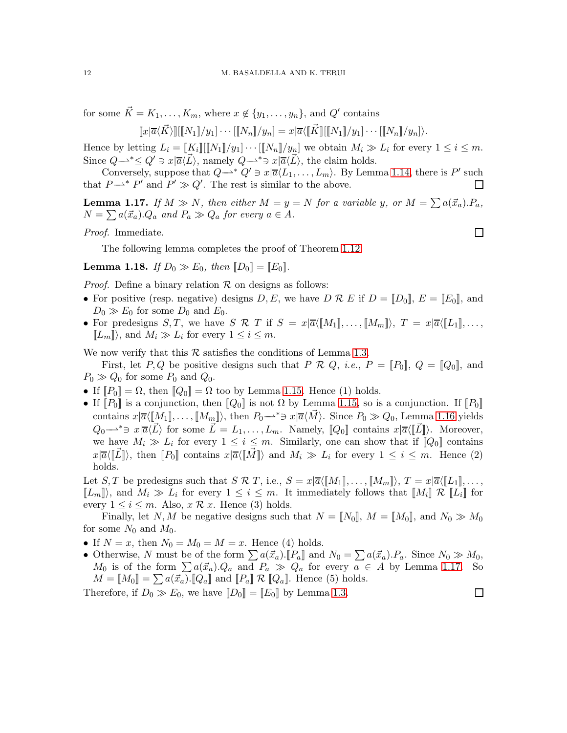for some $\vec{K} = K_1, \ldots, K_m$, where $x \notin \{y_1, \ldots, y_n\}$, and $Q'$ contains

$$[\![x|\overline{a}\langle\vec{K}\rangle]\!][[\![N_1]\!]/y_1]\cdots[[\![N_n]\!]/y_n] = x|\overline{a}\langle[\![\vec{K}]\!][[\![N_1]\!]/y_1]\cdots[[\![N_n]\!]/y_n]\rangle.$$

Hence by letting $L_i = [\![K_i]\!][[\![N_1]\!]/y_1]\cdots[[\![N_n]\!]/y_n]$ we obtain $M_i \gg L_i$ for every $1 \leq i \leq m$. Since $Q \rightharpoonup^* \leq Q' \ni x|\overline{a}\langle\vec{L}\rangle$, namely $Q \rightharpoonup^* \ni x|\overline{a}\langle\vec{L}\rangle$, the claim holds.

Conversely, suppose that $Q \rightharpoonup^* Q' \ni x|\overline{a}\langle L_1, \ldots, L_m\rangle$. By Lemma 1.14, there is $P'$ such that $P \rightharpoonup^* P'$ and $P' \gg Q'$. The rest is similar to the above. ∎

**Lemma 1.17.** *If $M \gg N$, then either $M = y = N$ for a variable $y$, or $M = \sum a(\vec{x}_a).P_a$, $N = \sum a(\vec{x}_a).Q_a$ and $P_a \gg Q_a$ for every $a \in A$.*

*Proof.* Immediate. ∎

The following lemma completes the proof of Theorem 1.12.

**Lemma 1.18.** *If $D_0 \gg E_0$, then $[\![D_0]\!] = [\![E_0]\!]$.*

*Proof.* Define a binary relation $\mathcal{R}$ on designs as follows:

- For positive (resp. negative) designs $D, E$, we have $D \;\mathcal{R}\; E$ if $D = [\![D_0]\!]$, $E = [\![E_0]\!]$, and $D_0 \gg E_0$ for some $D_0$ and $E_0$.
- For predesigns $S, T$, we have $S \;\mathcal{R}\; T$ if $S = x|\overline{a}\langle[\![M_1]\!], \ldots, [\![M_m]\!]\rangle$, $T = x|\overline{a}\langle[\![L_1]\!], \ldots, [\![L_m]\!]\rangle$, and $M_i \gg L_i$ for every $1 \leq i \leq m$.

We now verify that this $\mathcal{R}$ satisfies the conditions of Lemma 1.3.

First, let $P, Q$ be positive designs such that $P \;\mathcal{R}\; Q$, *i.e.*, $P = [\![P_0]\!]$, $Q = [\![Q_0]\!]$, and $P_0 \gg Q_0$ for some $P_0$ and $Q_0$.

- If $[\![P_0]\!] = \Omega$, then $[\![Q_0]\!] = \Omega$ too by Lemma 1.15. Hence (1) holds.
- If $[\![P_0]\!]$ is a conjunction, then $[\![Q_0]\!]$ is not $\Omega$ by Lemma 1.15, so is a conjunction. If $[\![P_0]\!]$ contains $x|\overline{a}\langle[\![M_1]\!], \ldots, [\![M_m]\!]\rangle$, then $P_0 \rightharpoonup^* \ni x|\overline{a}\langle\vec{M}\rangle$. Since $P_0 \gg Q_0$, Lemma 1.16 yields $Q_0 \rightharpoonup^* \ni x|\overline{a}\langle\vec{L}\rangle$ for some $\vec{L} = L_1, \ldots, L_m$. Namely, $[\![Q_0]\!]$ contains $x|\overline{a}\langle[\![\vec{L}]\!]\rangle$. Moreover, we have $M_i \gg L_i$ for every $1 \leq i \leq m$. Similarly, one can show that if $[\![Q_0]\!]$ contains $x|\overline{a}\langle[\![\vec{L}]\!]\rangle$, then $[\![P_0]\!]$ contains $x|\overline{a}\langle[\![\vec{M}]\!]\rangle$ and $M_i \gg L_i$ for every $1 \leq i \leq m$. Hence (2) holds.

Let $S, T$ be predesigns such that $S \;\mathcal{R}\; T$, i.e., $S = x|\overline{a}\langle[\![M_1]\!], \ldots, [\![M_m]\!]\rangle$, $T = x|\overline{a}\langle[\![L_1]\!], \ldots, [\![L_m]\!]\rangle$, and $M_i \gg L_i$ for every $1 \leq i \leq m$. It immediately follows that $[\![M_i]\!] \;\mathcal{R}\; [\![L_i]\!]$ for every $1 \leq i \leq m$. Also, $x \;\mathcal{R}\; x$. Hence (3) holds.

Finally, let $N, M$ be negative designs such that $N = [\![N_0]\!]$, $M = [\![M_0]\!]$, and $N_0 \gg M_0$ for some $N_0$ and $M_0$.

- If $N = x$, then $N_0 = M_0 = M = x$. Hence (4) holds.
- Otherwise, $N$ must be of the form $\sum a(\vec{x}_a).[\![P_a]\!]$ and $N_0 = \sum a(\vec{x}_a).P_a$. Since $N_0 \gg M_0$, $M_0$ is of the form $\sum a(\vec{x}_a).Q_a$ and $P_a \gg Q_a$ for every $a \in A$ by Lemma 1.17. So $M = [\![M_0]\!] = \sum a(\vec{x}_a).[\![Q_a]\!]$ and $[\![P_a]\!] \;\mathcal{R}\; [\![Q_a]\!]$. Hence (5) holds.

Therefore, if $D_0 \gg E_0$, we have $[\![D_0]\!] = [\![E_0]\!]$ by Lemma 1.3. ∎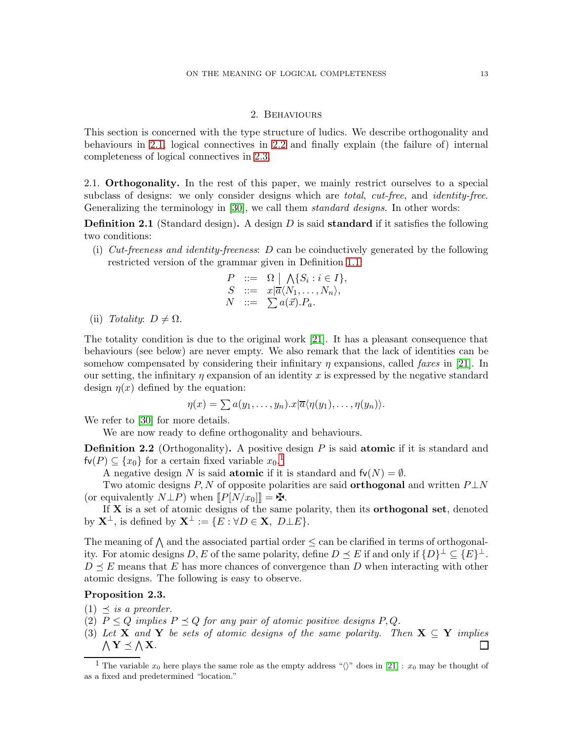## 2. Behaviours

This section is concerned with the type structure of ludics. We describe orthogonality and behaviours in 2.1, logical connectives in 2.2 and finally explain (the failure of) internal completeness of logical connectives in 2.3.

### 2.1. Orthogonality.

In the rest of this paper, we mainly restrict ourselves to a special subclass of designs: we only consider designs which are *total*, *cut-free*, and *identity-free*. Generalizing the terminology in [30], we call them *standard designs*. In other words:

**Definition 2.1** (Standard design)**.** A design $D$ is said **standard** if it satisfies the following two conditions:

(i) *Cut-freeness and identity-freeness*: $D$ can be coinductively generated by the following restricted version of the grammar given in Definition 1.1:

$$\begin{array}{rcl} P & ::= & \Omega \mid \bigwedge\{S_i : i \in I\}, \\ S & ::= & x|\overline{a}\langle N_1, \ldots, N_n\rangle, \\ N & ::= & \sum a(\vec{x}).P_a. \end{array}$$

(ii) *Totality*: $D \neq \Omega$.

The totality condition is due to the original work [21]. It has a pleasant consequence that behaviours (see below) are never empty. We also remark that the lack of identities can be somehow compensated by considering their infinitary $\eta$ expansions, called *faxes* in [21]. In our setting, the infinitary $\eta$ expansion of an identity $x$ is expressed by the negative standard design $\eta(x)$ defined by the equation:

$$\eta(x) = \sum a(y_1, \ldots, y_n).x|\overline{a}\langle \eta(y_1), \ldots, \eta(y_n)\rangle.$$

We refer to [30] for more details.

We are now ready to define orthogonality and behaviours.

**Definition 2.2** (Orthogonality)**.** A positive design $P$ is said **atomic** if it is standard and $\mathsf{fv}(P) \subseteq \{x_0\}$ for a certain fixed variable $x_0$.[1]

A negative design $N$ is said **atomic** if it is standard and $\mathsf{fv}(N) = \emptyset$.

Two atomic designs $P, N$ of opposite polarities are said **orthogonal** and written $P \perp N$ (or equivalently $N \perp P$) when $[\![P[N/x_0]]\!] = \maltese$.

If $\mathbf{X}$ is a set of atomic designs of the same polarity, then its **orthogonal set**, denoted by $\mathbf{X}^\perp$, is defined by $\mathbf{X}^\perp := \{E : \forall D \in \mathbf{X},\ D \perp E\}$.

The meaning of $\bigwedge$ and the associated partial order $\leq$ can be clarified in terms of orthogonality. For atomic designs $D, E$ of the same polarity, define $D \preceq E$ if and only if $\{D\}^\perp \subseteq \{E\}^\perp$. $D \preceq E$ means that $E$ has more chances of convergence than $D$ when interacting with other atomic designs. The following is easy to observe.

**Proposition 2.3.**

(1) $\preceq$ *is a preorder.*
(2) $P \leq Q$ *implies* $P \preceq Q$ *for any pair of atomic positive designs* $P, Q$.
(3) *Let* $\mathbf{X}$ *and* $\mathbf{Y}$ *be sets of atomic designs of the same polarity. Then* $\mathbf{X} \subseteq \mathbf{Y}$ *implies* $\bigwedge \mathbf{Y} \preceq \bigwedge \mathbf{X}$. □

[1] The variable $x_0$ here plays the same role as the empty address "$\langle\rangle$" does in [21] : $x_0$ may be thought of as a fixed and predetermined "location."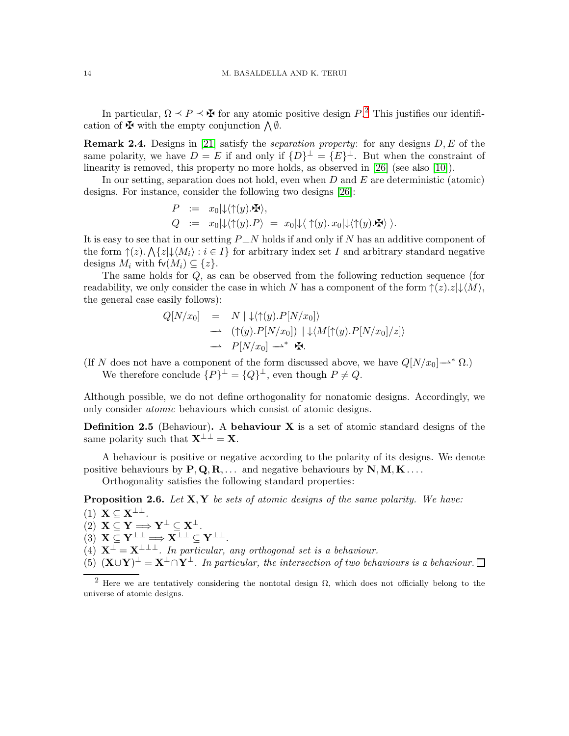In particular, $\Omega \preceq P \preceq \maltese$ for any atomic positive design $P$.[2] This justifies our identification of $\maltese$ with the empty conjunction $\bigwedge \emptyset$.

**Remark 2.4.** Designs in [21] satisfy the *separation property*: for any designs $D, E$ of the same polarity, we have $D = E$ if and only if $\{D\}^\perp = \{E\}^\perp$. But when the constraint of linearity is removed, this property no more holds, as observed in [26] (see also [10]).

In our setting, separation does not hold, even when $D$ and $E$ are deterministic (atomic) designs. For instance, consider the following two designs [26]:

$$
\begin{array}{rcl}
P & := & x_0|\downarrow\langle\uparrow(y).\maltese\rangle, \\
Q & := & x_0|\downarrow\langle\uparrow(y).P\rangle \;=\; x_0|\downarrow\langle\,\uparrow(y).\, x_0|\downarrow\langle\uparrow(y).\maltese\rangle\,\rangle.
\end{array}
$$

It is easy to see that in our setting $P \perp N$ holds if and only if $N$ has an additive component of the form $\uparrow(z).\bigwedge\{z|\downarrow\langle M_i\rangle : i \in I\}$ for arbitrary index set $I$ and arbitrary standard negative designs $M_i$ with $\mathsf{fv}(M_i) \subseteq \{z\}$.

The same holds for $Q$, as can be observed from the following reduction sequence (for readability, we only consider the case in which $N$ has a component of the form $\uparrow(z).z|\downarrow\langle M\rangle$, the general case easily follows):

$$
\begin{array}{rcl}
Q[N/x_0] & = & N \mid \downarrow\langle\uparrow(y).P[N/x_0]\rangle \\
& \rightharpoonup & (\uparrow(y).P[N/x_0]) \mid \downarrow\langle M[\uparrow(y).P[N/x_0]/z]\rangle \\
& \rightharpoonup & P[N/x_0] \rightharpoonup^* \maltese.
\end{array}
$$

(If $N$ does not have a component of the form discussed above, we have $Q[N/x_0] \rightharpoonup^* \Omega$.)

We therefore conclude $\{P\}^\perp = \{Q\}^\perp$, even though $P \neq Q$.

Although possible, we do not define orthogonality for nonatomic designs. Accordingly, we only consider *atomic* behaviours which consist of atomic designs.

**Definition 2.5** (Behaviour)**.** A **behaviour** $\mathbf{X}$ is a set of atomic standard designs of the same polarity such that $\mathbf{X}^{\perp\perp} = \mathbf{X}$.

A behaviour is positive or negative according to the polarity of its designs. We denote positive behaviours by $\mathbf{P}, \mathbf{Q}, \mathbf{R}, \ldots$ and negative behaviours by $\mathbf{N}, \mathbf{M}, \mathbf{K} \ldots$.

Orthogonality satisfies the following standard properties:

**Proposition 2.6.** *Let $\mathbf{X}, \mathbf{Y}$ be sets of atomic designs of the same polarity. We have:*

(1) $\mathbf{X} \subseteq \mathbf{X}^{\perp\perp}$.
(2) $\mathbf{X} \subseteq \mathbf{Y} \Longrightarrow \mathbf{Y}^\perp \subseteq \mathbf{X}^\perp$.
(3) $\mathbf{X} \subseteq \mathbf{Y}^{\perp\perp} \Longrightarrow \mathbf{X}^{\perp\perp} \subseteq \mathbf{Y}^{\perp\perp}$.
(4) $\mathbf{X}^\perp = \mathbf{X}^{\perp\perp\perp}$. *In particular, any orthogonal set is a behaviour.*
(5) $(\mathbf{X}\cup\mathbf{Y})^\perp = \mathbf{X}^\perp\cap\mathbf{Y}^\perp$. *In particular, the intersection of two behaviours is a behaviour.* □

[2] Here we are tentatively considering the nontotal design $\Omega$, which does not officially belong to the universe of atomic designs.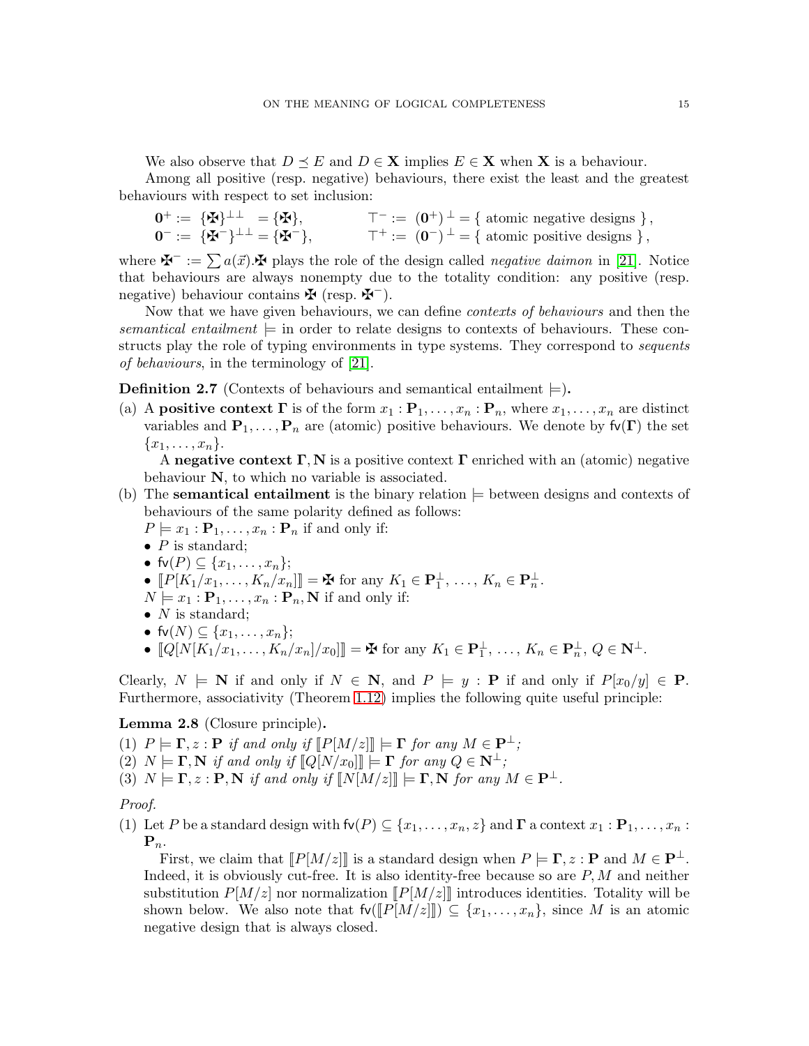We also observe that $D \preceq E$ and $D \in \mathbf{X}$ implies $E \in \mathbf{X}$ when $\mathbf{X}$ is a behaviour.

Among all positive (resp. negative) behaviours, there exist the least and the greatest behaviours with respect to set inclusion:

$$
\begin{aligned}
\mathbf{0}^+ &:= \{\maltese\}^{\perp\perp} = \{\maltese\}, & \top^- &:= (\mathbf{0}^+)^{\perp} = \{\text{ atomic negative designs }\},\\
\mathbf{0}^- &:= \{\maltese^-\}^{\perp\perp} = \{\maltese^-\}, & \top^+ &:= (\mathbf{0}^-)^{\perp} = \{\text{ atomic positive designs }\},
\end{aligned}
$$

where $\maltese^- := \sum a(\vec{x}).\maltese$ plays the role of the design called *negative daimon* in [21]. Notice that behaviours are always nonempty due to the totality condition: any positive (resp. negative) behaviour contains $\maltese$ (resp. $\maltese^-$).

Now that we have given behaviours, we can define *contexts of behaviours* and then the *semantical entailment* $\models$ in order to relate designs to contexts of behaviours. These constructs play the role of typing environments in type systems. They correspond to *sequents of behaviours*, in the terminology of [21].

**Definition 2.7** (Contexts of behaviours and semantical entailment $\models$)**.**

(a) A **positive context** $\mathbf{\Gamma}$ is of the form $x_1 : \mathbf{P}_1, \dots, x_n : \mathbf{P}_n$, where $x_1, \dots, x_n$ are distinct variables and $\mathbf{P}_1, \dots, \mathbf{P}_n$ are (atomic) positive behaviours. We denote by $\mathsf{fv}(\mathbf{\Gamma})$ the set $\{x_1, \dots, x_n\}$.

   A **negative context** $\mathbf{\Gamma}, \mathbf{N}$ is a positive context $\mathbf{\Gamma}$ enriched with an (atomic) negative behaviour $\mathbf{N}$, to which no variable is associated.

(b) The **semantical entailment** is the binary relation $\models$ between designs and contexts of behaviours of the same polarity defined as follows:

   $P \models x_1 : \mathbf{P}_1, \dots, x_n : \mathbf{P}_n$ if and only if:
   - $P$ is standard;
   - $\mathsf{fv}(P) \subseteq \{x_1, \dots, x_n\}$;
   - $[\![P[K_1/x_1, \dots, K_n/x_n]]\!] = \maltese$ for any $K_1 \in \mathbf{P}_1^{\perp}, \dots, K_n \in \mathbf{P}_n^{\perp}$.

   $N \models x_1 : \mathbf{P}_1, \dots, x_n : \mathbf{P}_n, \mathbf{N}$ if and only if:
   - $N$ is standard;
   - $\mathsf{fv}(N) \subseteq \{x_1, \dots, x_n\}$;
   - $[\![Q[N[K_1/x_1, \dots, K_n/x_n]/x_0]]\!] = \maltese$ for any $K_1 \in \mathbf{P}_1^{\perp}, \dots, K_n \in \mathbf{P}_n^{\perp}$, $Q \in \mathbf{N}^{\perp}$.

Clearly, $N \models \mathbf{N}$ if and only if $N \in \mathbf{N}$, and $P \models y : \mathbf{P}$ if and only if $P[x_0/y] \in \mathbf{P}$. Furthermore, associativity (Theorem 1.12) implies the following quite useful principle:

**Lemma 2.8** (Closure principle)**.**

(1) *$P \models \mathbf{\Gamma}, z : \mathbf{P}$ if and only if $[\![P[M/z]]\!] \models \mathbf{\Gamma}$ for any $M \in \mathbf{P}^{\perp}$;*
(2) *$N \models \mathbf{\Gamma}, \mathbf{N}$ if and only if $[\![Q[N/x_0]]\!] \models \mathbf{\Gamma}$ for any $Q \in \mathbf{N}^{\perp}$;*
(3) *$N \models \mathbf{\Gamma}, z : \mathbf{P}, \mathbf{N}$ if and only if $[\![N[M/z]]\!] \models \mathbf{\Gamma}, \mathbf{N}$ for any $M \in \mathbf{P}^{\perp}$.*

*Proof.*

(1) Let $P$ be a standard design with $\mathsf{fv}(P) \subseteq \{x_1, \dots, x_n, z\}$ and $\mathbf{\Gamma}$ a context $x_1 : \mathbf{P}_1, \dots, x_n : \mathbf{P}_n$.

   First, we claim that $[\![P[M/z]]\!]$ is a standard design when $P \models \mathbf{\Gamma}, z : \mathbf{P}$ and $M \in \mathbf{P}^{\perp}$. Indeed, it is obviously cut-free. It is also identity-free because so are $P, M$ and neither substitution $P[M/z]$ nor normalization $[\![P[M/z]]\!]$ introduces identities. Totality will be shown below. We also note that $\mathsf{fv}([\![P[M/z]]\!]) \subseteq \{x_1, \dots, x_n\}$, since $M$ is an atomic negative design that is always closed.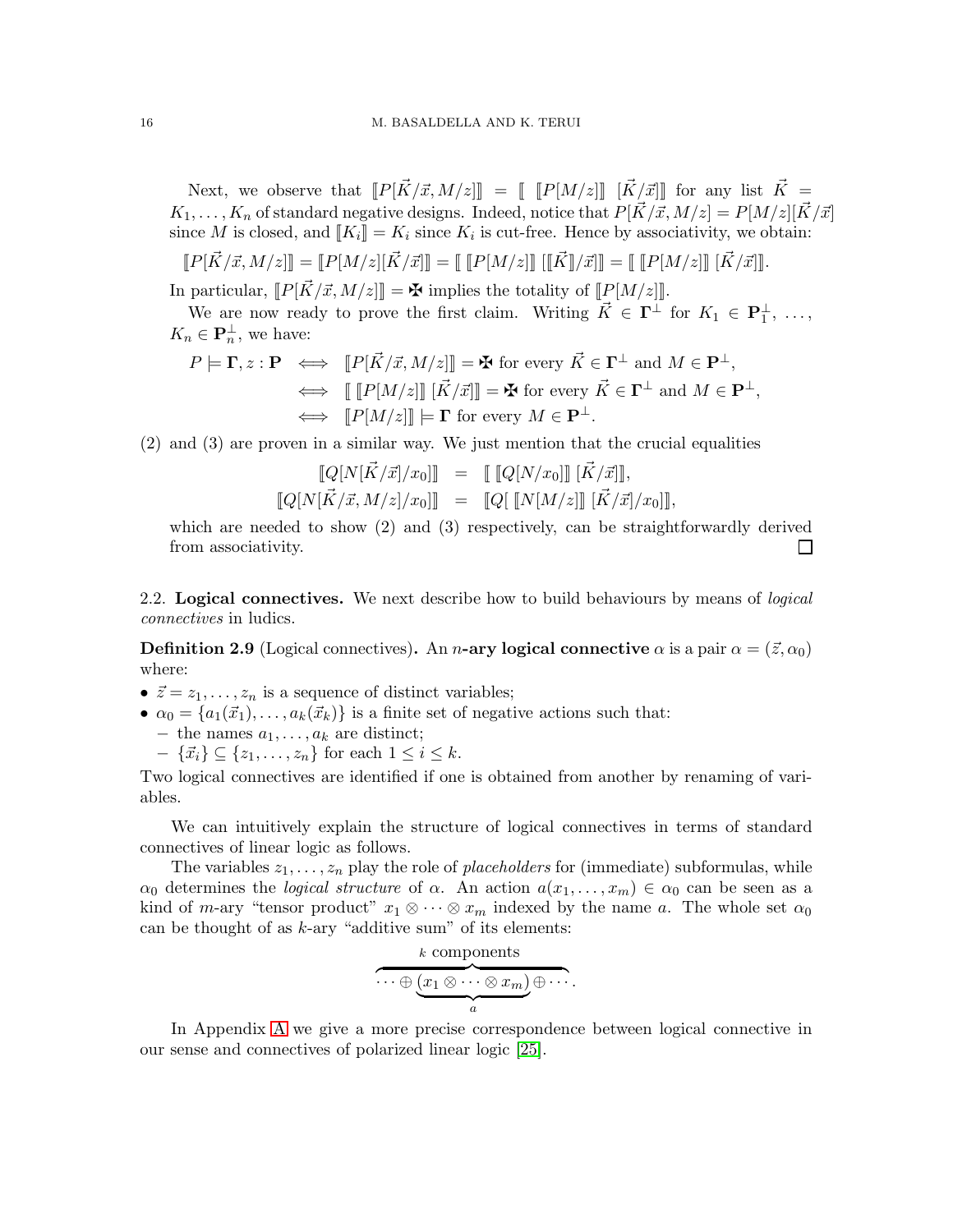Next, we observe that $[\![P[\vec{K}/\vec{x}, M/z]]\!] = [\![\ [\![P[M/z]]\!]\ [\vec{K}/\vec{x}]]\!]$ for any list $\vec{K} = K_1, \ldots, K_n$ of standard negative designs. Indeed, notice that $P[\vec{K}/\vec{x}, M/z] = P[M/z][\vec{K}/\vec{x}]$ since $M$ is closed, and $[\![K_i]\!] = K_i$ since $K_i$ is cut-free. Hence by associativity, we obtain:

$$[\![P[\vec{K}/\vec{x}, M/z]]\!] = [\![P[M/z][\vec{K}/\vec{x}]]\!] = [\![\ [\![P[M/z]]\!]\ [[\![\vec{K}]\!]/\vec{x}]]\!] = [\![\ [\![P[M/z]]\!]\ [\vec{K}/\vec{x}]]\!].$$

In particular, $[\![P[\vec{K}/\vec{x}, M/z]]\!] = \maltese$ implies the totality of $[\![P[M/z]]\!]$.

We are now ready to prove the first claim. Writing $\vec{K} \in \mathbf{\Gamma}^{\perp}$ for $K_1 \in \mathbf{P}_1^{\perp}, \ldots, K_n \in \mathbf{P}_n^{\perp}$, we have:

$$\begin{aligned}
P \models \mathbf{\Gamma}, z : \mathbf{P} &\iff [\![P[\vec{K}/\vec{x}, M/z]]\!] = \maltese \text{ for every } \vec{K} \in \mathbf{\Gamma}^{\perp} \text{ and } M \in \mathbf{P}^{\perp}, \\
&\iff [\![\ [\![P[M/z]]\!]\ [\vec{K}/\vec{x}]]\!] = \maltese \text{ for every } \vec{K} \in \mathbf{\Gamma}^{\perp} \text{ and } M \in \mathbf{P}^{\perp}, \\
&\iff [\![P[M/z]]\!] \models \mathbf{\Gamma} \text{ for every } M \in \mathbf{P}^{\perp}.
\end{aligned}$$

(2) and (3) are proven in a similar way. We just mention that the crucial equalities

$$\begin{aligned}
[\![Q[N[\vec{K}/\vec{x}]/x_0]]\!] &= [\![\ [\![Q[N/x_0]]\!]\ [\vec{K}/\vec{x}]]\!], \\
[\![Q[N[\vec{K}/\vec{x}, M/z]/x_0]]\!] &= [\![Q[\ [\![N[M/z]]\!]\ [\vec{K}/\vec{x}]/x_0]]\!],
\end{aligned}$$

which are needed to show (2) and (3) respectively, can be straightforwardly derived from associativity. □

## 2.2. Logical connectives.

We next describe how to build behaviours by means of *logical connectives* in ludics.

**Definition 2.9** (Logical connectives)**.** An **$n$-ary logical connective** $\alpha$ is a pair $\alpha = (\vec{z}, \alpha_0)$ where:

- $\vec{z} = z_1, \ldots, z_n$ is a sequence of distinct variables;
- $\alpha_0 = \{a_1(\vec{x}_1), \ldots, a_k(\vec{x}_k)\}$ is a finite set of negative actions such that:
  - the names $a_1, \ldots, a_k$ are distinct;
  - $\{\vec{x}_i\} \subseteq \{z_1, \ldots, z_n\}$ for each $1 \leq i \leq k$.

Two logical connectives are identified if one is obtained from another by renaming of variables.

We can intuitively explain the structure of logical connectives in terms of standard connectives of linear logic as follows.

The variables $z_1, \ldots, z_n$ play the role of *placeholders* for (immediate) subformulas, while $\alpha_0$ determines the *logical structure* of $\alpha$. An action $a(x_1, \ldots, x_m) \in \alpha_0$ can be seen as a kind of $m$-ary "tensor product" $x_1 \otimes \cdots \otimes x_m$ indexed by the name $a$. The whole set $\alpha_0$ can be thought of as $k$-ary "additive sum" of its elements:

$$\overbrace{\cdots \oplus \underbrace{(x_1 \otimes \cdots \otimes x_m)}_{a} \oplus \cdots}^{k \text{ components}}.$$

In Appendix A we give a more precise correspondence between logical connective in our sense and connectives of polarized linear logic [25].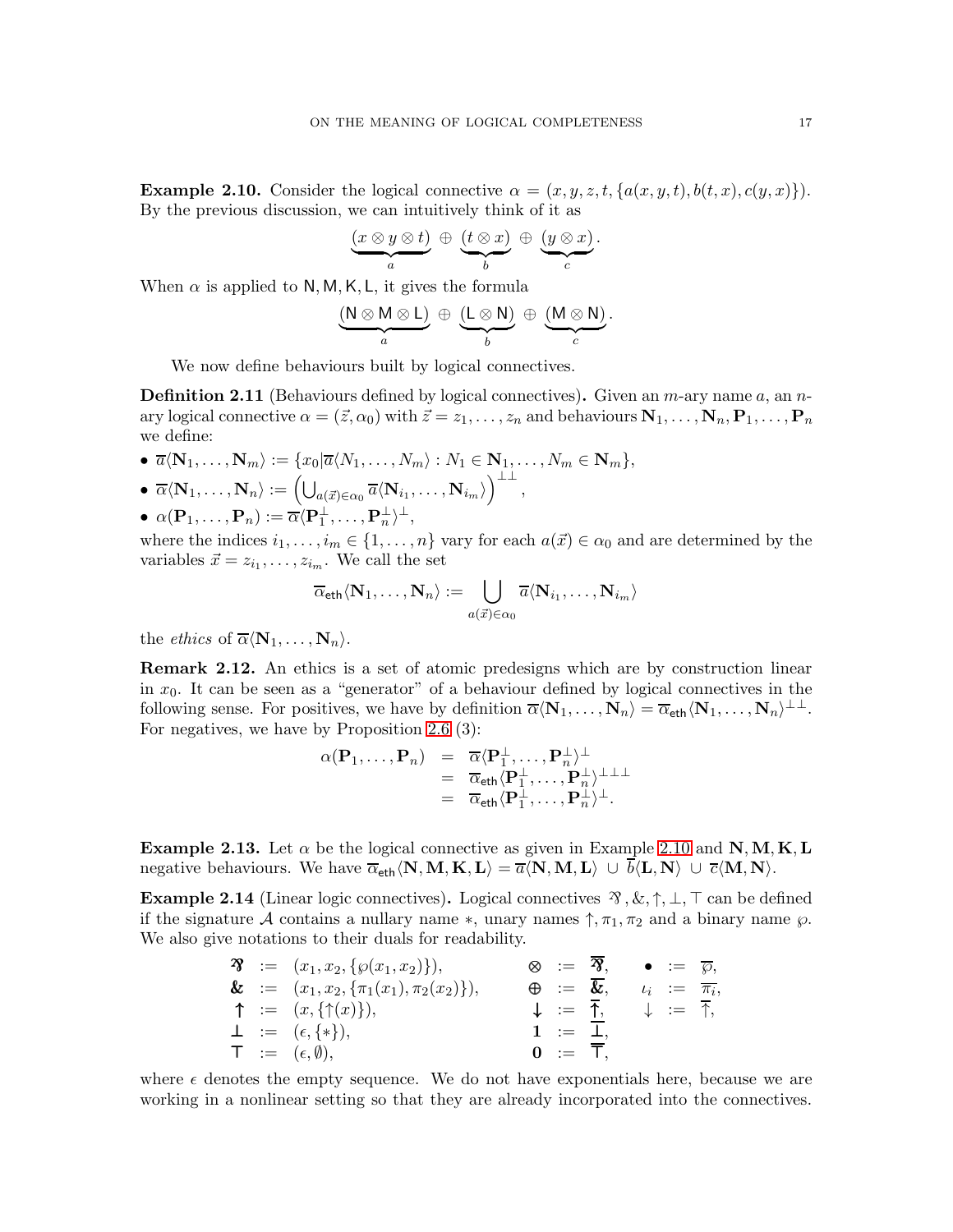**Example 2.10.** Consider the logical connective $\alpha = (x, y, z, t, \{a(x, y, t), b(t, x), c(y, x)\})$. By the previous discussion, we can intuitively think of it as

$$\underbrace{(x \otimes y \otimes t)}_{a} \oplus \underbrace{(t \otimes x)}_{b} \oplus \underbrace{(y \otimes x)}_{c}.$$

When $\alpha$ is applied to $\mathsf{N}, \mathsf{M}, \mathsf{K}, \mathsf{L}$, it gives the formula

$$\underbrace{(\mathsf{N} \otimes \mathsf{M} \otimes \mathsf{L})}_{a} \oplus \underbrace{(\mathsf{L} \otimes \mathsf{N})}_{b} \oplus \underbrace{(\mathsf{M} \otimes \mathsf{N})}_{c}.$$

We now define behaviours built by logical connectives.

**Definition 2.11** (Behaviours defined by logical connectives)**.** Given an $m$-ary name $a$, an $n$-ary logical connective $\alpha = (\vec{z}, \alpha_0)$ with $\vec{z} = z_1, \ldots, z_n$ and behaviours $\mathbf{N}_1, \ldots, \mathbf{N}_n, \mathbf{P}_1, \ldots, \mathbf{P}_n$ we define:

- $\overline{a}\langle \mathbf{N}_1, \ldots, \mathbf{N}_m \rangle := \{x_0 | \overline{a}\langle N_1, \ldots, N_m \rangle : N_1 \in \mathbf{N}_1, \ldots, N_m \in \mathbf{N}_m\}$,
- $\overline{\alpha}\langle \mathbf{N}_1, \ldots, \mathbf{N}_n \rangle := \left( \bigcup_{a(\vec{x}) \in \alpha_0} \overline{a}\langle \mathbf{N}_{i_1}, \ldots, \mathbf{N}_{i_m} \rangle \right)^{\perp\perp}$,
- $\alpha(\mathbf{P}_1, \ldots, \mathbf{P}_n) := \overline{\alpha}\langle \mathbf{P}_1^{\perp}, \ldots, \mathbf{P}_n^{\perp} \rangle^{\perp}$,

where the indices $i_1, \ldots, i_m \in \{1, \ldots, n\}$ vary for each $a(\vec{x}) \in \alpha_0$ and are determined by the variables $\vec{x} = z_{i_1}, \ldots, z_{i_m}$. We call the set

$$\overline{\alpha}_{\mathsf{eth}}\langle \mathbf{N}_1, \ldots, \mathbf{N}_n \rangle := \bigcup_{a(\vec{x}) \in \alpha_0} \overline{a}\langle \mathbf{N}_{i_1}, \ldots, \mathbf{N}_{i_m} \rangle$$

the *ethics* of $\overline{\alpha}\langle \mathbf{N}_1, \ldots, \mathbf{N}_n \rangle$.

**Remark 2.12.** An ethics is a set of atomic predesigns which are by construction linear in $x_0$. It can be seen as a "generator" of a behaviour defined by logical connectives in the following sense. For positives, we have by definition $\overline{\alpha}\langle \mathbf{N}_1, \ldots, \mathbf{N}_n \rangle = \overline{\alpha}_{\mathsf{eth}}\langle \mathbf{N}_1, \ldots, \mathbf{N}_n \rangle^{\perp\perp}$. For negatives, we have by Proposition 2.6 (3):

$$\begin{array}{rcl} \alpha(\mathbf{P}_1, \ldots, \mathbf{P}_n) & = & \overline{\alpha}\langle \mathbf{P}_1^{\perp}, \ldots, \mathbf{P}_n^{\perp} \rangle^{\perp} \\ & = & \overline{\alpha}_{\mathsf{eth}}\langle \mathbf{P}_1^{\perp}, \ldots, \mathbf{P}_n^{\perp} \rangle^{\perp\perp\perp} \\ & = & \overline{\alpha}_{\mathsf{eth}}\langle \mathbf{P}_1^{\perp}, \ldots, \mathbf{P}_n^{\perp} \rangle^{\perp}. \end{array}$$

**Example 2.13.** Let $\alpha$ be the logical connective as given in Example 2.10 and $\mathbf{N}, \mathbf{M}, \mathbf{K}, \mathbf{L}$ negative behaviours. We have $\overline{\alpha}_{\mathsf{eth}}\langle \mathbf{N}, \mathbf{M}, \mathbf{K}, \mathbf{L} \rangle = \overline{a}\langle \mathbf{N}, \mathbf{M}, \mathbf{L} \rangle \cup \overline{b}\langle \mathbf{L}, \mathbf{N} \rangle \cup \overline{c}\langle \mathbf{M}, \mathbf{N} \rangle$.

**Example 2.14** (Linear logic connectives)**.** Logical connectives $⅋, \&, \uparrow, \perp, \top$ can be defined if the signature $\mathcal{A}$ contains a nullary name $*$, unary names $\uparrow, \pi_1, \pi_2$ and a binary name $\wp$. We also give notations to their duals for readability.

$$\begin{array}{rcl@{\qquad}rcl@{\qquad}rcl} ⅋ & := & (x_1, x_2, \{\wp(x_1, x_2)\}), & \otimes & := & \overline{⅋}, & \bullet & := & \overline{\wp}, \\ \& & := & (x_1, x_2, \{\pi_1(x_1), \pi_2(x_2)\}), & \oplus & := & \overline{\&}, & \iota_i & := & \overline{\pi_i}, \\ \uparrow & := & (x, \{\uparrow(x)\}), & \downarrow & := & \overline{\uparrow}, & \downarrow & := & \overline{\uparrow}, \\ \perp & := & (\epsilon, \{*\}), & \mathbf{1} & := & \overline{\perp}, & & & \\ \top & := & (\epsilon, \emptyset), & \mathbf{0} & := & \overline{\top}, & & & \end{array}$$

where $\epsilon$ denotes the empty sequence. We do not have exponentials here, because we are working in a nonlinear setting so that they are already incorporated into the connectives.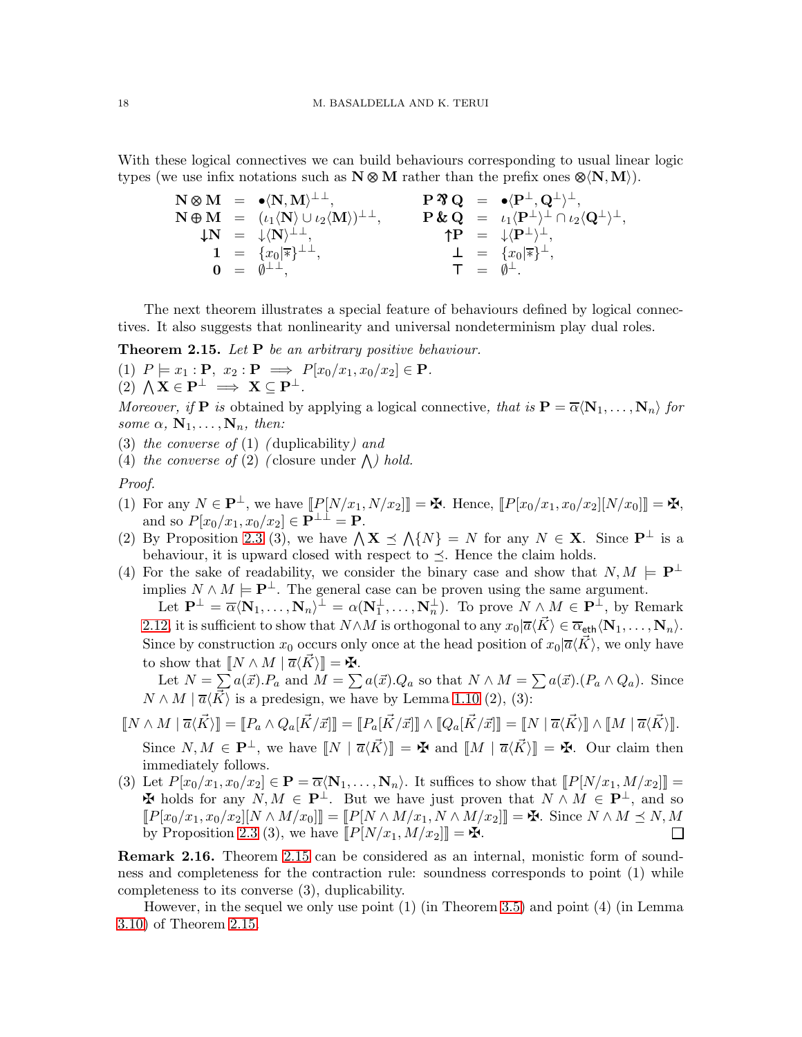With these logical connectives we can build behaviours corresponding to usual linear logic types (we use infix notations such as $\mathbf{N} \otimes \mathbf{M}$ rather than the prefix ones $\otimes\langle \mathbf{N}, \mathbf{M}\rangle$).

$$
\begin{array}{rclcrcl}
\mathbf{N} \otimes \mathbf{M} & = & \bullet\langle \mathbf{N}, \mathbf{M}\rangle^{\perp\perp}, & & \mathbf{P} \parr \mathbf{Q} & = & \bullet\langle \mathbf{P}^{\perp}, \mathbf{Q}^{\perp}\rangle^{\perp}, \\
\mathbf{N} \oplus \mathbf{M} & = & (\iota_1\langle \mathbf{N}\rangle \cup \iota_2\langle \mathbf{M}\rangle)^{\perp\perp}, & & \mathbf{P} \,\&\, \mathbf{Q} & = & \iota_1\langle \mathbf{P}^{\perp}\rangle^{\perp} \cap \iota_2\langle \mathbf{Q}^{\perp}\rangle^{\perp}, \\
{\downarrow}\mathbf{N} & = & \downarrow\langle \mathbf{N}\rangle^{\perp\perp}, & & {\uparrow}\mathbf{P} & = & \downarrow\langle \mathbf{P}^{\perp}\rangle^{\perp}, \\
\mathbf{1} & = & \{x_0|\overline{*}\}^{\perp\perp}, & & \bot & = & \{x_0|\overline{*}\}^{\perp}, \\
\mathbf{0} & = & \emptyset^{\perp\perp}, & & \top & = & \emptyset^{\perp}.
\end{array}
$$

The next theorem illustrates a special feature of behaviours defined by logical connectives. It also suggests that nonlinearity and universal nondeterminism play dual roles.

**Theorem 2.15.** *Let* $\mathbf{P}$ *be an arbitrary positive behaviour.*

(1) $P \models x_1 : \mathbf{P},\ x_2 : \mathbf{P} \implies P[x_0/x_1, x_0/x_2] \in \mathbf{P}$.

(2) $\bigwedge \mathbf{X} \in \mathbf{P}^{\perp} \implies \mathbf{X} \subseteq \mathbf{P}^{\perp}$.

*Moreover, if* $\mathbf{P}$ *is* obtained by applying a logical connective, *that is* $\mathbf{P} = \overline{\alpha}\langle \mathbf{N}_1, \ldots, \mathbf{N}_n\rangle$ *for some* $\alpha$, $\mathbf{N}_1, \ldots, \mathbf{N}_n$, *then:*

(3) *the converse of* (1) *(*duplicability*) and*

(4) *the converse of* (2) *(*closure under $\bigwedge$*) hold.*

*Proof.*

(1) For any $N \in \mathbf{P}^{\perp}$, we have $[\![P[N/x_1, N/x_2]]\!] = \maltese$. Hence, $[\![P[x_0/x_1, x_0/x_2][N/x_0]]\!] = \maltese$, and so $P[x_0/x_1, x_0/x_2] \in \mathbf{P}^{\perp\perp} = \mathbf{P}$.

(2) By Proposition 2.3 (3), we have $\bigwedge \mathbf{X} \preceq \bigwedge\{N\} = N$ for any $N \in \mathbf{X}$. Since $\mathbf{P}^{\perp}$ is a behaviour, it is upward closed with respect to $\preceq$. Hence the claim holds.

(4) For the sake of readability, we consider the binary case and show that $N, M \models \mathbf{P}^{\perp}$ implies $N \wedge M \models \mathbf{P}^{\perp}$. The general case can be proven using the same argument.

Let $\mathbf{P}^{\perp} = \overline{\alpha}\langle \mathbf{N}_1, \ldots, \mathbf{N}_n\rangle^{\perp} = \alpha(\mathbf{N}_1^{\perp}, \ldots, \mathbf{N}_n^{\perp})$. To prove $N \wedge M \in \mathbf{P}^{\perp}$, by Remark 2.12, it is sufficient to show that $N \wedge M$ is orthogonal to any $x_0|\overline{a}\langle \vec{K}\rangle \in \overline{\alpha}_{\mathsf{eth}}\langle \mathbf{N}_1, \ldots, \mathbf{N}_n\rangle$. Since by construction $x_0$ occurs only once at the head position of $x_0|\overline{a}\langle \vec{K}\rangle$, we only have to show that $[\![N \wedge M \mid \overline{a}\langle \vec{K}\rangle]\!] = \maltese$.

Let $N = \sum a(\vec{x}).P_a$ and $M = \sum a(\vec{x}).Q_a$ so that $N \wedge M = \sum a(\vec{x}).(P_a \wedge Q_a)$. Since $N \wedge M \mid \overline{a}\langle \vec{K}\rangle$ is a predesign, we have by Lemma 1.10 (2), (3):

$$[\![N \wedge M \mid \overline{a}\langle \vec{K}\rangle]\!] = [\![P_a \wedge Q_a[\vec{K}/\vec{x}]]\!] = [\![P_a[\vec{K}/\vec{x}]]\!] \wedge [\![Q_a[\vec{K}/\vec{x}]]\!] = [\![N \mid \overline{a}\langle \vec{K}\rangle]\!] \wedge [\![M \mid \overline{a}\langle \vec{K}\rangle]\!].$$

Since $N, M \in \mathbf{P}^{\perp}$, we have $[\![N \mid \overline{a}\langle \vec{K}\rangle]\!] = \maltese$ and $[\![M \mid \overline{a}\langle \vec{K}\rangle]\!] = \maltese$. Our claim then immediately follows.

(3) Let $P[x_0/x_1, x_0/x_2] \in \mathbf{P} = \overline{\alpha}\langle \mathbf{N}_1, \ldots, \mathbf{N}_n\rangle$. It suffices to show that $[\![P[N/x_1, M/x_2]]\!] = \maltese$ holds for any $N, M \in \mathbf{P}^{\perp}$. But we have just proven that $N \wedge M \in \mathbf{P}^{\perp}$, and so $[\![P[x_0/x_1, x_0/x_2][N \wedge M/x_0]]\!] = [\![P[N \wedge M/x_1, N \wedge M/x_2]]\!] = \maltese$. Since $N \wedge M \preceq N, M$ by Proposition 2.3 (3), we have $[\![P[N/x_1, M/x_2]]\!] = \maltese$. $\square$

**Remark 2.16.** Theorem 2.15 can be considered as an internal, monistic form of soundness and completeness for the contraction rule: soundness corresponds to point (1) while completeness to its converse (3), duplicability.

However, in the sequel we only use point (1) (in Theorem 3.5) and point (4) (in Lemma 3.10) of Theorem 2.15.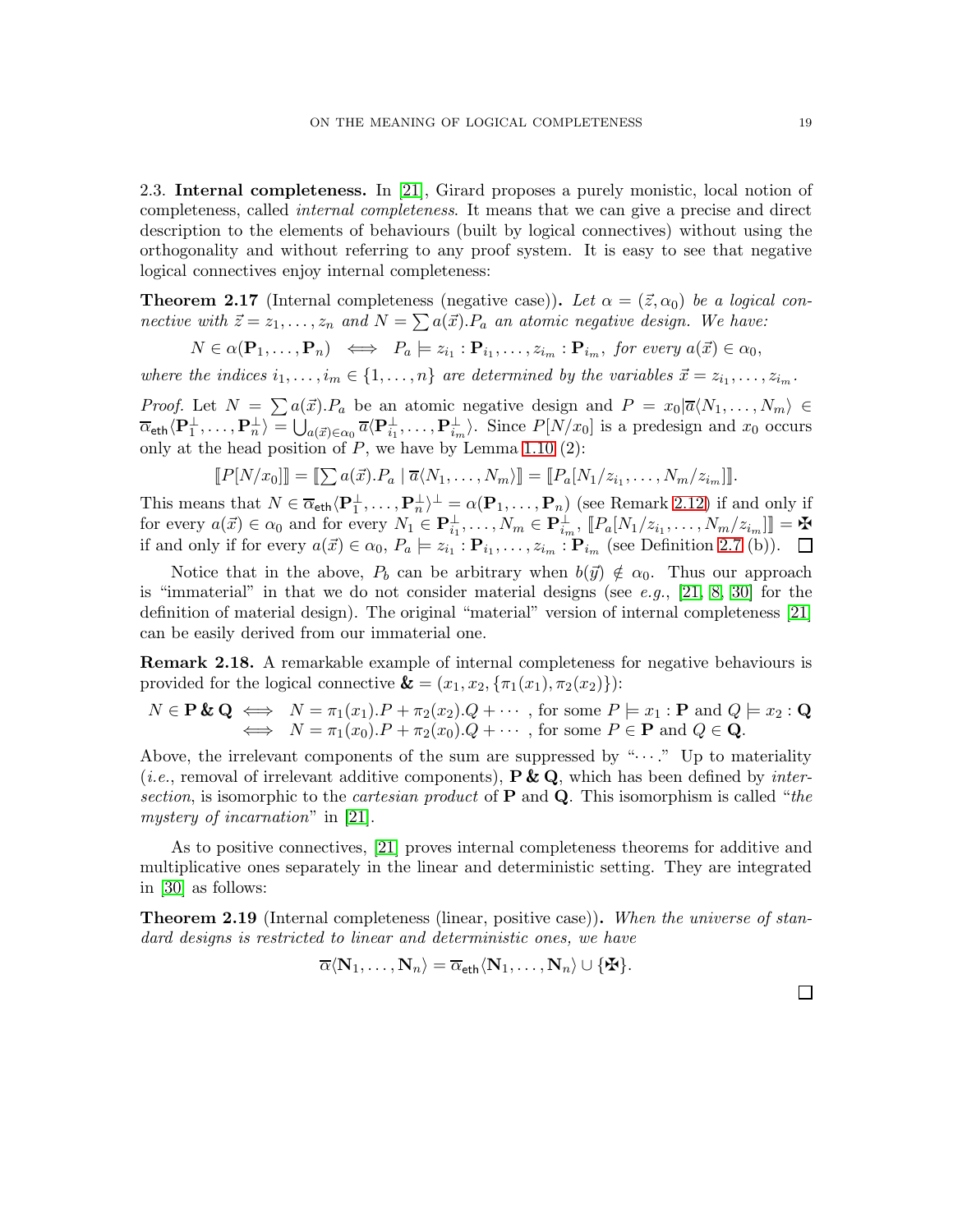2.3. **Internal completeness.** In [21], Girard proposes a purely monistic, local notion of completeness, called *internal completeness*. It means that we can give a precise and direct description to the elements of behaviours (built by logical connectives) without using the orthogonality and without referring to any proof system. It is easy to see that negative logical connectives enjoy internal completeness:

**Theorem 2.17** (Internal completeness (negative case))**.** *Let $\alpha = (\vec{z}, \alpha_0)$ be a logical connective with $\vec{z} = z_1, \ldots, z_n$ and $N = \sum a(\vec{x}).P_a$ an atomic negative design. We have:*

$$N \in \alpha(\mathbf{P}_1, \ldots, \mathbf{P}_n) \iff P_a \models z_{i_1} : \mathbf{P}_{i_1}, \ldots, z_{i_m} : \mathbf{P}_{i_m}, \text{ for every } a(\vec{x}) \in \alpha_0,$$

*where the indices $i_1, \ldots, i_m \in \{1, \ldots, n\}$ are determined by the variables $\vec{x} = z_{i_1}, \ldots, z_{i_m}$.*

*Proof.* Let $N = \sum a(\vec{x}).P_a$ be an atomic negative design and $P = x_0|\overline{a}\langle N_1, \ldots, N_m\rangle \in \overline{\alpha}_{\mathsf{eth}}\langle \mathbf{P}_1^\perp, \ldots, \mathbf{P}_n^\perp\rangle = \bigcup_{a(\vec{x}) \in \alpha_0} \overline{a}\langle \mathbf{P}_{i_1}^\perp, \ldots, \mathbf{P}_{i_m}^\perp\rangle$. Since $P[N/x_0]$ is a predesign and $x_0$ occurs only at the head position of $P$, we have by Lemma 1.10 (2):

$$[\![P[N/x_0]]\!] = [\![\textstyle\sum a(\vec{x}).P_a \mid \overline{a}\langle N_1, \ldots, N_m\rangle]\!] = [\![P_a[N_1/z_{i_1}, \ldots, N_m/z_{i_m}]]\!].$$

This means that $N \in \overline{\alpha}_{\mathsf{eth}}\langle \mathbf{P}_1^\perp, \ldots, \mathbf{P}_n^\perp\rangle^\perp = \alpha(\mathbf{P}_1, \ldots, \mathbf{P}_n)$ (see Remark 2.12) if and only if for every $a(\vec{x}) \in \alpha_0$ and for every $N_1 \in \mathbf{P}_{i_1}^\perp, \ldots, N_m \in \mathbf{P}_{i_m}^\perp$, $[\![P_a[N_1/z_{i_1}, \ldots, N_m/z_{i_m}]]\!] = \maltese$ if and only if for every $a(\vec{x}) \in \alpha_0$, $P_a \models z_{i_1} : \mathbf{P}_{i_1}, \ldots, z_{i_m} : \mathbf{P}_{i_m}$ (see Definition 2.7 (b)). $\square$

Notice that in the above, $P_b$ can be arbitrary when $b(\vec{y}) \notin \alpha_0$. Thus our approach is "immaterial" in that we do not consider material designs (see *e.g.*, [21, 8, 30] for the definition of material design). The original "material" version of internal completeness [21] can be easily derived from our immaterial one.

**Remark 2.18.** A remarkable example of internal completeness for negative behaviours is provided for the logical connective $\mathbin{\&} = (x_1, x_2, \{\pi_1(x_1), \pi_2(x_2)\})$:

$$\begin{aligned} N \in \mathbf{P} \mathbin{\&} \mathbf{Q} &\iff N = \pi_1(x_1).P + \pi_2(x_2).Q + \cdots, \text{ for some } P \models x_1 : \mathbf{P} \text{ and } Q \models x_2 : \mathbf{Q} \\ &\iff N = \pi_1(x_0).P + \pi_2(x_0).Q + \cdots, \text{ for some } P \in \mathbf{P} \text{ and } Q \in \mathbf{Q}. \end{aligned}$$

Above, the irrelevant components of the sum are suppressed by "$\cdots$." Up to materiality (*i.e.*, removal of irrelevant additive components), $\mathbf{P} \mathbin{\&} \mathbf{Q}$, which has been defined by *intersection*, is isomorphic to the *cartesian product* of $\mathbf{P}$ and $\mathbf{Q}$. This isomorphism is called "*the mystery of incarnation*" in [21].

As to positive connectives, [21] proves internal completeness theorems for additive and multiplicative ones separately in the linear and deterministic setting. They are integrated in [30] as follows:

**Theorem 2.19** (Internal completeness (linear, positive case))**.** *When the universe of standard designs is restricted to linear and deterministic ones, we have*

$$\overline{\alpha}\langle \mathbf{N}_1, \ldots, \mathbf{N}_n\rangle = \overline{\alpha}_{\mathsf{eth}}\langle \mathbf{N}_1, \ldots, \mathbf{N}_n\rangle \cup \{\maltese\}.$$

$\square$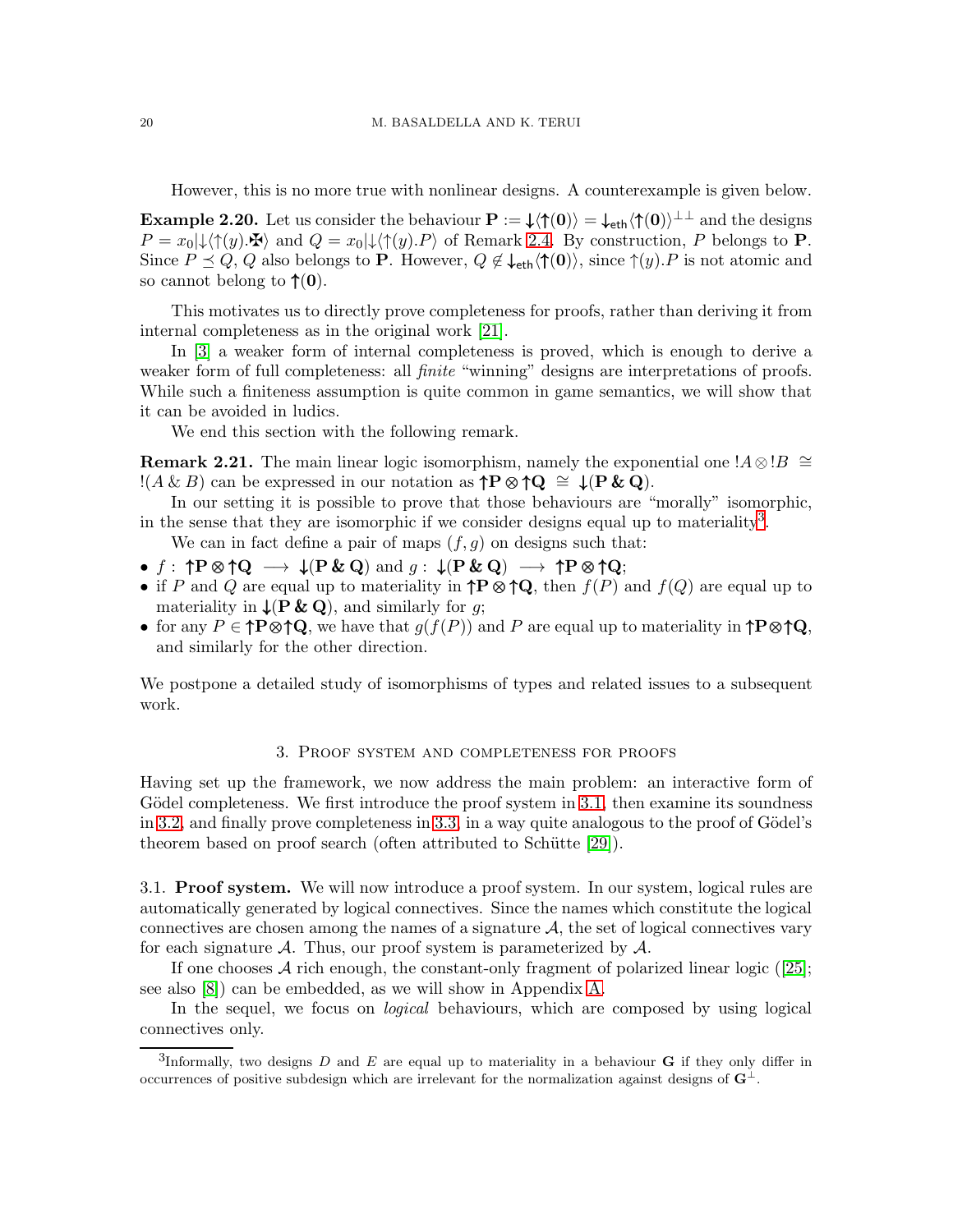However, this is no more true with nonlinear designs. A counterexample is given below.

**Example 2.20.** Let us consider the behaviour $\mathbf{P} := \boldsymbol{\downarrow}\langle\boldsymbol{\uparrow}(\mathbf{0})\rangle = \boldsymbol{\downarrow}_{\mathsf{eth}}\langle\boldsymbol{\uparrow}(\mathbf{0})\rangle^{\perp\perp}$ and the designs $P = x_0|{\downarrow}\langle{\uparrow}(y).\maltese\rangle$ and $Q = x_0|{\downarrow}\langle{\uparrow}(y).P\rangle$ of Remark 2.4. By construction, $P$ belongs to $\mathbf{P}$. Since $P \preceq Q$, $Q$ also belongs to $\mathbf{P}$. However, $Q \notin \boldsymbol{\downarrow}_{\mathsf{eth}}\langle\boldsymbol{\uparrow}(\mathbf{0})\rangle$, since ${\uparrow}(y).P$ is not atomic and so cannot belong to $\boldsymbol{\uparrow}(\mathbf{0})$.

This motivates us to directly prove completeness for proofs, rather than deriving it from internal completeness as in the original work [21].

In [3] a weaker form of internal completeness is proved, which is enough to derive a weaker form of full completeness: all *finite* "winning" designs are interpretations of proofs. While such a finiteness assumption is quite common in game semantics, we will show that it can be avoided in ludics.

We end this section with the following remark.

**Remark 2.21.** The main linear logic isomorphism, namely the exponential one $!A \otimes !B \cong\, !(A \,\&\, B)$ can be expressed in our notation as $\boldsymbol{\uparrow}\mathbf{P} \otimes \boldsymbol{\uparrow}\mathbf{Q} \;\cong\; \boldsymbol{\downarrow}(\mathbf{P} \,\boldsymbol{\&}\, \mathbf{Q})$.

In our setting it is possible to prove that those behaviours are "morally" isomorphic, in the sense that they are isomorphic if we consider designs equal up to materiality[3].

We can in fact define a pair of maps $(f, g)$ on designs such that:

- $f : \boldsymbol{\uparrow}\mathbf{P} \otimes \boldsymbol{\uparrow}\mathbf{Q} \;\longrightarrow\; \boldsymbol{\downarrow}(\mathbf{P} \,\boldsymbol{\&}\, \mathbf{Q})$ and $g : \boldsymbol{\downarrow}(\mathbf{P} \,\boldsymbol{\&}\, \mathbf{Q}) \;\longrightarrow\; \boldsymbol{\uparrow}\mathbf{P} \otimes \boldsymbol{\uparrow}\mathbf{Q}$;
- if $P$ and $Q$ are equal up to materiality in $\boldsymbol{\uparrow}\mathbf{P} \otimes \boldsymbol{\uparrow}\mathbf{Q}$, then $f(P)$ and $f(Q)$ are equal up to materiality in $\boldsymbol{\downarrow}(\mathbf{P} \,\boldsymbol{\&}\, \mathbf{Q})$, and similarly for $g$;
- for any $P \in \boldsymbol{\uparrow}\mathbf{P} \otimes \boldsymbol{\uparrow}\mathbf{Q}$, we have that $g(f(P))$ and $P$ are equal up to materiality in $\boldsymbol{\uparrow}\mathbf{P} \otimes \boldsymbol{\uparrow}\mathbf{Q}$, and similarly for the other direction.

We postpone a detailed study of isomorphisms of types and related issues to a subsequent work.

## 3. Proof system and completeness for proofs

Having set up the framework, we now address the main problem: an interactive form of Gödel completeness. We first introduce the proof system in 3.1, then examine its soundness in 3.2, and finally prove completeness in 3.3, in a way quite analogous to the proof of Gödel's theorem based on proof search (often attributed to Schütte [29]).

### 3.1. Proof system.

We will now introduce a proof system. In our system, logical rules are automatically generated by logical connectives. Since the names which constitute the logical connectives are chosen among the names of a signature $\mathcal{A}$, the set of logical connectives vary for each signature $\mathcal{A}$. Thus, our proof system is parameterized by $\mathcal{A}$.

If one chooses $\mathcal{A}$ rich enough, the constant-only fragment of polarized linear logic ([25]; see also [8]) can be embedded, as we will show in Appendix A.

In the sequel, we focus on *logical* behaviours, which are composed by using logical connectives only.

[3] Informally, two designs $D$ and $E$ are equal up to materiality in a behaviour $\mathbf{G}$ if they only differ in occurrences of positive subdesign which are irrelevant for the normalization against designs of $\mathbf{G}^{\perp}$.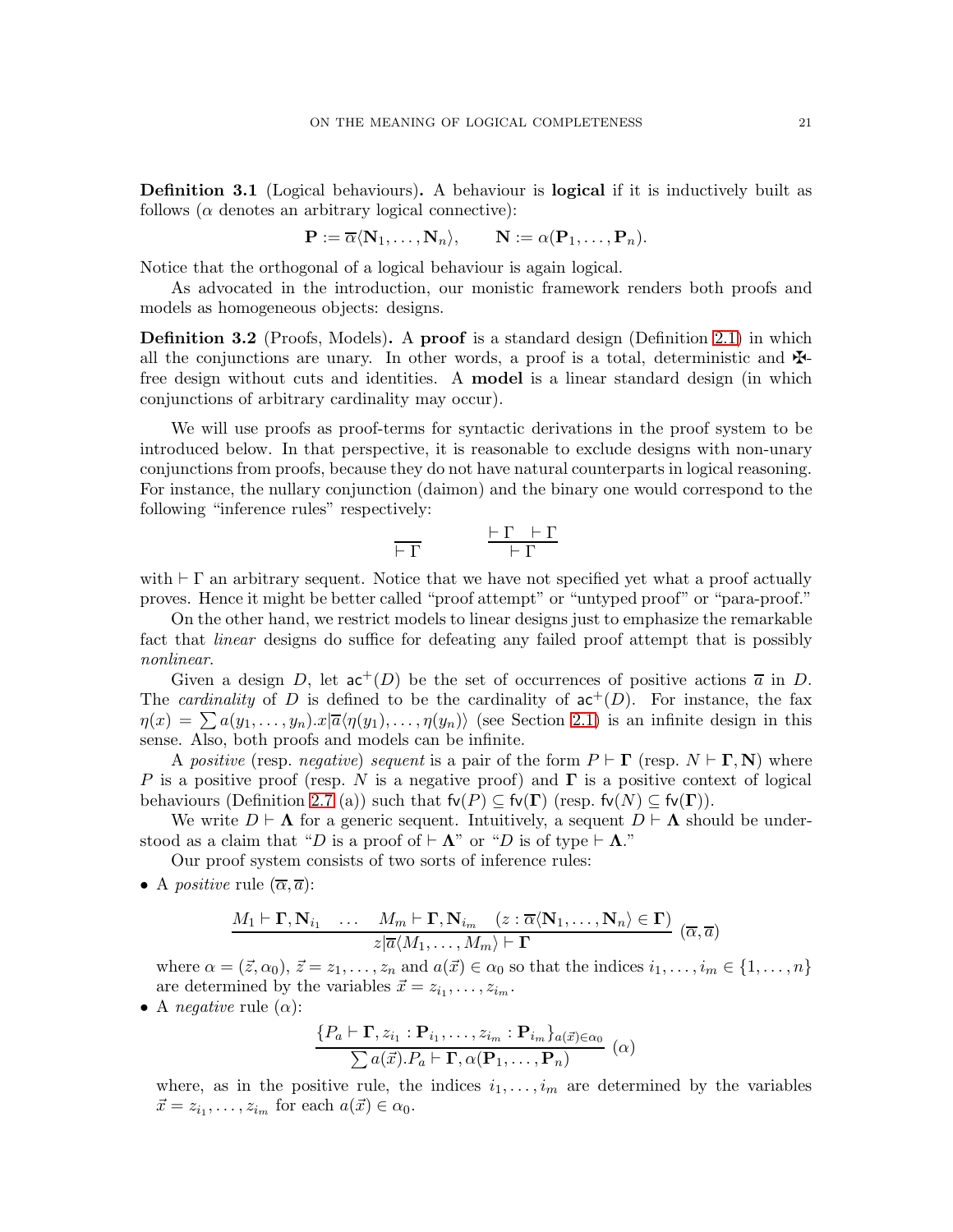**Definition 3.1** (Logical behaviours)**.** A behaviour is **logical** if it is inductively built as follows ($\alpha$ denotes an arbitrary logical connective):

$$\mathbf{P} := \overline{\alpha}\langle \mathbf{N}_1, \ldots, \mathbf{N}_n \rangle, \qquad \mathbf{N} := \alpha(\mathbf{P}_1, \ldots, \mathbf{P}_n).$$

Notice that the orthogonal of a logical behaviour is again logical.

As advocated in the introduction, our monistic framework renders both proofs and models as homogeneous objects: designs.

**Definition 3.2** (Proofs, Models)**.** A **proof** is a standard design (Definition 2.1) in which all the conjunctions are unary. In other words, a proof is a total, deterministic and ✠-free design without cuts and identities. A **model** is a linear standard design (in which conjunctions of arbitrary cardinality may occur).

We will use proofs as proof-terms for syntactic derivations in the proof system to be introduced below. In that perspective, it is reasonable to exclude designs with non-unary conjunctions from proofs, because they do not have natural counterparts in logical reasoning. For instance, the nullary conjunction (daimon) and the binary one would correspond to the following "inference rules" respectively:

$$\frac{}{\vdash \Gamma} \qquad\qquad \frac{\vdash \Gamma \quad \vdash \Gamma}{\vdash \Gamma}$$

with $\vdash \Gamma$ an arbitrary sequent. Notice that we have not specified yet what a proof actually proves. Hence it might be better called "proof attempt" or "untyped proof" or "para-proof."

On the other hand, we restrict models to linear designs just to emphasize the remarkable fact that *linear* designs do suffice for defeating any failed proof attempt that is possibly *nonlinear*.

Given a design $D$, let $\mathsf{ac}^+(D)$ be the set of occurrences of positive actions $\overline{a}$ in $D$. The *cardinality* of $D$ is defined to be the cardinality of $\mathsf{ac}^+(D)$. For instance, the fax $\eta(x) = \sum a(y_1, \ldots, y_n).x|\overline{a}\langle \eta(y_1), \ldots, \eta(y_n)\rangle$ (see Section 2.1) is an infinite design in this sense. Also, both proofs and models can be infinite.

A *positive* (resp. *negative*) *sequent* is a pair of the form $P \vdash \mathbf{\Gamma}$ (resp. $N \vdash \mathbf{\Gamma}, \mathbf{N}$) where $P$ is a positive proof (resp. $N$ is a negative proof) and $\mathbf{\Gamma}$ is a positive context of logical behaviours (Definition 2.7 (a)) such that $\mathsf{fv}(P) \subseteq \mathsf{fv}(\mathbf{\Gamma})$ (resp. $\mathsf{fv}(N) \subseteq \mathsf{fv}(\mathbf{\Gamma})$).

We write $D \vdash \mathbf{\Lambda}$ for a generic sequent. Intuitively, a sequent $D \vdash \mathbf{\Lambda}$ should be understood as a claim that "$D$ is a proof of $\vdash \mathbf{\Lambda}$" or "$D$ is of type $\vdash \mathbf{\Lambda}$."

Our proof system consists of two sorts of inference rules:

- A *positive* rule $(\overline{\alpha}, \overline{a})$:

$$\frac{M_1 \vdash \mathbf{\Gamma}, \mathbf{N}_{i_1} \quad \ldots \quad M_m \vdash \mathbf{\Gamma}, \mathbf{N}_{i_m} \quad (z : \overline{\alpha}\langle \mathbf{N}_1, \ldots, \mathbf{N}_n \rangle \in \mathbf{\Gamma})}{z|\overline{a}\langle M_1, \ldots, M_m \rangle \vdash \mathbf{\Gamma}} \ (\overline{\alpha}, \overline{a})$$

  where $\alpha = (\vec{z}, \alpha_0)$, $\vec{z} = z_1, \ldots, z_n$ and $a(\vec{x}) \in \alpha_0$ so that the indices $i_1, \ldots, i_m \in \{1, \ldots, n\}$ are determined by the variables $\vec{x} = z_{i_1}, \ldots, z_{i_m}$.

- A *negative* rule $(\alpha)$:

$$\frac{\{P_a \vdash \mathbf{\Gamma}, z_{i_1} : \mathbf{P}_{i_1}, \ldots, z_{i_m} : \mathbf{P}_{i_m}\}_{a(\vec{x}) \in \alpha_0}}{\sum a(\vec{x}).P_a \vdash \mathbf{\Gamma}, \alpha(\mathbf{P}_1, \ldots, \mathbf{P}_n)} \ (\alpha)$$

  where, as in the positive rule, the indices $i_1, \ldots, i_m$ are determined by the variables $\vec{x} = z_{i_1}, \ldots, z_{i_m}$ for each $a(\vec{x}) \in \alpha_0$.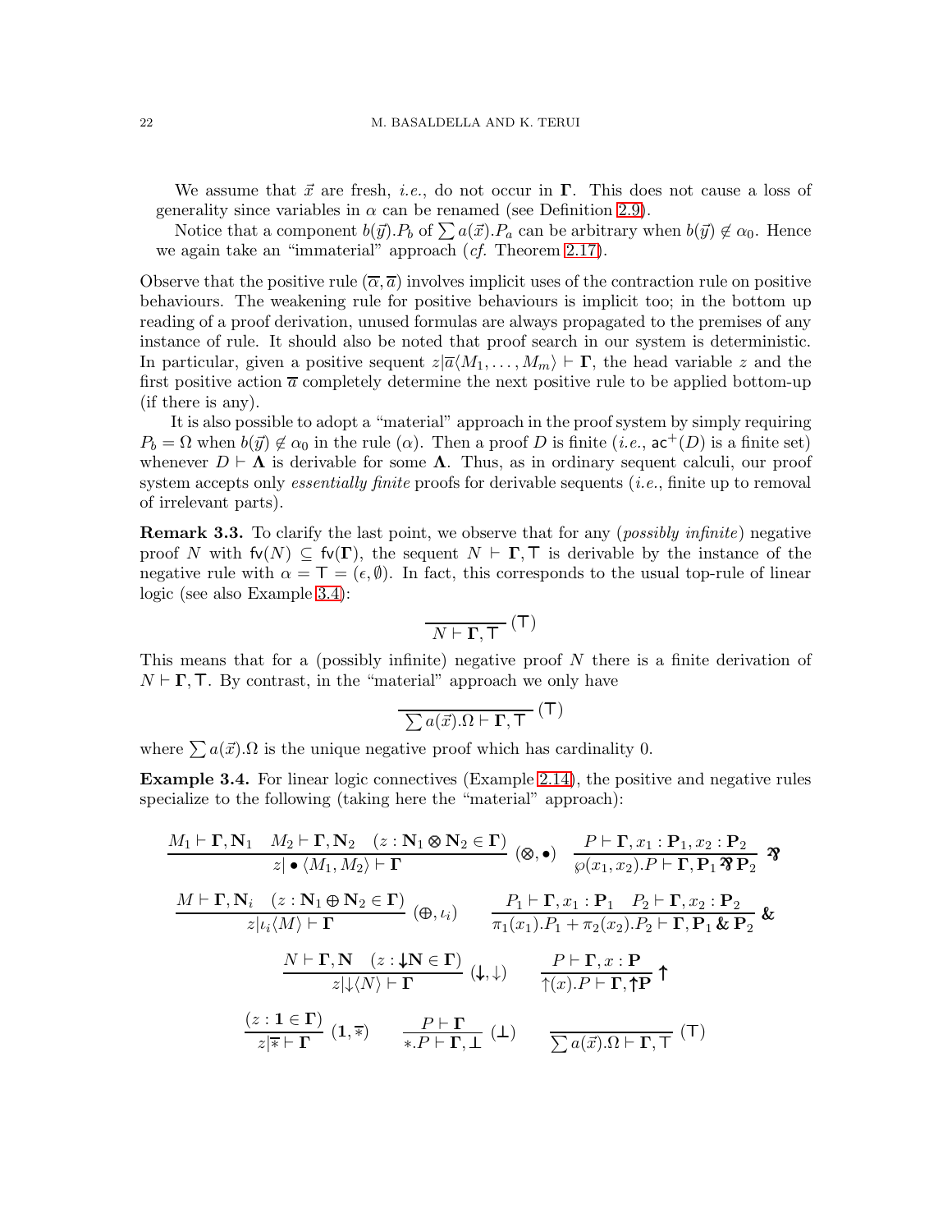We assume that $\vec{x}$ are fresh, *i.e.*, do not occur in $\mathbf{\Gamma}$. This does not cause a loss of generality since variables in $\alpha$ can be renamed (see Definition 2.9).

Notice that a component $b(\vec{y}).P_b$ of $\sum a(\vec{x}).P_a$ can be arbitrary when $b(\vec{y}) \notin \alpha_0$. Hence we again take an "immaterial" approach (*cf.* Theorem 2.17).

Observe that the positive rule $(\overline{\alpha}, \overline{a})$ involves implicit uses of the contraction rule on positive behaviours. The weakening rule for positive behaviours is implicit too; in the bottom up reading of a proof derivation, unused formulas are always propagated to the premises of any instance of rule. It should also be noted that proof search in our system is deterministic. In particular, given a positive sequent $z|\overline{a}\langle M_1, \dots, M_m\rangle \vdash \mathbf{\Gamma}$, the head variable $z$ and the first positive action $\overline{a}$ completely determine the next positive rule to be applied bottom-up (if there is any).

It is also possible to adopt a "material" approach in the proof system by simply requiring $P_b = \Omega$ when $b(\vec{y}) \notin \alpha_0$ in the rule $(\alpha)$. Then a proof $D$ is finite (*i.e.*, $\mathsf{ac}^+(D)$ is a finite set) whenever $D \vdash \mathbf{\Lambda}$ is derivable for some $\mathbf{\Lambda}$. Thus, as in ordinary sequent calculi, our proof system accepts only *essentially finite* proofs for derivable sequents (*i.e.*, finite up to removal of irrelevant parts).

**Remark 3.3.** To clarify the last point, we observe that for any (*possibly infinite*) negative proof $N$ with $\mathsf{fv}(N) \subseteq \mathsf{fv}(\mathbf{\Gamma})$, the sequent $N \vdash \mathbf{\Gamma}, \top$ is derivable by the instance of the negative rule with $\alpha = \top = (\epsilon, \emptyset)$. In fact, this corresponds to the usual top-rule of linear logic (see also Example 3.4):

$$\frac{}{N \vdash \mathbf{\Gamma}, \top}\ (\top)$$

This means that for a (possibly infinite) negative proof $N$ there is a finite derivation of $N \vdash \mathbf{\Gamma}, \top$. By contrast, in the "material" approach we only have

$$\frac{}{\sum a(\vec{x}).\Omega \vdash \mathbf{\Gamma}, \top}\ (\top)$$

where $\sum a(\vec{x}).\Omega$ is the unique negative proof which has cardinality 0.

**Example 3.4.** For linear logic connectives (Example 2.14), the positive and negative rules specialize to the following (taking here the "material" approach):

$$\frac{M_1 \vdash \mathbf{\Gamma}, \mathbf{N}_1 \quad M_2 \vdash \mathbf{\Gamma}, \mathbf{N}_2 \quad (z : \mathbf{N}_1 \otimes \mathbf{N}_2 \in \mathbf{\Gamma})}{z|\bullet\langle M_1, M_2\rangle \vdash \mathbf{\Gamma}}\ (\otimes, \bullet) \qquad \frac{P \vdash \mathbf{\Gamma}, x_1 : \mathbf{P}_1, x_2 : \mathbf{P}_2}{\wp(x_1, x_2).P \vdash \mathbf{\Gamma}, \mathbf{P}_1 \invamp \mathbf{P}_2}\ \invamp$$

$$\frac{M \vdash \mathbf{\Gamma}, \mathbf{N}_i \quad (z : \mathbf{N}_1 \oplus \mathbf{N}_2 \in \mathbf{\Gamma})}{z|\iota_i\langle M\rangle \vdash \mathbf{\Gamma}}\ (\oplus, \iota_i) \qquad \frac{P_1 \vdash \mathbf{\Gamma}, x_1 : \mathbf{P}_1 \quad P_2 \vdash \mathbf{\Gamma}, x_2 : \mathbf{P}_2}{\pi_1(x_1).P_1 + \pi_2(x_2).P_2 \vdash \mathbf{\Gamma}, \mathbf{P}_1 \,\&\, \mathbf{P}_2}\ \&$$

$$\frac{N \vdash \mathbf{\Gamma}, \mathbf{N} \quad (z : {\downarrow}\mathbf{N} \in \mathbf{\Gamma})}{z|{\downarrow}\langle N\rangle \vdash \mathbf{\Gamma}}\ ({\downarrow}, {\downarrow}) \qquad \frac{P \vdash \mathbf{\Gamma}, x : \mathbf{P}}{{\uparrow}(x).P \vdash \mathbf{\Gamma}, {\uparrow}\mathbf{P}}\ {\uparrow}$$

$$\frac{(z : \mathbf{1} \in \mathbf{\Gamma})}{z|\overline{*} \vdash \mathbf{\Gamma}}\ (\mathbf{1}, \overline{*}) \qquad \frac{P \vdash \mathbf{\Gamma}}{*.P \vdash \mathbf{\Gamma}, \bot}\ (\bot) \qquad \frac{}{\sum a(\vec{x}).\Omega \vdash \mathbf{\Gamma}, \top}\ (\top)$$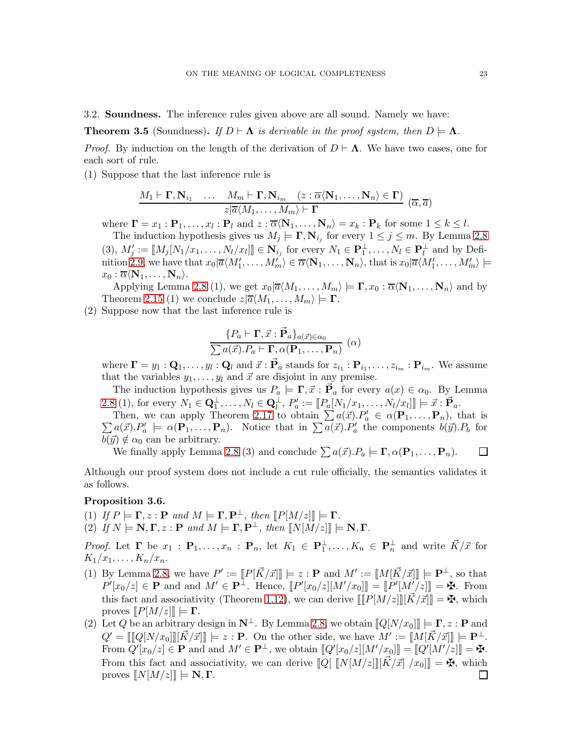3.2. **Soundness.** The inference rules given above are all sound. Namely we have:

**Theorem 3.5** (Soundness). *If $D \vdash \mathbf{\Lambda}$ is derivable in the proof system, then $D \models \mathbf{\Lambda}$.*

*Proof.* By induction on the length of the derivation of $D \vdash \mathbf{\Lambda}$. We have two cases, one for each sort of rule.

(1) Suppose that the last inference rule is

$$\frac{M_1 \vdash \mathbf{\Gamma}, \mathbf{N}_{i_1} \quad \ldots \quad M_m \vdash \mathbf{\Gamma}, \mathbf{N}_{i_m} \quad (z : \overline{\alpha}\langle \mathbf{N}_1, \ldots, \mathbf{N}_n \rangle \in \mathbf{\Gamma})}{z|\overline{a}\langle M_1, \ldots, M_m\rangle \vdash \mathbf{\Gamma}} \ (\overline{\alpha}, \overline{a})$$

where $\mathbf{\Gamma} = x_1 : \mathbf{P}_1, \ldots, x_l : \mathbf{P}_l$ and $z : \overline{\alpha}\langle \mathbf{N}_1, \ldots, \mathbf{N}_n \rangle = x_k : \mathbf{P}_k$ for some $1 \leq k \leq l$.

The induction hypothesis gives us $M_j \models \mathbf{\Gamma}, \mathbf{N}_{i_j}$ for every $1 \leq j \leq m$. By Lemma 2.8 (3), $M'_j := [\![M_j[N_1/x_1, \ldots, N_l/x_l]]\!] \in \mathbf{N}_{i_j}$ for every $N_1 \in \mathbf{P}_1^\perp, \ldots, N_l \in \mathbf{P}_l^\perp$ and by Definition 2.9, we have that $x_0|\overline{a}\langle M'_1, \ldots, M'_m\rangle \in \overline{\alpha}\langle \mathbf{N}_1, \ldots, \mathbf{N}_n\rangle$, that is $x_0|\overline{a}\langle M'_1, \ldots, M'_m\rangle \models x_0 : \overline{\alpha}\langle \mathbf{N}_1, \ldots, \mathbf{N}_n\rangle$.

Applying Lemma 2.8 (1), we get $x_0|\overline{a}\langle M_1, \ldots, M_m\rangle \models \mathbf{\Gamma}, x_0 : \overline{\alpha}\langle \mathbf{N}_1, \ldots, \mathbf{N}_n\rangle$ and by Theorem 2.15 (1) we conclude $z|\overline{a}\langle M_1, \ldots, M_m\rangle \models \mathbf{\Gamma}$.

(2) Suppose now that the last inference rule is

$$\frac{\{P_a \vdash \mathbf{\Gamma}, \vec{x} : \vec{\mathbf{P}}_a\}_{a(\vec{x}) \in \alpha_0}}{\sum a(\vec{x}).P_a \vdash \mathbf{\Gamma}, \alpha(\mathbf{P}_1, \ldots, \mathbf{P}_n)} \ (\alpha)$$

where $\mathbf{\Gamma} = y_1 : \mathbf{Q}_1, \ldots, y_l : \mathbf{Q}_l$ and $\vec{x} : \vec{\mathbf{P}}_a$ stands for $z_{i_1} : \mathbf{P}_{i_1}, \ldots, z_{i_m} : \mathbf{P}_{i_m}$. We assume that the variables $y_1, \ldots, y_l$ and $\vec{x}$ are disjoint in any premise.

The induction hypothesis gives us $P_a \models \mathbf{\Gamma}, \vec{x} : \vec{\mathbf{P}}_a$ for every $a(x) \in \alpha_0$. By Lemma 2.8 (1), for every $N_1 \in \mathbf{Q}_1^\perp, \ldots, N_l \in \mathbf{Q}_l^\perp$, $P'_a := [\![P_a[N_1/x_1, \ldots, N_l/x_l]]\!] \models \vec{x} : \vec{\mathbf{P}}_a$.

Then, we can apply Theorem 2.17 to obtain $\sum a(\vec{x}).P'_a \in \alpha(\mathbf{P}_1, \ldots, \mathbf{P}_n)$, that is $\sum a(\vec{x}).P'_a \models \alpha(\mathbf{P}_1, \ldots, \mathbf{P}_n)$. Notice that in $\sum a(\vec{x}).P'_a$ the components $b(\vec{y}).P_b$ for $b(\vec{y}) \notin \alpha_0$ can be arbitrary.

We finally apply Lemma 2.8 (3) and conclude $\sum a(\vec{x}).P_a \models \mathbf{\Gamma}, \alpha(\mathbf{P}_1, \ldots, \mathbf{P}_n)$. ☐

Although our proof system does not include a cut rule officially, the semantics validates it as follows.

**Proposition 3.6.**

(1) *If $P \models \mathbf{\Gamma}, z : \mathbf{P}$ and $M \models \mathbf{\Gamma}, \mathbf{P}^\perp$, then $[\![P[M/z]]\!] \models \mathbf{\Gamma}$.*

(2) *If $N \models \mathbf{N}, \mathbf{\Gamma}, z : \mathbf{P}$ and $M \models \mathbf{\Gamma}, \mathbf{P}^\perp$, then $[\![N[M/z]]\!] \models \mathbf{N}, \mathbf{\Gamma}$.*

*Proof.* Let $\mathbf{\Gamma}$ be $x_1 : \mathbf{P}_1, \ldots, x_n : \mathbf{P}_n$, let $K_1 \in \mathbf{P}_1^\perp, \ldots, K_n \in \mathbf{P}_n^\perp$ and write $\vec{K}/\vec{x}$ for $K_1/x_1, \ldots, K_n/x_n$.

(1) By Lemma 2.8, we have $P' := [\![P[\vec{K}/\vec{x}]]\!] \models z : \mathbf{P}$ and $M' := [\![M[\vec{K}/\vec{x}]]\!] \models \mathbf{P}^\perp$, so that $P'[x_0/z] \in \mathbf{P}$ and and $M' \in \mathbf{P}^\perp$. Hence, $[\![P'[x_0/z][M'/x_0]]\!] = [\![P'[M'/z]]\!] = ✠$. From this fact and associativity (Theorem 1.12), we can derive $[\![[\![P[M/z]]\!][\vec{K}/\vec{x}]]\!] = ✠$, which proves $[\![P[M/z]]\!] \models \mathbf{\Gamma}$.

(2) Let $Q$ be an arbitrary design in $\mathbf{N}^\perp$. By Lemma 2.8, we obtain $[\![Q[N/x_0]]\!] \models \mathbf{\Gamma}, z : \mathbf{P}$ and $Q' = [\![[\![Q[N/x_0]]\!][\vec{K}/\vec{x}]]\!] \models z : \mathbf{P}$. On the other side, we have $M' := [\![M[\vec{K}/\vec{x}]]\!] \models \mathbf{P}^\perp$. From $Q'[x_0/z] \in \mathbf{P}$ and and $M' \in \mathbf{P}^\perp$, we obtain $[\![Q'[x_0/z][M'/x_0]]\!] = [\![Q'[M'/z]]\!] = ✠$. From this fact and associativity, we can derive $[\![Q[\ [\![N[M/z]]\!][\vec{K}/\vec{x}]\ /x_0]]\!] = ✠$, which proves $[\![N[M/z]]\!] \models \mathbf{N}, \mathbf{\Gamma}$. ☐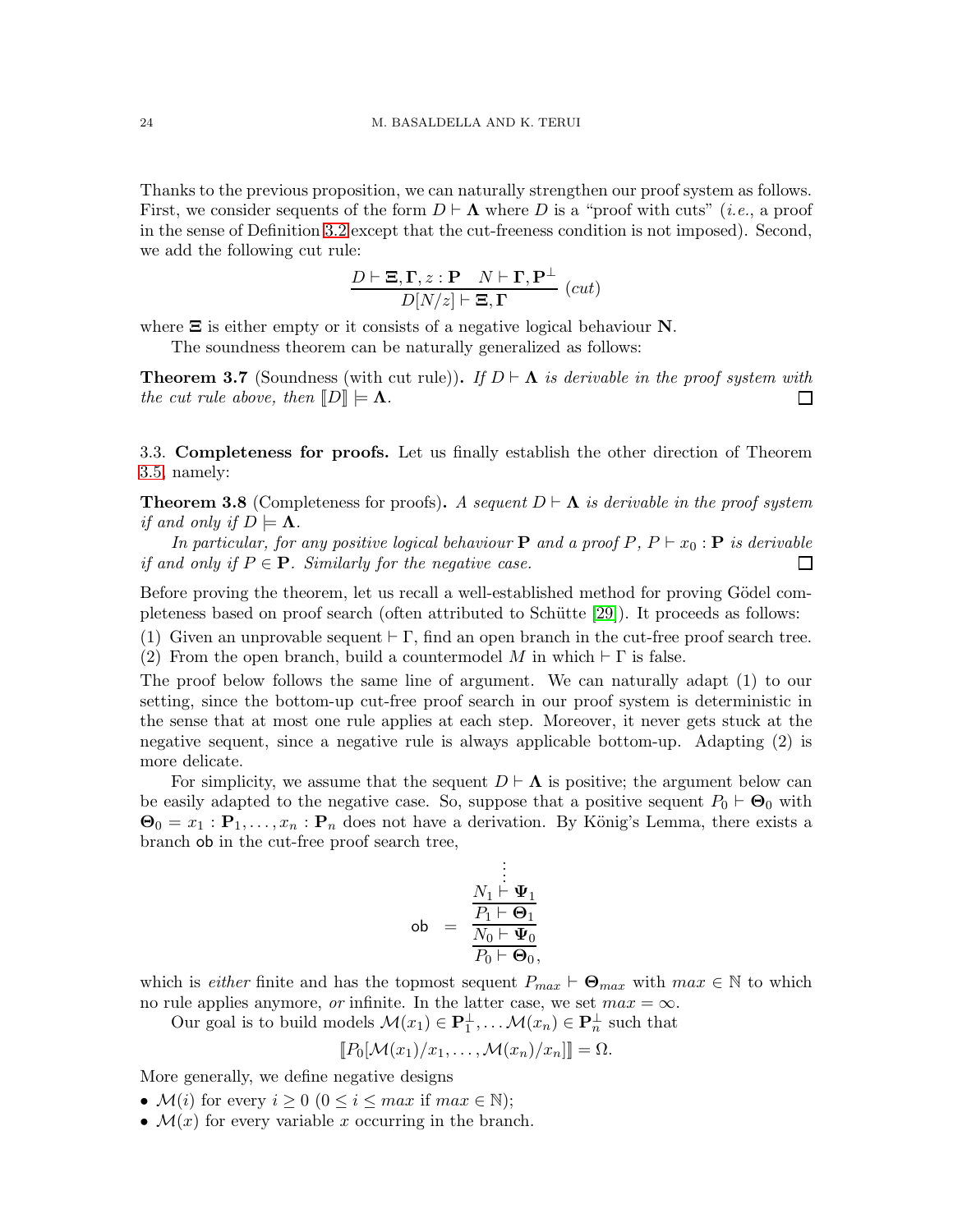Thanks to the previous proposition, we can naturally strengthen our proof system as follows. First, we consider sequents of the form $D \vdash \mathbf{\Lambda}$ where $D$ is a "proof with cuts" (*i.e.*, a proof in the sense of Definition 3.2 except that the cut-freeness condition is not imposed). Second, we add the following cut rule:

$$\frac{D \vdash \mathbf{\Xi}, \mathbf{\Gamma}, z : \mathbf{P} \quad N \vdash \mathbf{\Gamma}, \mathbf{P}^{\perp}}{D[N/z] \vdash \mathbf{\Xi}, \mathbf{\Gamma}} \ (cut)$$

where $\mathbf{\Xi}$ is either empty or it consists of a negative logical behaviour $\mathbf{N}$.

The soundness theorem can be naturally generalized as follows:

**Theorem 3.7** (Soundness (with cut rule))**.** *If $D \vdash \mathbf{\Lambda}$ is derivable in the proof system with the cut rule above, then $[\![D]\!] \models \mathbf{\Lambda}$.* □

### 3.3. Completeness for proofs.

Let us finally establish the other direction of Theorem 3.5, namely:

**Theorem 3.8** (Completeness for proofs)**.** *A sequent $D \vdash \mathbf{\Lambda}$ is derivable in the proof system if and only if $D \models \mathbf{\Lambda}$.*

*In particular, for any positive logical behaviour $\mathbf{P}$ and a proof $P$, $P \vdash x_0 : \mathbf{P}$ is derivable if and only if $P \in \mathbf{P}$. Similarly for the negative case.* □

Before proving the theorem, let us recall a well-established method for proving Gödel completeness based on proof search (often attributed to Schütte [29]). It proceeds as follows:

(1) Given an unprovable sequent $\vdash \Gamma$, find an open branch in the cut-free proof search tree.
(2) From the open branch, build a countermodel $M$ in which $\vdash \Gamma$ is false.

The proof below follows the same line of argument. We can naturally adapt (1) to our setting, since the bottom-up cut-free proof search in our proof system is deterministic in the sense that at most one rule applies at each step. Moreover, it never gets stuck at the negative sequent, since a negative rule is always applicable bottom-up. Adapting (2) is more delicate.

For simplicity, we assume that the sequent $D \vdash \mathbf{\Lambda}$ is positive; the argument below can be easily adapted to the negative case. So, suppose that a positive sequent $P_0 \vdash \mathbf{\Theta}_0$ with $\mathbf{\Theta}_0 = x_1 : \mathbf{P}_1, \ldots, x_n : \mathbf{P}_n$ does not have a derivation. By König's Lemma, there exists a branch $\mathsf{ob}$ in the cut-free proof search tree,

$$\mathsf{ob} \quad = \quad \cfrac{\cfrac{\cfrac{\cfrac{\vdots}{N_1 \vdash \mathbf{\Psi}_1}}{P_1 \vdash \mathbf{\Theta}_1}}{N_0 \vdash \mathbf{\Psi}_0}}{P_0 \vdash \mathbf{\Theta}_0},$$

which is *either* finite and has the topmost sequent $P_{max} \vdash \mathbf{\Theta}_{max}$ with $max \in \mathbb{N}$ to which no rule applies anymore, *or* infinite. In the latter case, we set $max = \infty$.

Our goal is to build models $\mathcal{M}(x_1) \in \mathbf{P}_1^{\perp}, \ldots \mathcal{M}(x_n) \in \mathbf{P}_n^{\perp}$ such that

$$[\![P_0[\mathcal{M}(x_1)/x_1, \ldots, \mathcal{M}(x_n)/x_n]]\!] = \Omega.$$

More generally, we define negative designs

- $\mathcal{M}(i)$ for every $i \geq 0$ ($0 \leq i \leq max$ if $max \in \mathbb{N}$);
- $\mathcal{M}(x)$ for every variable $x$ occurring in the branch.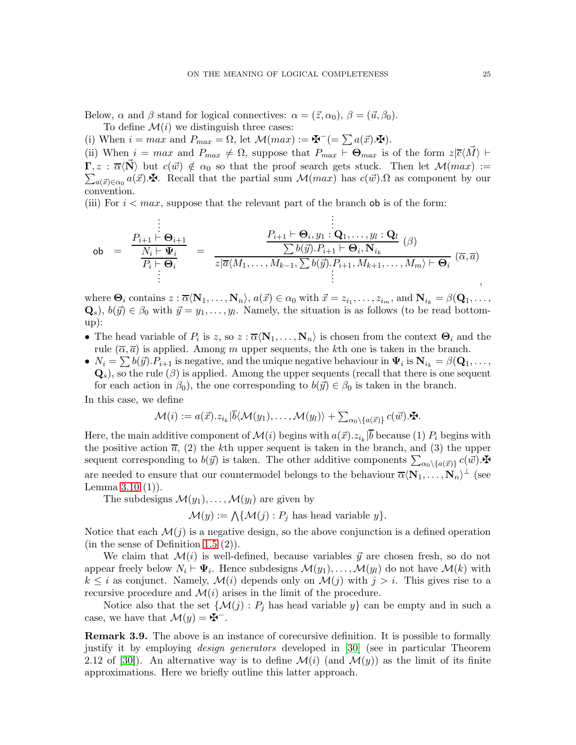Below, $\alpha$ and $\beta$ stand for logical connectives: $\alpha = (\vec{z}, \alpha_0)$, $\beta = (\vec{u}, \beta_0)$.

To define $\mathcal{M}(i)$ we distinguish three cases:

(i) When $i = max$ and $P_{max} = \Omega$, let $\mathcal{M}(max) := \maltese^- (= \sum a(\vec{x}).\maltese)$.

(ii) When $i = max$ and $P_{max} \neq \Omega$, suppose that $P_{max} \vdash \mathbf{\Theta}_{max}$ is of the form $z|\overline{c}\langle \vec{M} \rangle \vdash \mathbf{\Gamma}, z : \overline{\alpha}\langle \vec{\mathbf{N}} \rangle$ but $c(\vec{w}) \notin \alpha_0$ so that the proof search gets stuck. Then let $\mathcal{M}(max) := \sum_{a(\vec{x}) \in \alpha_0} a(\vec{x}).\maltese$. Recall that the partial sum $\mathcal{M}(max)$ has $c(\vec{w}).\Omega$ as component by our convention.

(iii) For $i < max$, suppose that the relevant part of the branch $\mathsf{ob}$ is of the form:

$$
\mathsf{ob} \quad = \quad \cfrac{\cfrac{\cfrac{\vdots}{P_{i+1} \vdash \mathbf{\Theta}_{i+1}}}{N_i \vdash \mathbf{\Psi}_i}}{\cfrac{P_i \vdash \mathbf{\Theta}_i}{\vdots}} \quad = \quad \cfrac{\cfrac{\cfrac{\vdots}{P_{i+1} \vdash \mathbf{\Theta}_i, y_1 : \mathbf{Q}_1, \ldots, y_l : \mathbf{Q}_l}}{\sum b(\vec{y}).P_{i+1} \vdash \mathbf{\Theta}_i, \mathbf{N}_{i_k}} \ (\beta)}{\cfrac{z|\overline{a}\langle M_1, \ldots, M_{k-1}, \sum b(\vec{y}).P_{i+1}, M_{k+1}, \ldots, M_m \rangle \vdash \mathbf{\Theta}_i}{\vdots}} \ (\overline{\alpha}, \overline{a})
$$

where $\mathbf{\Theta}_i$ contains $z : \overline{\alpha}\langle \mathbf{N}_1, \ldots, \mathbf{N}_n \rangle$, $a(\vec{x}) \in \alpha_0$ with $\vec{x} = z_{i_1}, \ldots, z_{i_m}$, and $\mathbf{N}_{i_k} = \beta(\mathbf{Q}_1, \ldots, \mathbf{Q}_s)$, $b(\vec{y}) \in \beta_0$ with $\vec{y} = y_1, \ldots, y_l$. Namely, the situation is as follows (to be read bottom-up):

- The head variable of $P_i$ is $z$, so $z : \overline{\alpha}\langle \mathbf{N}_1, \ldots, \mathbf{N}_n \rangle$ is chosen from the context $\mathbf{\Theta}_i$ and the rule $(\overline{\alpha}, \overline{a})$ is applied. Among $m$ upper sequents, the $k$th one is taken in the branch.
- $N_i = \sum b(\vec{y}).P_{i+1}$ is negative, and the unique negative behaviour in $\mathbf{\Psi}_i$ is $\mathbf{N}_{i_k} = \beta(\mathbf{Q}_1, \ldots, \mathbf{Q}_s)$, so the rule $(\beta)$ is applied. Among the upper sequents (recall that there is one sequent for each action in $\beta_0$), the one corresponding to $b(\vec{y}) \in \beta_0$ is taken in the branch.

In this case, we define

$$
\mathcal{M}(i) := a(\vec{x}).z_{i_k}|\overline{b}\langle \mathcal{M}(y_1), \ldots, \mathcal{M}(y_l) \rangle + \textstyle\sum_{\alpha_0 \setminus \{a(\vec{x})\}} c(\vec{w}).\maltese.
$$

Here, the main additive component of $\mathcal{M}(i)$ begins with $a(\vec{x}).z_{i_k}|\overline{b}$ because (1) $P_i$ begins with the positive action $\overline{a}$, (2) the $k$th upper sequent is taken in the branch, and (3) the upper sequent corresponding to $b(\vec{y})$ is taken. The other additive components $\sum_{\alpha_0 \setminus \{a(\vec{x})\}} c(\vec{w}).\maltese$ are needed to ensure that our countermodel belongs to the behaviour $\overline{\alpha}\langle \mathbf{N}_1, \ldots, \mathbf{N}_n \rangle^\perp$ (see Lemma 3.10 (1)).

The subdesigns $\mathcal{M}(y_1), \ldots, \mathcal{M}(y_l)$ are given by

$$
\mathcal{M}(y) := \bigwedge \{\mathcal{M}(j) : P_j \text{ has head variable } y\}.
$$

Notice that each $\mathcal{M}(j)$ is a negative design, so the above conjunction is a defined operation (in the sense of Definition 1.5 (2)).

We claim that $\mathcal{M}(i)$ is well-defined, because variables $\vec{y}$ are chosen fresh, so do not appear freely below $N_i \vdash \mathbf{\Psi}_i$. Hence subdesigns $\mathcal{M}(y_1), \ldots, \mathcal{M}(y_l)$ do not have $\mathcal{M}(k)$ with $k \leq i$ as conjunct. Namely, $\mathcal{M}(i)$ depends only on $\mathcal{M}(j)$ with $j > i$. This gives rise to a recursive procedure and $\mathcal{M}(i)$ arises in the limit of the procedure.

Notice also that the set $\{\mathcal{M}(j) : P_j \text{ has head variable } y\}$ can be empty and in such a case, we have that $\mathcal{M}(y) = \maltese^-$.

**Remark 3.9.** The above is an instance of corecursive definition. It is possible to formally justify it by employing *design generators* developed in [30] (see in particular Theorem 2.12 of [30]). An alternative way is to define $\mathcal{M}(i)$ (and $\mathcal{M}(y)$) as the limit of its finite approximations. Here we briefly outline this latter approach.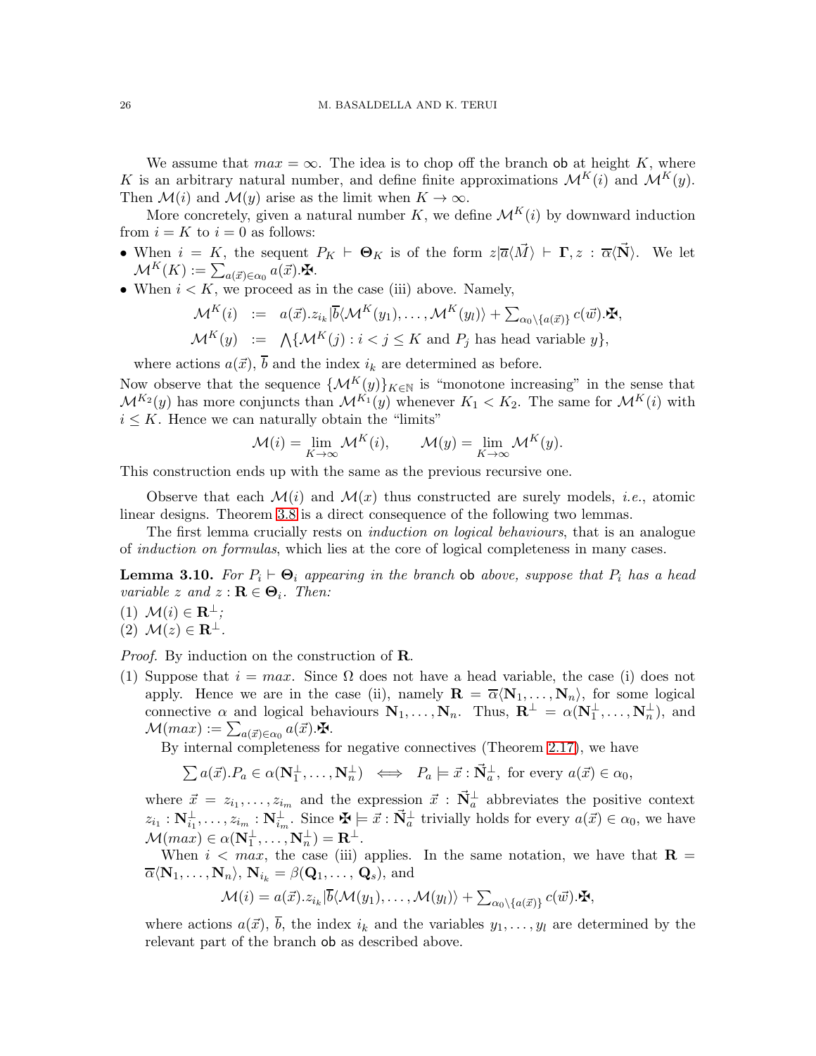We assume that $max = \infty$. The idea is to chop off the branch $\mathsf{ob}$ at height $K$, where $K$ is an arbitrary natural number, and define finite approximations $\mathcal{M}^K(i)$ and $\mathcal{M}^K(y)$. Then $\mathcal{M}(i)$ and $\mathcal{M}(y)$ arise as the limit when $K \to \infty$.

More concretely, given a natural number $K$, we define $\mathcal{M}^K(i)$ by downward induction from $i = K$ to $i = 0$ as follows:

- When $i = K$, the sequent $P_K \vdash \mathbf{\Theta}_K$ is of the form $z|\overline{a}\langle\vec{M}\rangle \vdash \mathbf{\Gamma}, z : \overline{\alpha}\langle\vec{\mathbf{N}}\rangle$. We let $\mathcal{M}^K(K) := \sum_{a(\vec{x})\in\alpha_0} a(\vec{x}).\maltese$.
- When $i < K$, we proceed as in the case (iii) above. Namely,

$$\begin{aligned}\mathcal{M}^K(i) &:= a(\vec{x}).z_{i_k}|\overline{b}\langle\mathcal{M}^K(y_1),\ldots,\mathcal{M}^K(y_l)\rangle + \textstyle\sum_{\alpha_0\setminus\{a(\vec{x})\}} c(\vec{w}).\maltese,\\ \mathcal{M}^K(y) &:= \textstyle\bigwedge\{\mathcal{M}^K(j) : i < j \leq K \text{ and } P_j \text{ has head variable } y\},\end{aligned}$$

  where actions $a(\vec{x})$, $\overline{b}$ and the index $i_k$ are determined as before.

Now observe that the sequence $\{\mathcal{M}^K(y)\}_{K\in\mathbb{N}}$ is "monotone increasing" in the sense that $\mathcal{M}^{K_2}(y)$ has more conjuncts than $\mathcal{M}^{K_1}(y)$ whenever $K_1 < K_2$. The same for $\mathcal{M}^K(i)$ with $i \leq K$. Hence we can naturally obtain the "limits"

$$\mathcal{M}(i) = \lim_{K\to\infty}\mathcal{M}^K(i), \qquad \mathcal{M}(y) = \lim_{K\to\infty}\mathcal{M}^K(y).$$

This construction ends up with the same as the previous recursive one.

Observe that each $\mathcal{M}(i)$ and $\mathcal{M}(x)$ thus constructed are surely models, *i.e.*, atomic linear designs. Theorem 3.8 is a direct consequence of the following two lemmas.

The first lemma crucially rests on *induction on logical behaviours*, that is an analogue of *induction on formulas*, which lies at the core of logical completeness in many cases.

**Lemma 3.10.** *For $P_i \vdash \mathbf{\Theta}_i$ appearing in the branch* $\mathsf{ob}$ *above, suppose that $P_i$ has a head variable $z$ and $z : \mathbf{R} \in \mathbf{\Theta}_i$. Then:*

(1) $\mathcal{M}(i) \in \mathbf{R}^\perp$;
(2) $\mathcal{M}(z) \in \mathbf{R}^\perp$.

*Proof.* By induction on the construction of $\mathbf{R}$.

(1) Suppose that $i = max$. Since $\Omega$ does not have a head variable, the case (i) does not apply. Hence we are in the case (ii), namely $\mathbf{R} = \overline{\alpha}\langle\mathbf{N}_1,\ldots,\mathbf{N}_n\rangle$, for some logical connective $\alpha$ and logical behaviours $\mathbf{N}_1,\ldots,\mathbf{N}_n$. Thus, $\mathbf{R}^\perp = \alpha(\mathbf{N}_1^\perp,\ldots,\mathbf{N}_n^\perp)$, and $\mathcal{M}(max) := \sum_{a(\vec{x})\in\alpha_0} a(\vec{x}).\maltese$.

   By internal completeness for negative connectives (Theorem 2.17), we have

$$\textstyle\sum a(\vec{x}).P_a \in \alpha(\mathbf{N}_1^\perp,\ldots,\mathbf{N}_n^\perp) \iff P_a \models \vec{x} : \vec{\mathbf{N}}_a^\perp, \text{ for every } a(\vec{x}) \in \alpha_0,$$

   where $\vec{x} = z_{i_1},\ldots,z_{i_m}$ and the expression $\vec{x} : \vec{\mathbf{N}}_a^\perp$ abbreviates the positive context $z_{i_1} : \mathbf{N}_{i_1}^\perp,\ldots,z_{i_m} : \mathbf{N}_{i_m}^\perp$. Since $\maltese \models \vec{x} : \vec{\mathbf{N}}_a^\perp$ trivially holds for every $a(\vec{x}) \in \alpha_0$, we have $\mathcal{M}(max) \in \alpha(\mathbf{N}_1^\perp,\ldots,\mathbf{N}_n^\perp) = \mathbf{R}^\perp$.

   When $i < max$, the case (iii) applies. In the same notation, we have that $\mathbf{R} = \overline{\alpha}\langle\mathbf{N}_1,\ldots,\mathbf{N}_n\rangle$, $\mathbf{N}_{i_k} = \beta(\mathbf{Q}_1,\ldots,\mathbf{Q}_s)$, and

$$\mathcal{M}(i) = a(\vec{x}).z_{i_k}|\overline{b}\langle\mathcal{M}(y_1),\ldots,\mathcal{M}(y_l)\rangle + \textstyle\sum_{\alpha_0\setminus\{a(\vec{x})\}} c(\vec{w}).\maltese,$$

   where actions $a(\vec{x})$, $\overline{b}$, the index $i_k$ and the variables $y_1,\ldots,y_l$ are determined by the relevant part of the branch $\mathsf{ob}$ as described above.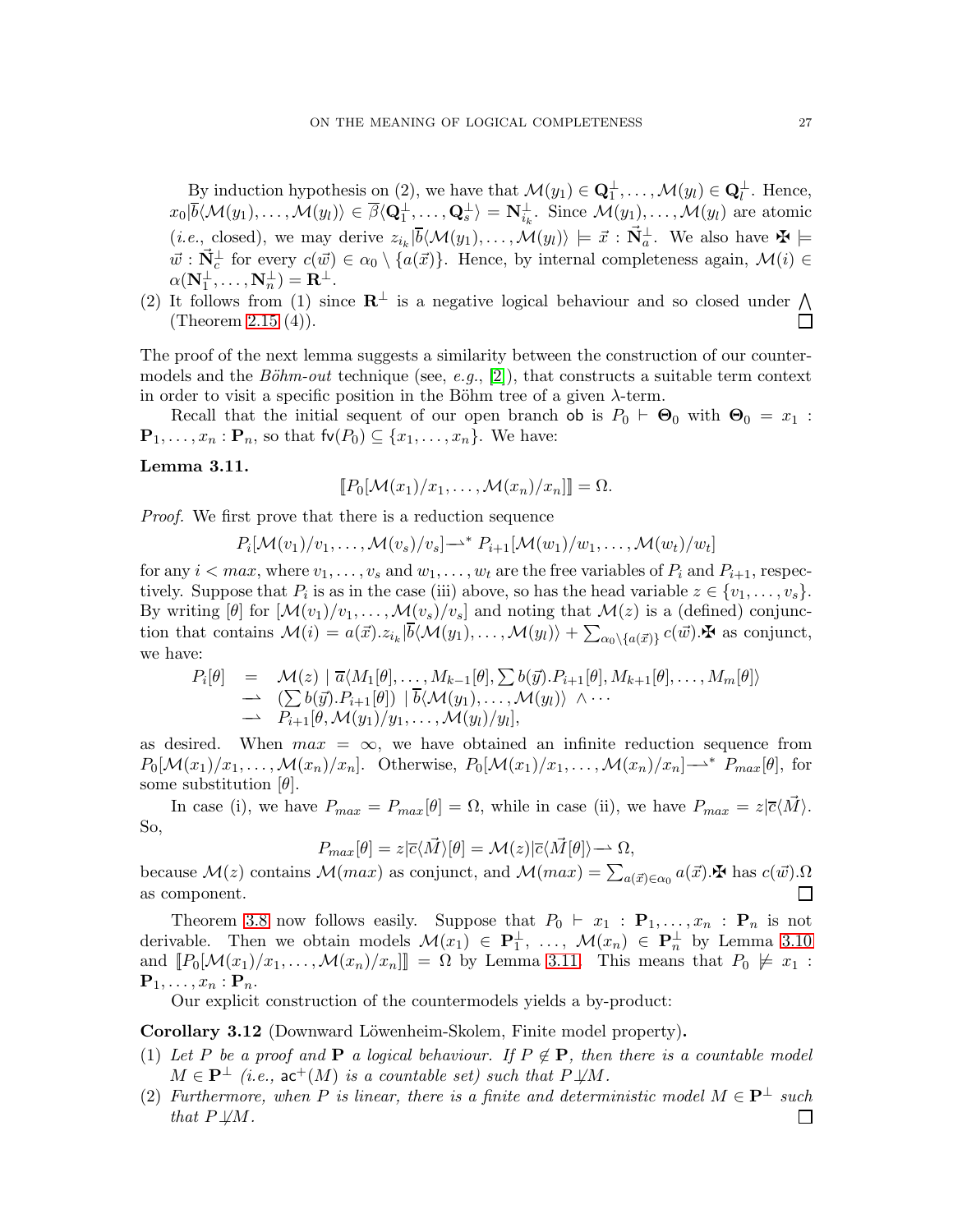By induction hypothesis on (2), we have that $\mathcal{M}(y_1) \in \mathbf{Q}_1^\perp, \ldots, \mathcal{M}(y_l) \in \mathbf{Q}_l^\perp$. Hence, $x_0|\overline{b}\langle \mathcal{M}(y_1), \ldots, \mathcal{M}(y_l)\rangle \in \overline{\beta}\langle \mathbf{Q}_1^\perp, \ldots, \mathbf{Q}_s^\perp\rangle = \mathbf{N}_{i_k}^\perp$. Since $\mathcal{M}(y_1), \ldots, \mathcal{M}(y_l)$ are atomic (*i.e.*, closed), we may derive $z_{i_k}|\overline{b}\langle \mathcal{M}(y_1), \ldots, \mathcal{M}(y_l)\rangle \models \vec{x} : \vec{\mathbf{N}}_a^\perp$. We also have $\maltese \models \vec{w} : \vec{\mathbf{N}}_c^\perp$ for every $c(\vec{w}) \in \alpha_0 \setminus \{a(\vec{x})\}$. Hence, by internal completeness again, $\mathcal{M}(i) \in \alpha(\mathbf{N}_1^\perp, \ldots, \mathbf{N}_n^\perp) = \mathbf{R}^\perp$.

(2) It follows from (1) since $\mathbf{R}^\perp$ is a negative logical behaviour and so closed under $\bigwedge$ (Theorem 2.15 (4)). ∎

The proof of the next lemma suggests a similarity between the construction of our countermodels and the *Böhm-out* technique (see, *e.g.*, [2]), that constructs a suitable term context in order to visit a specific position in the Böhm tree of a given $\lambda$-term.

Recall that the initial sequent of our open branch $\mathsf{ob}$ is $P_0 \vdash \mathbf{\Theta}_0$ with $\mathbf{\Theta}_0 = x_1 : \mathbf{P}_1, \ldots, x_n : \mathbf{P}_n$, so that $\mathsf{fv}(P_0) \subseteq \{x_1, \ldots, x_n\}$. We have:

**Lemma 3.11.**

$$[\![P_0[\mathcal{M}(x_1)/x_1, \ldots, \mathcal{M}(x_n)/x_n]]\!] = \Omega.$$

*Proof.* We first prove that there is a reduction sequence

$$P_i[\mathcal{M}(v_1)/v_1, \ldots, \mathcal{M}(v_s)/v_s] \rightharpoonup^* P_{i+1}[\mathcal{M}(w_1)/w_1, \ldots, \mathcal{M}(w_t)/w_t]$$

for any $i < max$, where $v_1, \ldots, v_s$ and $w_1, \ldots, w_t$ are the free variables of $P_i$ and $P_{i+1}$, respectively. Suppose that $P_i$ is as in the case (iii) above, so has the head variable $z \in \{v_1, \ldots, v_s\}$. By writing $[\theta]$ for $[\mathcal{M}(v_1)/v_1, \ldots, \mathcal{M}(v_s)/v_s]$ and noting that $\mathcal{M}(z)$ is a (defined) conjunction that contains $\mathcal{M}(i) = a(\vec{x}).z_{i_k}|\overline{b}\langle \mathcal{M}(y_1), \ldots, \mathcal{M}(y_l)\rangle + \sum_{\alpha_0 \setminus \{a(\vec{x})\}} c(\vec{w}).\maltese$ as conjunct, we have:

$$\begin{array}{rcl}
P_i[\theta] & = & \mathcal{M}(z) \mid \overline{a}\langle M_1[\theta], \ldots, M_{k-1}[\theta], \sum b(\vec{y}).P_{i+1}[\theta], M_{k+1}[\theta], \ldots, M_m[\theta]\rangle \\
& \rightharpoonup & (\sum b(\vec{y}).P_{i+1}[\theta]) \mid \overline{b}\langle \mathcal{M}(y_1), \ldots, \mathcal{M}(y_l)\rangle \ \wedge \cdots \\
& \rightharpoonup & P_{i+1}[\theta, \mathcal{M}(y_1)/y_1, \ldots, \mathcal{M}(y_l)/y_l],
\end{array}$$

as desired. When $max = \infty$, we have obtained an infinite reduction sequence from $P_0[\mathcal{M}(x_1)/x_1, \ldots, \mathcal{M}(x_n)/x_n]$. Otherwise, $P_0[\mathcal{M}(x_1)/x_1, \ldots, \mathcal{M}(x_n)/x_n] \rightharpoonup^* P_{max}[\theta]$, for some substitution $[\theta]$.

In case (i), we have $P_{max} = P_{max}[\theta] = \Omega$, while in case (ii), we have $P_{max} = z|\overline{c}\langle \vec{M}\rangle$. So,

$$P_{max}[\theta] = z|\overline{c}\langle \vec{M}\rangle[\theta] = \mathcal{M}(z)|\overline{c}\langle \vec{M}[\theta]\rangle \rightharpoonup \Omega,$$

because $\mathcal{M}(z)$ contains $\mathcal{M}(max)$ as conjunct, and $\mathcal{M}(max) = \sum_{a(\vec{x}) \in \alpha_0} a(\vec{x}).\maltese$ has $c(\vec{w}).\Omega$ as component. ∎

Theorem 3.8 now follows easily. Suppose that $P_0 \vdash x_1 : \mathbf{P}_1, \ldots, x_n : \mathbf{P}_n$ is not derivable. Then we obtain models $\mathcal{M}(x_1) \in \mathbf{P}_1^\perp, \ldots, \mathcal{M}(x_n) \in \mathbf{P}_n^\perp$ by Lemma 3.10 and $[\![P_0[\mathcal{M}(x_1)/x_1, \ldots, \mathcal{M}(x_n)/x_n]]\!] = \Omega$ by Lemma 3.11. This means that $P_0 \not\models x_1 : \mathbf{P}_1, \ldots, x_n : \mathbf{P}_n$.

Our explicit construction of the countermodels yields a by-product:

**Corollary 3.12** (Downward Löwenheim-Skolem, Finite model property)**.**

(1) *Let $P$ be a proof and $\mathbf{P}$ a logical behaviour. If $P \notin \mathbf{P}$, then there is a countable model $M \in \mathbf{P}^\perp$ (i.e., $\mathsf{ac}^+(M)$ is a countable set) such that $P \not\perp M$.*

(2) *Furthermore, when $P$ is linear, there is a finite and deterministic model $M \in \mathbf{P}^\perp$ such that $P \not\perp M$.* ∎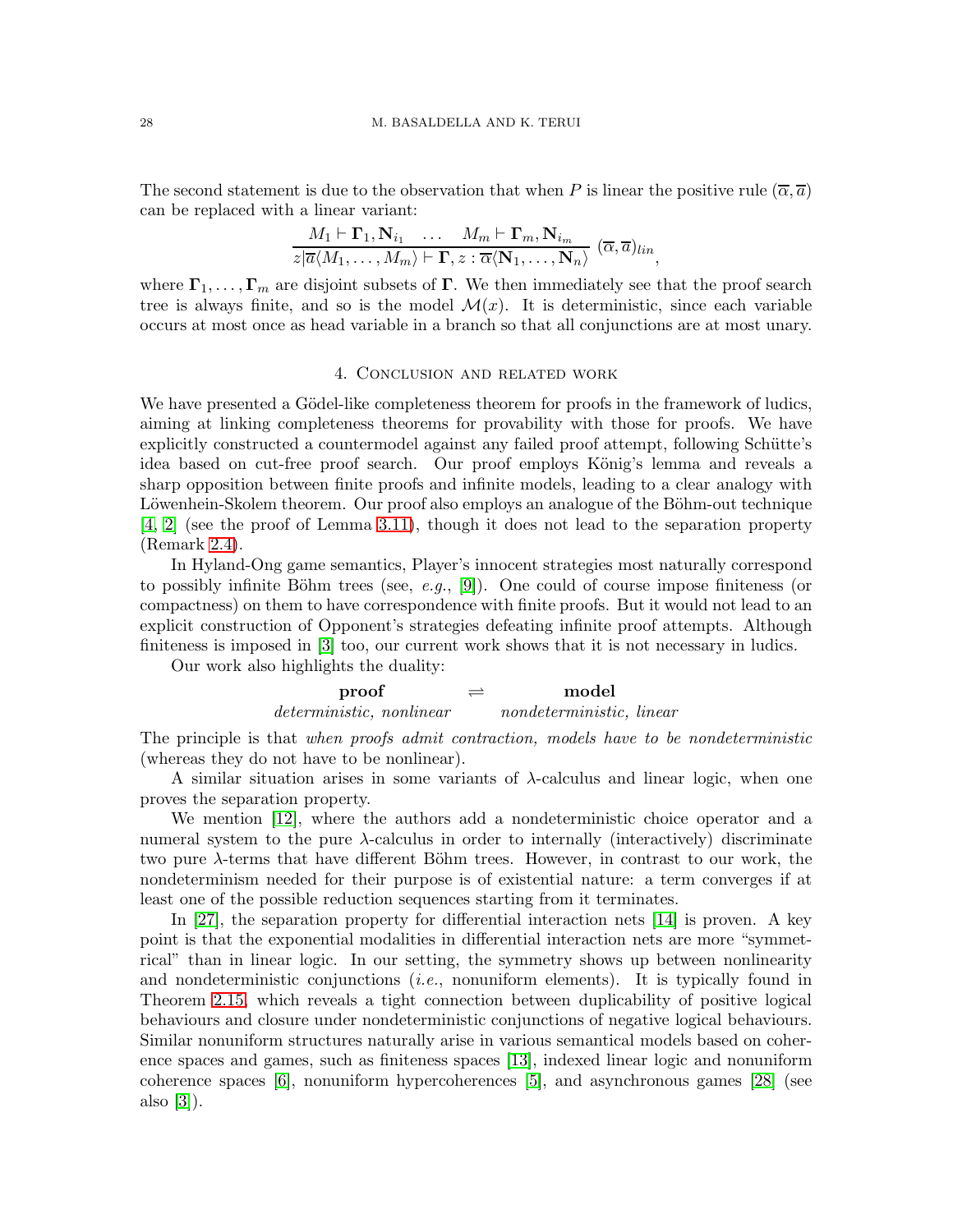The second statement is due to the observation that when $P$ is linear the positive rule $(\overline{\alpha}, \overline{a})$ can be replaced with a linear variant:

$$\frac{M_1 \vdash \mathbf{\Gamma}_1, \mathbf{N}_{i_1} \quad \ldots \quad M_m \vdash \mathbf{\Gamma}_m, \mathbf{N}_{i_m}}{z|\overline{a}\langle M_1, \ldots, M_m\rangle \vdash \mathbf{\Gamma}, z : \overline{\alpha}\langle \mathbf{N}_1, \ldots, \mathbf{N}_n\rangle} \ (\overline{\alpha}, \overline{a})_{lin},$$

where $\mathbf{\Gamma}_1, \ldots, \mathbf{\Gamma}_m$ are disjoint subsets of $\mathbf{\Gamma}$. We then immediately see that the proof search tree is always finite, and so is the model $\mathcal{M}(x)$. It is deterministic, since each variable occurs at most once as head variable in a branch so that all conjunctions are at most unary.

## 4. Conclusion and related work

We have presented a Gödel-like completeness theorem for proofs in the framework of ludics, aiming at linking completeness theorems for provability with those for proofs. We have explicitly constructed a countermodel against any failed proof attempt, following Schütte's idea based on cut-free proof search. Our proof employs König's lemma and reveals a sharp opposition between finite proofs and infinite models, leading to a clear analogy with Löwenhein-Skolem theorem. Our proof also employs an analogue of the Böhm-out technique [4, 2] (see the proof of Lemma 3.11), though it does not lead to the separation property (Remark 2.4).

In Hyland-Ong game semantics, Player's innocent strategies most naturally correspond to possibly infinite Böhm trees (see, *e.g.*, [9]). One could of course impose finiteness (or compactness) on them to have correspondence with finite proofs. But it would not lead to an explicit construction of Opponent's strategies defeating infinite proof attempts. Although finiteness is imposed in [3] too, our current work shows that it is not necessary in ludics.

Our work also highlights the duality:

$$\begin{array}{ccc} \textbf{proof} & \rightleftharpoons & \textbf{model} \\ \textit{deterministic, nonlinear} & & \textit{nondeterministic, linear} \end{array}$$

The principle is that *when proofs admit contraction, models have to be nondeterministic* (whereas they do not have to be nonlinear).

A similar situation arises in some variants of $\lambda$-calculus and linear logic, when one proves the separation property.

We mention [12], where the authors add a nondeterministic choice operator and a numeral system to the pure $\lambda$-calculus in order to internally (interactively) discriminate two pure $\lambda$-terms that have different Böhm trees. However, in contrast to our work, the nondeterminism needed for their purpose is of existential nature: a term converges if at least one of the possible reduction sequences starting from it terminates.

In [27], the separation property for differential interaction nets [14] is proven. A key point is that the exponential modalities in differential interaction nets are more "symmetrical" than in linear logic. In our setting, the symmetry shows up between nonlinearity and nondeterministic conjunctions (*i.e.*, nonuniform elements). It is typically found in Theorem 2.15, which reveals a tight connection between duplicability of positive logical behaviours and closure under nondeterministic conjunctions of negative logical behaviours. Similar nonuniform structures naturally arise in various semantical models based on coherence spaces and games, such as finiteness spaces [13], indexed linear logic and nonuniform coherence spaces [6], nonuniform hypercoherences [5], and asynchronous games [28] (see also [3]).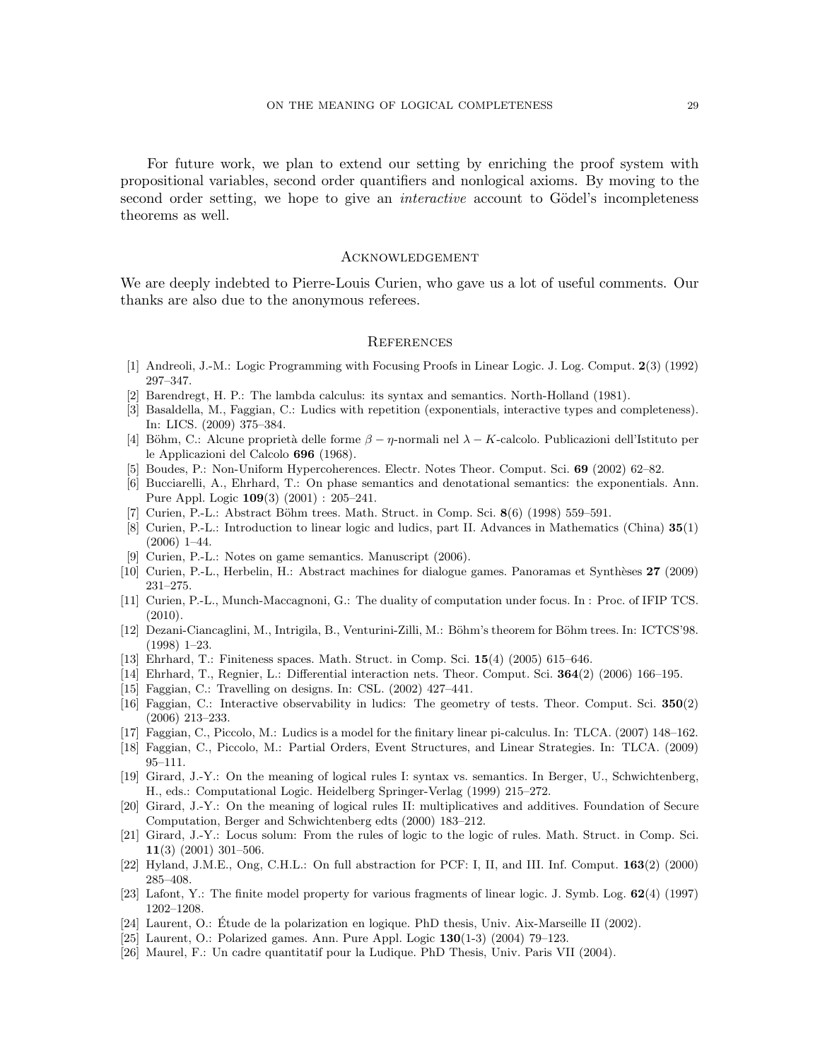For future work, we plan to extend our setting by enriching the proof system with propositional variables, second order quantifiers and nonlogical axioms. By moving to the second order setting, we hope to give an *interactive* account to Gödel's incompleteness theorems as well.

## Acknowledgement

We are deeply indebted to Pierre-Louis Curien, who gave us a lot of useful comments. Our thanks are also due to the anonymous referees.

## References

[1] Andreoli, J.-M.: Logic Programming with Focusing Proofs in Linear Logic. J. Log. Comput. **2**(3) (1992) 297–347.

[2] Barendregt, H. P.: The lambda calculus: its syntax and semantics. North-Holland (1981).

[3] Basaldella, M., Faggian, C.: Ludics with repetition (exponentials, interactive types and completeness). In: LICS. (2009) 375–384.

[4] Böhm, C.: Alcune proprietà delle forme $\beta - \eta$-normali nel $\lambda - K$-calcolo. Publicazioni dell'Istituto per le Applicazioni del Calcolo **696** (1968).

[5] Boudes, P.: Non-Uniform Hypercoherences. Electr. Notes Theor. Comput. Sci. **69** (2002) 62–82.

[6] Bucciarelli, A., Ehrhard, T.: On phase semantics and denotational semantics: the exponentials. Ann. Pure Appl. Logic **109**(3) (2001) : 205–241.

[7] Curien, P.-L.: Abstract Böhm trees. Math. Struct. in Comp. Sci. **8**(6) (1998) 559–591.

[8] Curien, P.-L.: Introduction to linear logic and ludics, part II. Advances in Mathematics (China) **35**(1) (2006) 1–44.

[9] Curien, P.-L.: Notes on game semantics. Manuscript (2006).

[10] Curien, P.-L., Herbelin, H.: Abstract machines for dialogue games. Panoramas et Synthèses **27** (2009) 231–275.

[11] Curien, P.-L., Munch-Maccagnoni, G.: The duality of computation under focus. In : Proc. of IFIP TCS. (2010).

[12] Dezani-Ciancaglini, M., Intrigila, B., Venturini-Zilli, M.: Böhm's theorem for Böhm trees. In: ICTCS'98. (1998) 1–23.

[13] Ehrhard, T.: Finiteness spaces. Math. Struct. in Comp. Sci. **15**(4) (2005) 615–646.

[14] Ehrhard, T., Regnier, L.: Differential interaction nets. Theor. Comput. Sci. **364**(2) (2006) 166–195.

[15] Faggian, C.: Travelling on designs. In: CSL. (2002) 427–441.

[16] Faggian, C.: Interactive observability in ludics: The geometry of tests. Theor. Comput. Sci. **350**(2) (2006) 213–233.

[17] Faggian, C., Piccolo, M.: Ludics is a model for the finitary linear pi-calculus. In: TLCA. (2007) 148–162.

[18] Faggian, C., Piccolo, M.: Partial Orders, Event Structures, and Linear Strategies. In: TLCA. (2009) 95–111.

[19] Girard, J.-Y.: On the meaning of logical rules I: syntax vs. semantics. In Berger, U., Schwichtenberg, H., eds.: Computational Logic. Heidelberg Springer-Verlag (1999) 215–272.

[20] Girard, J.-Y.: On the meaning of logical rules II: multiplicatives and additives. Foundation of Secure Computation, Berger and Schwichtenberg edts (2000) 183–212.

[21] Girard, J.-Y.: Locus solum: From the rules of logic to the logic of rules. Math. Struct. in Comp. Sci. **11**(3) (2001) 301–506.

[22] Hyland, J.M.E., Ong, C.H.L.: On full abstraction for PCF: I, II, and III. Inf. Comput. **163**(2) (2000) 285–408.

[23] Lafont, Y.: The finite model property for various fragments of linear logic. J. Symb. Log. **62**(4) (1997) 1202–1208.

[24] Laurent, O.: Étude de la polarization en logique. PhD thesis, Univ. Aix-Marseille II (2002).

[25] Laurent, O.: Polarized games. Ann. Pure Appl. Logic **130**(1-3) (2004) 79–123.

[26] Maurel, F.: Un cadre quantitatif pour la Ludique. PhD Thesis, Univ. Paris VII (2004).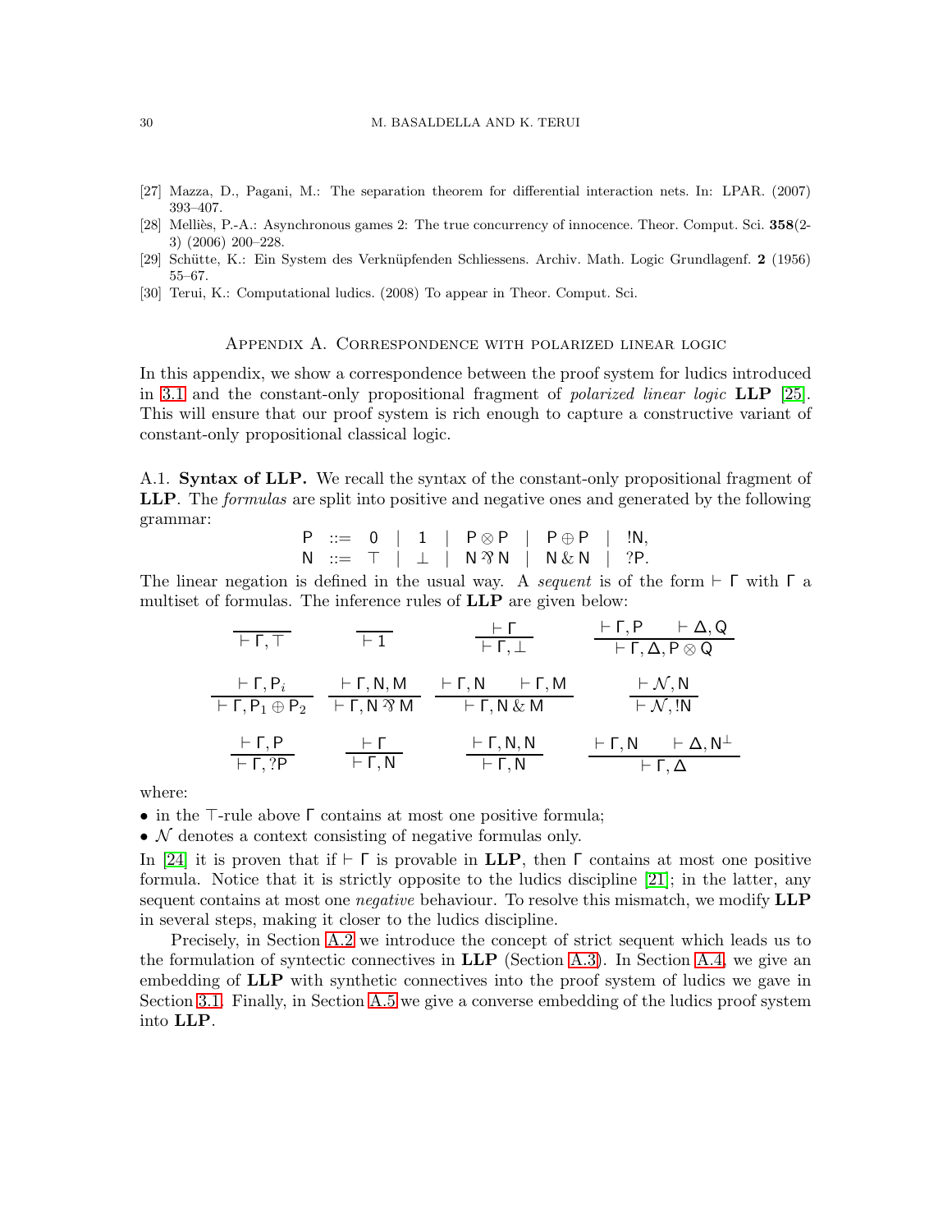[27] Mazza, D., Pagani, M.: The separation theorem for differential interaction nets. In: LPAR. (2007) 393–407.

[28] Melliès, P.-A.: Asynchronous games 2: The true concurrency of innocence. Theor. Comput. Sci. **358**(2-3) (2006) 200–228.

[29] Schütte, K.: Ein System des Verknüpfenden Schliessens. Archiv. Math. Logic Grundlagenf. **2** (1956) 55–67.

[30] Terui, K.: Computational ludics. (2008) To appear in Theor. Comput. Sci.

## Appendix A. Correspondence with polarized linear logic

In this appendix, we show a correspondence between the proof system for ludics introduced in 3.1 and the constant-only propositional fragment of *polarized linear logic* **LLP** [25]. This will ensure that our proof system is rich enough to capture a constructive variant of constant-only propositional classical logic.

A.1. **Syntax of LLP.** We recall the syntax of the constant-only propositional fragment of **LLP**. The *formulas* are split into positive and negative ones and generated by the following grammar:

$$
\begin{array}{lcl}
\mathsf{P} & ::= & 0 \;\mid\; 1 \;\mid\; \mathsf{P}\otimes\mathsf{P} \;\mid\; \mathsf{P}\oplus\mathsf{P} \;\mid\; !\mathsf{N}, \\
\mathsf{N} & ::= & \top \;\mid\; \bot \;\mid\; \mathsf{N}\,⅋\,\mathsf{N} \;\mid\; \mathsf{N}\,\&\,\mathsf{N} \;\mid\; ?\mathsf{P}.
\end{array}
$$

The linear negation is defined in the usual way. A *sequent* is of the form $\vdash \Gamma$ with $\Gamma$ a multiset of formulas. The inference rules of **LLP** are given below:

$$
\frac{}{\vdash \Gamma, \top} \qquad \frac{}{\vdash 1} \qquad \frac{\vdash \Gamma}{\vdash \Gamma, \bot} \qquad \frac{\vdash \Gamma, \mathsf{P} \qquad \vdash \Delta, \mathsf{Q}}{\vdash \Gamma, \Delta, \mathsf{P}\otimes\mathsf{Q}}
$$

$$
\frac{\vdash \Gamma, \mathsf{P}_i}{\vdash \Gamma, \mathsf{P}_1\oplus\mathsf{P}_2} \qquad \frac{\vdash \Gamma, \mathsf{N}, \mathsf{M}}{\vdash \Gamma, \mathsf{N}\,⅋\,\mathsf{M}} \qquad \frac{\vdash \Gamma, \mathsf{N} \qquad \vdash \Gamma, \mathsf{M}}{\vdash \Gamma, \mathsf{N}\,\&\,\mathsf{M}} \qquad \frac{\vdash \mathcal{N}, \mathsf{N}}{\vdash \mathcal{N}, !\mathsf{N}}
$$

$$
\frac{\vdash \Gamma, \mathsf{P}}{\vdash \Gamma, ?\mathsf{P}} \qquad \frac{\vdash \Gamma}{\vdash \Gamma, \mathsf{N}} \qquad \frac{\vdash \Gamma, \mathsf{N}, \mathsf{N}}{\vdash \Gamma, \mathsf{N}} \qquad \frac{\vdash \Gamma, \mathsf{N} \qquad \vdash \Delta, \mathsf{N}^{\perp}}{\vdash \Gamma, \Delta}
$$

where:

- in the $\top$-rule above $\Gamma$ contains at most one positive formula;
- $\mathcal{N}$ denotes a context consisting of negative formulas only.

In [24] it is proven that if $\vdash \Gamma$ is provable in **LLP**, then $\Gamma$ contains at most one positive formula. Notice that it is strictly opposite to the ludics discipline [21]; in the latter, any sequent contains at most one *negative* behaviour. To resolve this mismatch, we modify **LLP** in several steps, making it closer to the ludics discipline.

Precisely, in Section A.2 we introduce the concept of strict sequent which leads us to the formulation of syntectic connectives in **LLP** (Section A.3). In Section A.4, we give an embedding of **LLP** with synthetic connectives into the proof system of ludics we gave in Section 3.1. Finally, in Section A.5 we give a converse embedding of the ludics proof system into **LLP**.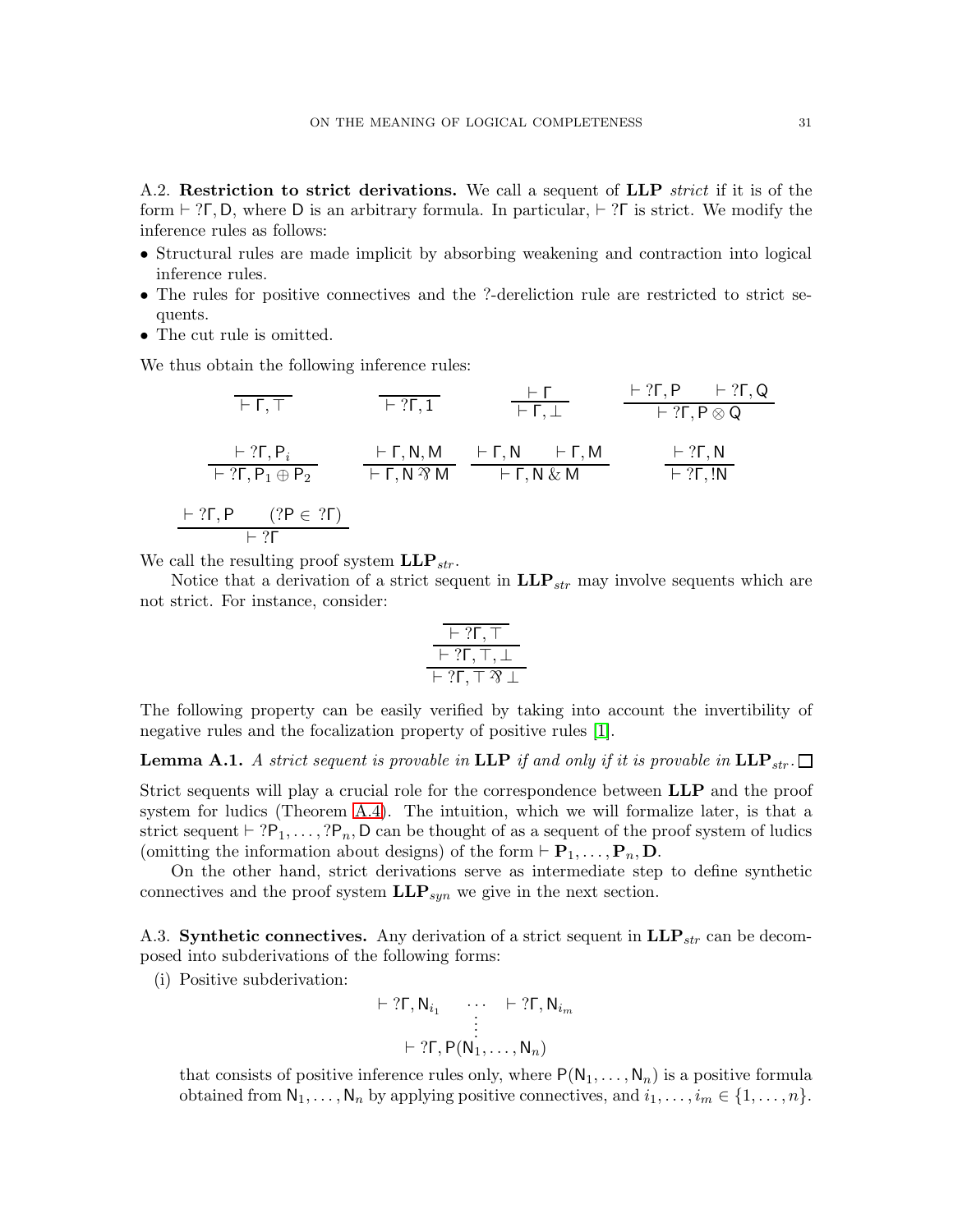A.2. **Restriction to strict derivations.** We call a sequent of **LLP** *strict* if it is of the form $\vdash ?\Gamma, \mathsf{D}$, where $\mathsf{D}$ is an arbitrary formula. In particular, $\vdash ?\Gamma$ is strict. We modify the inference rules as follows:

- Structural rules are made implicit by absorbing weakening and contraction into logical inference rules.
- The rules for positive connectives and the ?-dereliction rule are restricted to strict sequents.
- The cut rule is omitted.

We thus obtain the following inference rules:

$$\frac{}{\vdash \Gamma, \top} \qquad \frac{}{\vdash ?\Gamma, 1} \qquad \frac{\vdash \Gamma}{\vdash \Gamma, \bot} \qquad \frac{\vdash ?\Gamma, \mathsf{P} \qquad \vdash ?\Gamma, \mathsf{Q}}{\vdash ?\Gamma, \mathsf{P} \otimes \mathsf{Q}}$$

$$\frac{\vdash ?\Gamma, \mathsf{P}_i}{\vdash ?\Gamma, \mathsf{P}_1 \oplus \mathsf{P}_2} \qquad \frac{\vdash \Gamma, \mathsf{N}, \mathsf{M}}{\vdash \Gamma, \mathsf{N} \invamp \mathsf{M}} \qquad \frac{\vdash \Gamma, \mathsf{N} \qquad \vdash \Gamma, \mathsf{M}}{\vdash \Gamma, \mathsf{N} \,\&\, \mathsf{M}} \qquad \frac{\vdash ?\Gamma, \mathsf{N}}{\vdash ?\Gamma, !\mathsf{N}}$$

$$\frac{\vdash ?\Gamma, \mathsf{P} \qquad (?\mathsf{P} \in ?\Gamma)}{\vdash ?\Gamma}$$

We call the resulting proof system $\mathbf{LLP}_{str}$.

Notice that a derivation of a strict sequent in $\mathbf{LLP}_{str}$ may involve sequents which are not strict. For instance, consider:

$$\cfrac{\cfrac{\cfrac{}{\vdash ?\Gamma, \top}}{\vdash ?\Gamma, \top, \bot}}{\vdash ?\Gamma, \top \invamp \bot}$$

The following property can be easily verified by taking into account the invertibility of negative rules and the focalization property of positive rules [1].

**Lemma A.1.** *A strict sequent is provable in* **LLP** *if and only if it is provable in* $\mathbf{LLP}_{str}$*.* □

Strict sequents will play a crucial role for the correspondence between **LLP** and the proof system for ludics (Theorem A.4). The intuition, which we will formalize later, is that a strict sequent $\vdash ?\mathsf{P}_1, \ldots, ?\mathsf{P}_n, \mathsf{D}$ can be thought of as a sequent of the proof system of ludics (omitting the information about designs) of the form $\vdash \mathbf{P}_1, \ldots, \mathbf{P}_n, \mathbf{D}$.

On the other hand, strict derivations serve as intermediate step to define synthetic connectives and the proof system $\mathbf{LLP}_{syn}$ we give in the next section.

A.3. **Synthetic connectives.** Any derivation of a strict sequent in $\mathbf{LLP}_{str}$ can be decomposed into subderivations of the following forms:

(i) Positive subderivation:

$$\begin{array}{c} \vdash ?\Gamma, \mathsf{N}_{i_1} \quad \cdots \quad \vdash ?\Gamma, \mathsf{N}_{i_m} \\ \vdots \\ \vdash ?\Gamma, \mathsf{P}(\mathsf{N}_1, \ldots, \mathsf{N}_n) \end{array}$$

that consists of positive inference rules only, where $\mathsf{P}(\mathsf{N}_1, \ldots, \mathsf{N}_n)$ is a positive formula obtained from $\mathsf{N}_1, \ldots, \mathsf{N}_n$ by applying positive connectives, and $i_1, \ldots, i_m \in \{1, \ldots, n\}$.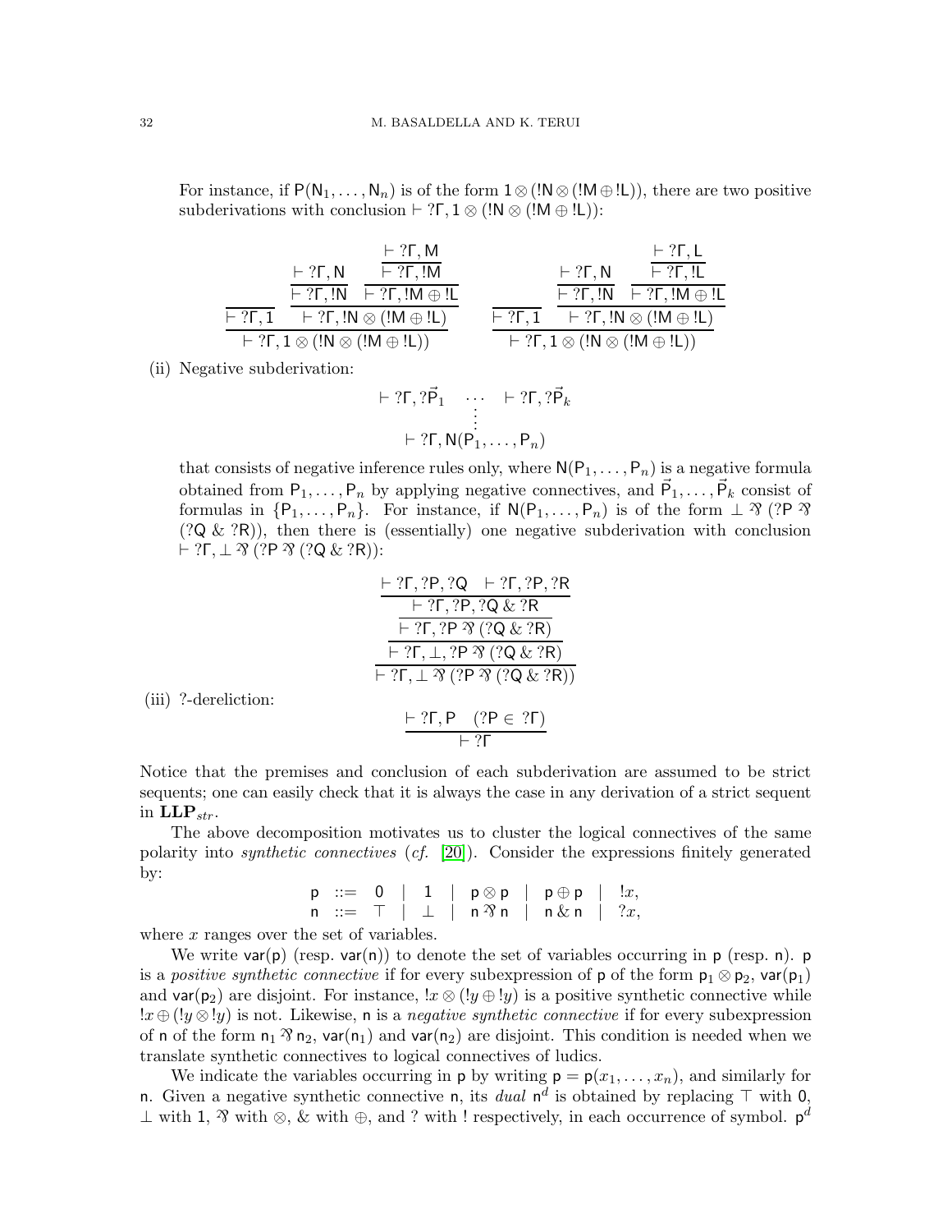For instance, if $\mathsf{P}(\mathsf{N}_1, \dots, \mathsf{N}_n)$ is of the form $\mathsf{1} \otimes (!\mathsf{N} \otimes (!\mathsf{M} \oplus !\mathsf{L}))$, there are two positive subderivations with conclusion $\vdash ?\Gamma, \mathsf{1} \otimes (!\mathsf{N} \otimes (!\mathsf{M} \oplus !\mathsf{L}))$:

$$
\dfrac{\dfrac{}{\vdash ?\Gamma, \mathsf{1}} \quad \dfrac{\dfrac{\vdash ?\Gamma, \mathsf{N}}{\vdash ?\Gamma, !\mathsf{N}} \quad \dfrac{\dfrac{\vdash ?\Gamma, \mathsf{M}}{\vdash ?\Gamma, !\mathsf{M}}}{\vdash ?\Gamma, !\mathsf{M} \oplus !\mathsf{L}}}{\vdash ?\Gamma, !\mathsf{N} \otimes (!\mathsf{M} \oplus !\mathsf{L})}}{\vdash ?\Gamma, \mathsf{1} \otimes (!\mathsf{N} \otimes (!\mathsf{M} \oplus !\mathsf{L}))}
\qquad
\dfrac{\dfrac{}{\vdash ?\Gamma, \mathsf{1}} \quad \dfrac{\dfrac{\vdash ?\Gamma, \mathsf{N}}{\vdash ?\Gamma, !\mathsf{N}} \quad \dfrac{\dfrac{\vdash ?\Gamma, \mathsf{L}}{\vdash ?\Gamma, !\mathsf{L}}}{\vdash ?\Gamma, !\mathsf{M} \oplus !\mathsf{L}}}{\vdash ?\Gamma, !\mathsf{N} \otimes (!\mathsf{M} \oplus !\mathsf{L})}}{\vdash ?\Gamma, \mathsf{1} \otimes (!\mathsf{N} \otimes (!\mathsf{M} \oplus !\mathsf{L}))}
$$

(ii) Negative subderivation:

$$
\begin{array}{c}
\vdash ?\Gamma, ?\vec{\mathsf{P}}_1 \quad \cdots \quad \vdash ?\Gamma, ?\vec{\mathsf{P}}_k \\
\vdots \\
\vdash ?\Gamma, \mathsf{N}(\mathsf{P}_1, \dots, \mathsf{P}_n)
\end{array}
$$

that consists of negative inference rules only, where $\mathsf{N}(\mathsf{P}_1, \dots, \mathsf{P}_n)$ is a negative formula obtained from $\mathsf{P}_1, \dots, \mathsf{P}_n$ by applying negative connectives, and $\vec{\mathsf{P}}_1, \dots, \vec{\mathsf{P}}_k$ consist of formulas in $\{\mathsf{P}_1, \dots, \mathsf{P}_n\}$. For instance, if $\mathsf{N}(\mathsf{P}_1, \dots, \mathsf{P}_n)$ is of the form $\bot \parr (?\mathsf{P} \parr (?\mathsf{Q} \,\&\, ?\mathsf{R}))$, then there is (essentially) one negative subderivation with conclusion $\vdash ?\Gamma, \bot \parr (?\mathsf{P} \parr (?\mathsf{Q} \,\&\, ?\mathsf{R}))$:

$$
\dfrac{\dfrac{\dfrac{\dfrac{\vdash ?\Gamma, ?\mathsf{P}, ?\mathsf{Q} \quad \vdash ?\Gamma, ?\mathsf{P}, ?\mathsf{R}}{\vdash ?\Gamma, ?\mathsf{P}, ?\mathsf{Q} \,\&\, ?\mathsf{R}}}{\vdash ?\Gamma, ?\mathsf{P} \parr (?\mathsf{Q} \,\&\, ?\mathsf{R})}}{\vdash ?\Gamma, \bot, ?\mathsf{P} \parr (?\mathsf{Q} \,\&\, ?\mathsf{R})}}{\vdash ?\Gamma, \bot \parr (?\mathsf{P} \parr (?\mathsf{Q} \,\&\, ?\mathsf{R}))}
$$

(iii) ?-dereliction:

$$
\dfrac{\vdash ?\Gamma, \mathsf{P} \quad (?\mathsf{P} \in ?\Gamma)}{\vdash ?\Gamma}
$$

Notice that the premises and conclusion of each subderivation are assumed to be strict sequents; one can easily check that it is always the case in any derivation of a strict sequent in $\mathbf{LLP}_{str}$.

The above decomposition motivates us to cluster the logical connectives of the same polarity into *synthetic connectives* (*cf.* [20]). Consider the expressions finitely generated by:

$$
\begin{array}{lcl}
\mathsf{p} & ::= & \mathsf{0} \mid \mathsf{1} \mid \mathsf{p} \otimes \mathsf{p} \mid \mathsf{p} \oplus \mathsf{p} \mid !x, \\
\mathsf{n} & ::= & \top \mid \bot \mid \mathsf{n} \parr \mathsf{n} \mid \mathsf{n} \,\&\, \mathsf{n} \mid ?x,
\end{array}
$$

where $x$ ranges over the set of variables.

We write $\mathsf{var}(\mathsf{p})$ (resp. $\mathsf{var}(\mathsf{n})$) to denote the set of variables occurring in $\mathsf{p}$ (resp. $\mathsf{n}$). $\mathsf{p}$ is a *positive synthetic connective* if for every subexpression of $\mathsf{p}$ of the form $\mathsf{p}_1 \otimes \mathsf{p}_2$, $\mathsf{var}(\mathsf{p}_1)$ and $\mathsf{var}(\mathsf{p}_2)$ are disjoint. For instance, $!x \otimes (!y \oplus !y)$ is a positive synthetic connective while $!x \oplus (!y \otimes !y)$ is not. Likewise, $\mathsf{n}$ is a *negative synthetic connective* if for every subexpression of $\mathsf{n}$ of the form $\mathsf{n}_1 \parr \mathsf{n}_2$, $\mathsf{var}(\mathsf{n}_1)$ and $\mathsf{var}(\mathsf{n}_2)$ are disjoint. This condition is needed when we translate synthetic connectives to logical connectives of ludics.

We indicate the variables occurring in $\mathsf{p}$ by writing $\mathsf{p} = \mathsf{p}(x_1, \dots, x_n)$, and similarly for $\mathsf{n}$. Given a negative synthetic connective $\mathsf{n}$, its *dual* $\mathsf{n}^d$ is obtained by replacing $\top$ with $\mathsf{0}$, $\bot$ with $\mathsf{1}$, $\parr$ with $\otimes$, $\&$ with $\oplus$, and ? with ! respectively, in each occurrence of symbol. $\mathsf{p}^d$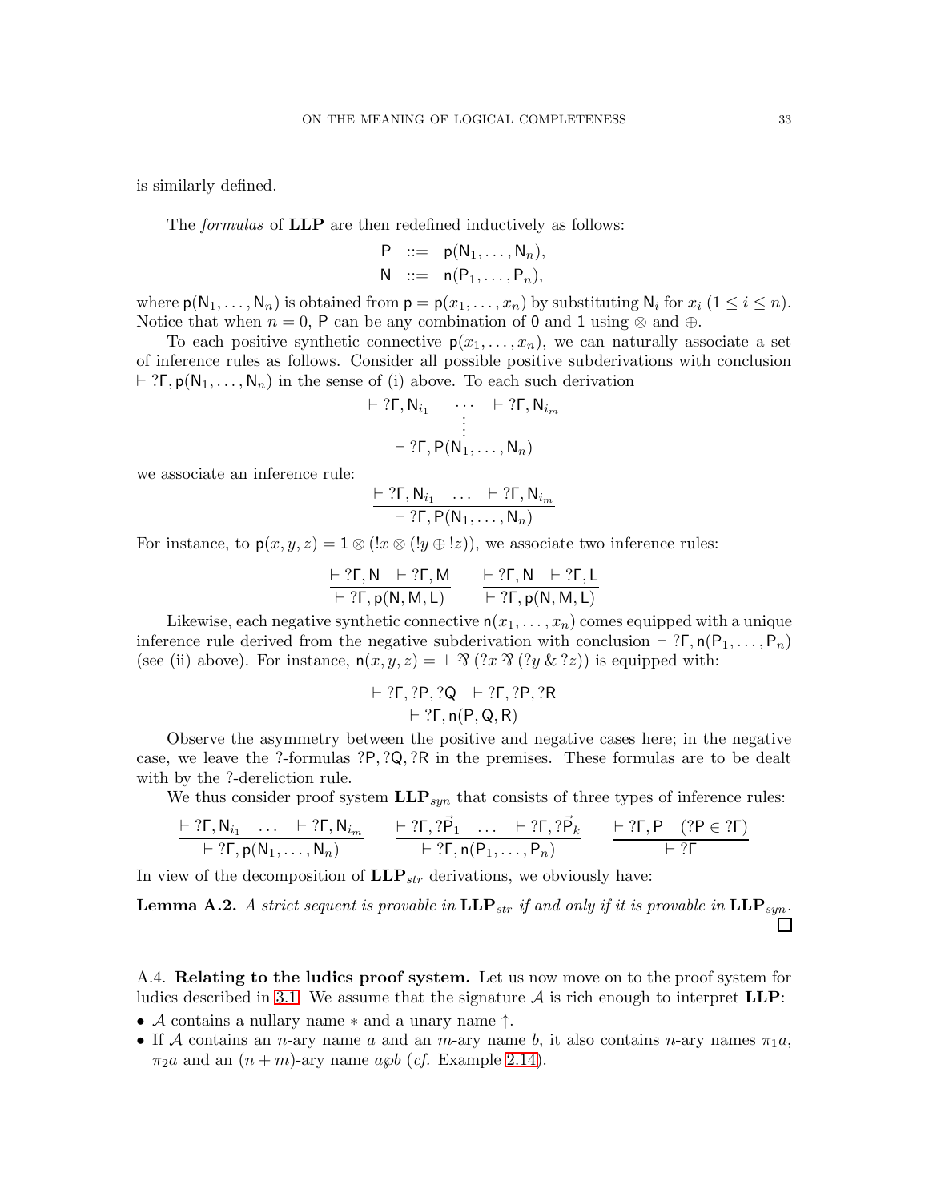is similarly defined.

The *formulas* of **LLP** are then redefined inductively as follows:

$$\begin{array}{rcl} \mathsf{P} & ::= & \mathsf{p}(\mathsf{N}_1,\dots,\mathsf{N}_n), \\ \mathsf{N} & ::= & \mathsf{n}(\mathsf{P}_1,\dots,\mathsf{P}_n), \end{array}$$

where $\mathsf{p}(\mathsf{N}_1,\dots,\mathsf{N}_n)$ is obtained from $\mathsf{p} = \mathsf{p}(x_1,\dots,x_n)$ by substituting $\mathsf{N}_i$ for $x_i$ ($1 \leq i \leq n$). Notice that when $n = 0$, $\mathsf{P}$ can be any combination of $\mathsf{0}$ and $\mathsf{1}$ using $\otimes$ and $\oplus$.

To each positive synthetic connective $\mathsf{p}(x_1,\dots,x_n)$, we can naturally associate a set of inference rules as follows. Consider all possible positive subderivations with conclusion $\vdash ?\Gamma, \mathsf{p}(\mathsf{N}_1,\dots,\mathsf{N}_n)$ in the sense of (i) above. To each such derivation

$$\begin{array}{c} \vdash ?\Gamma, \mathsf{N}_{i_1} \quad \cdots \quad \vdash ?\Gamma, \mathsf{N}_{i_m} \\ \vdots \\ \vdash ?\Gamma, \mathsf{P}(\mathsf{N}_1,\dots,\mathsf{N}_n) \end{array}$$

we associate an inference rule:

$$\frac{\vdash ?\Gamma, \mathsf{N}_{i_1} \quad \dots \quad \vdash ?\Gamma, \mathsf{N}_{i_m}}{\vdash ?\Gamma, \mathsf{P}(\mathsf{N}_1,\dots,\mathsf{N}_n)}$$

For instance, to $\mathsf{p}(x,y,z) = \mathsf{1} \otimes (!x \otimes (!y \oplus !z))$, we associate two inference rules:

$$\frac{\vdash ?\Gamma, \mathsf{N} \quad \vdash ?\Gamma, \mathsf{M}}{\vdash ?\Gamma, \mathsf{p}(\mathsf{N},\mathsf{M},\mathsf{L})} \qquad \frac{\vdash ?\Gamma, \mathsf{N} \quad \vdash ?\Gamma, \mathsf{L}}{\vdash ?\Gamma, \mathsf{p}(\mathsf{N},\mathsf{M},\mathsf{L})}$$

Likewise, each negative synthetic connective $\mathsf{n}(x_1,\dots,x_n)$ comes equipped with a unique inference rule derived from the negative subderivation with conclusion $\vdash ?\Gamma, \mathsf{n}(\mathsf{P}_1,\dots,\mathsf{P}_n)$ (see (ii) above). For instance, $\mathsf{n}(x,y,z) = \bot \mathbin{⅋} (?x \mathbin{⅋} (?y \mathbin{\&} ?z))$ is equipped with:

$$\frac{\vdash ?\Gamma, ?\mathsf{P}, ?\mathsf{Q} \quad \vdash ?\Gamma, ?\mathsf{P}, ?\mathsf{R}}{\vdash ?\Gamma, \mathsf{n}(\mathsf{P},\mathsf{Q},\mathsf{R})}$$

Observe the asymmetry between the positive and negative cases here; in the negative case, we leave the ?-formulas $?\mathsf{P}, ?\mathsf{Q}, ?\mathsf{R}$ in the premises. These formulas are to be dealt with by the ?-dereliction rule.

We thus consider proof system $\mathbf{LLP}_{syn}$ that consists of three types of inference rules:

$$\frac{\vdash ?\Gamma, \mathsf{N}_{i_1} \quad \dots \quad \vdash ?\Gamma, \mathsf{N}_{i_m}}{\vdash ?\Gamma, \mathsf{p}(\mathsf{N}_1,\dots,\mathsf{N}_n)} \qquad \frac{\vdash ?\Gamma, ?\vec{\mathsf{P}}_1 \quad \dots \quad \vdash ?\Gamma, ?\vec{\mathsf{P}}_k}{\vdash ?\Gamma, \mathsf{n}(\mathsf{P}_1,\dots,\mathsf{P}_n)} \qquad \frac{\vdash ?\Gamma, \mathsf{P} \quad (?\mathsf{P} \in ?\Gamma)}{\vdash ?\Gamma}$$

In view of the decomposition of $\mathbf{LLP}_{str}$ derivations, we obviously have:

**Lemma A.2.** *A strict sequent is provable in $\mathbf{LLP}_{str}$ if and only if it is provable in $\mathbf{LLP}_{syn}$.* ☐

A.4. **Relating to the ludics proof system.** Let us now move on to the proof system for ludics described in 3.1. We assume that the signature $\mathcal{A}$ is rich enough to interpret **LLP**:

- $\mathcal{A}$ contains a nullary name $*$ and a unary name $\uparrow$.
- If $\mathcal{A}$ contains an $n$-ary name $a$ and an $m$-ary name $b$, it also contains $n$-ary names $\pi_1 a$, $\pi_2 a$ and an $(n+m)$-ary name $a \wp b$ (*cf.* Example 2.14).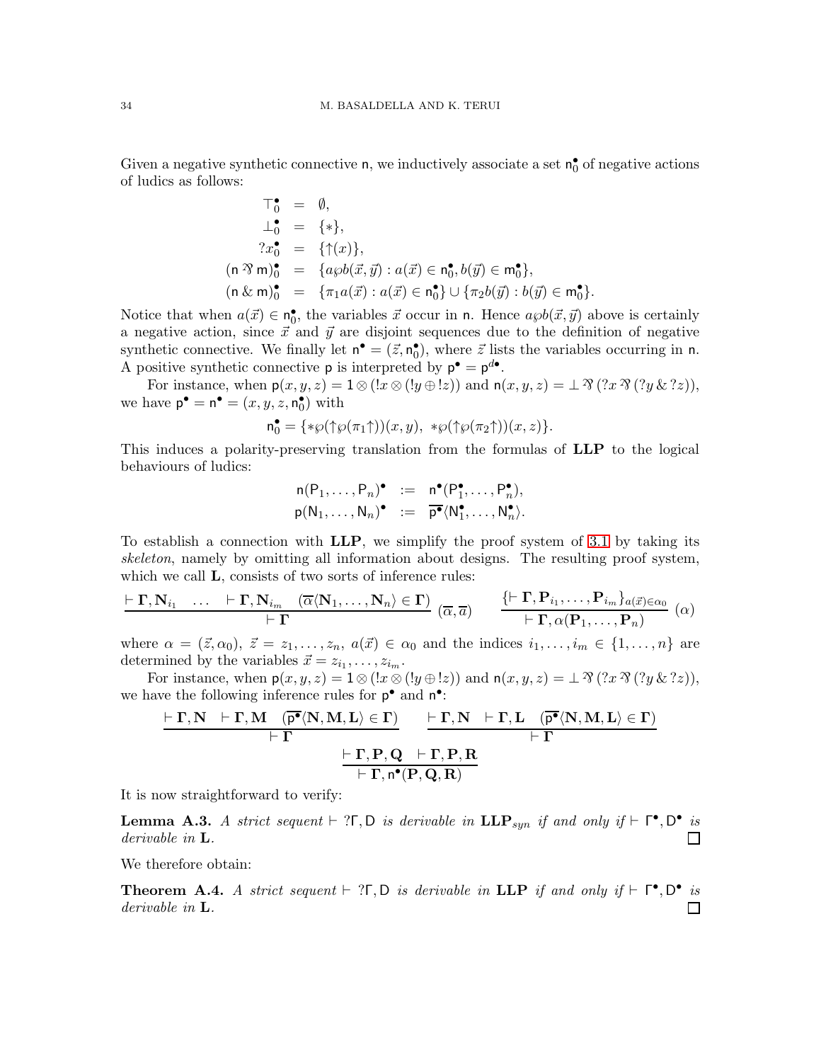Given a negative synthetic connective $\mathsf{n}$, we inductively associate a set $\mathsf{n}_0^\bullet$ of negative actions of ludics as follows:

$$
\begin{array}{rcl}
\top_0^\bullet & = & \emptyset, \\
\bot_0^\bullet & = & \{*\}, \\
?x_0^\bullet & = & \{\uparrow(x)\}, \\
(\mathsf{n} \mathbin{⅋} \mathsf{m})_0^\bullet & = & \{a\wp b(\vec{x}, \vec{y}) : a(\vec{x}) \in \mathsf{n}_0^\bullet, b(\vec{y}) \in \mathsf{m}_0^\bullet\}, \\
(\mathsf{n} \,\&\, \mathsf{m})_0^\bullet & = & \{\pi_1 a(\vec{x}) : a(\vec{x}) \in \mathsf{n}_0^\bullet\} \cup \{\pi_2 b(\vec{y}) : b(\vec{y}) \in \mathsf{m}_0^\bullet\}.
\end{array}
$$

Notice that when $a(\vec{x}) \in \mathsf{n}_0^\bullet$, the variables $\vec{x}$ occur in $\mathsf{n}$. Hence $a\wp b(\vec{x}, \vec{y})$ above is certainly a negative action, since $\vec{x}$ and $\vec{y}$ are disjoint sequences due to the definition of negative synthetic connective. We finally let $\mathsf{n}^\bullet = (\vec{z}, \mathsf{n}_0^\bullet)$, where $\vec{z}$ lists the variables occurring in $\mathsf{n}$. A positive synthetic connective $\mathsf{p}$ is interpreted by $\mathsf{p}^\bullet = \mathsf{p}^{d\bullet}$.

For instance, when $\mathsf{p}(x, y, z) = \mathbf{1} \otimes (!x \otimes (!y \oplus !z))$ and $\mathsf{n}(x, y, z) = \bot \mathbin{⅋} (?x \mathbin{⅋} (?y \,\&\, ?z))$, we have $\mathsf{p}^\bullet = \mathsf{n}^\bullet = (x, y, z, \mathsf{n}_0^\bullet)$ with

$$
\mathsf{n}_0^\bullet = \{*\wp(\uparrow\wp(\pi_1\uparrow))(x, y),\ *\wp(\uparrow\wp(\pi_2\uparrow))(x, z)\}.
$$

This induces a polarity-preserving translation from the formulas of **LLP** to the logical behaviours of ludics:

$$
\begin{array}{rcl}
\mathsf{n}(\mathsf{P}_1, \dots, \mathsf{P}_n)^\bullet & := & \mathsf{n}^\bullet(\mathsf{P}_1^\bullet, \dots, \mathsf{P}_n^\bullet), \\
\mathsf{p}(\mathsf{N}_1, \dots, \mathsf{N}_n)^\bullet & := & \overline{\mathsf{p}^\bullet}\langle \mathsf{N}_1^\bullet, \dots, \mathsf{N}_n^\bullet \rangle.
\end{array}
$$

To establish a connection with **LLP**, we simplify the proof system of 3.1 by taking its *skeleton*, namely by omitting all information about designs. The resulting proof system, which we call **L**, consists of two sorts of inference rules:

$$
\frac{\vdash \mathbf{\Gamma}, \mathbf{N}_{i_1} \quad \dots \quad \vdash \mathbf{\Gamma}, \mathbf{N}_{i_m} \quad (\overline{\alpha}\langle \mathbf{N}_1, \dots, \mathbf{N}_n \rangle \in \mathbf{\Gamma})}{\vdash \mathbf{\Gamma}} \ (\overline{\alpha}, \overline{a}) \qquad \frac{\{\vdash \mathbf{\Gamma}, \mathbf{P}_{i_1}, \dots, \mathbf{P}_{i_m}\}_{a(\vec{x}) \in \alpha_0}}{\vdash \mathbf{\Gamma}, \alpha(\mathbf{P}_1, \dots, \mathbf{P}_n)} \ (\alpha)
$$

where $\alpha = (\vec{z}, \alpha_0)$, $\vec{z} = z_1, \dots, z_n$, $a(\vec{x}) \in \alpha_0$ and the indices $i_1, \dots, i_m \in \{1, \dots, n\}$ are determined by the variables $\vec{x} = z_{i_1}, \dots, z_{i_m}$.

For instance, when $\mathsf{p}(x, y, z) = \mathbf{1} \otimes (!x \otimes (!y \oplus !z))$ and $\mathsf{n}(x, y, z) = \bot \mathbin{⅋} (?x \mathbin{⅋} (?y \,\&\, ?z))$, we have the following inference rules for $\mathsf{p}^\bullet$ and $\mathsf{n}^\bullet$:

$$
\frac{\vdash \mathbf{\Gamma}, \mathbf{N} \quad \vdash \mathbf{\Gamma}, \mathbf{M} \quad (\overline{\mathsf{p}^\bullet}\langle \mathbf{N}, \mathbf{M}, \mathbf{L} \rangle \in \mathbf{\Gamma})}{\vdash \mathbf{\Gamma}} \qquad \frac{\vdash \mathbf{\Gamma}, \mathbf{N} \quad \vdash \mathbf{\Gamma}, \mathbf{L} \quad (\overline{\mathsf{p}^\bullet}\langle \mathbf{N}, \mathbf{M}, \mathbf{L} \rangle \in \mathbf{\Gamma})}{\vdash \mathbf{\Gamma}}
$$

$$
\frac{\vdash \mathbf{\Gamma}, \mathbf{P}, \mathbf{Q} \quad \vdash \mathbf{\Gamma}, \mathbf{P}, \mathbf{R}}{\vdash \mathbf{\Gamma}, \mathsf{n}^\bullet(\mathbf{P}, \mathbf{Q}, \mathbf{R})}
$$

It is now straightforward to verify:

**Lemma A.3.** *A strict sequent $\vdash ?\mathsf{\Gamma}, \mathsf{D}$ is derivable in $\mathbf{LLP}_{syn}$ if and only if $\vdash \mathsf{\Gamma}^\bullet, \mathsf{D}^\bullet$ is derivable in* **L**. ◻

We therefore obtain:

**Theorem A.4.** *A strict sequent $\vdash ?\mathsf{\Gamma}, \mathsf{D}$ is derivable in* **LLP** *if and only if $\vdash \mathsf{\Gamma}^\bullet, \mathsf{D}^\bullet$ is derivable in* **L**. ◻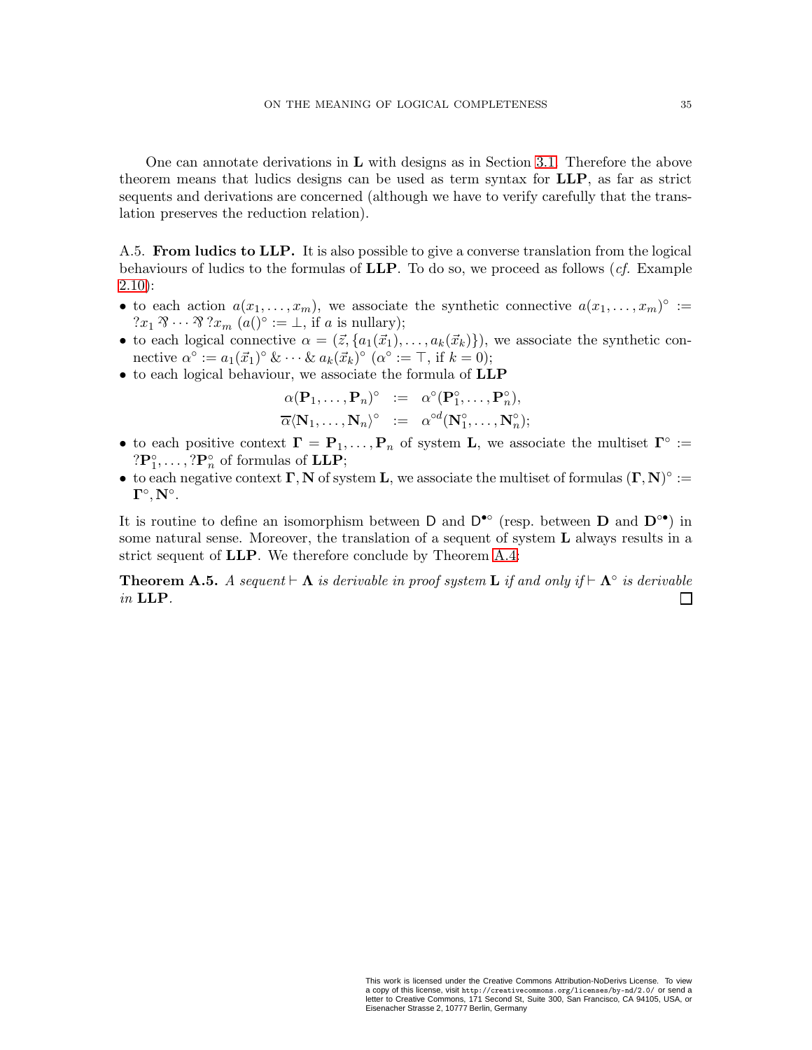One can annotate derivations in **L** with designs as in Section 3.1. Therefore the above theorem means that ludics designs can be used as term syntax for **LLP**, as far as strict sequents and derivations are concerned (although we have to verify carefully that the translation preserves the reduction relation).

A.5. **From ludics to LLP.** It is also possible to give a converse translation from the logical behaviours of ludics to the formulas of **LLP**. To do so, we proceed as follows (*cf.* Example 2.10):

- to each action $a(x_1, \ldots, x_m)$, we associate the synthetic connective $a(x_1, \ldots, x_m)^\circ := ?x_1 \parr \cdots \parr ?x_m$ ($a()^\circ := \bot$, if $a$ is nullary);
- to each logical connective $\alpha = (\vec{z}, \{a_1(\vec{x}_1), \ldots, a_k(\vec{x}_k)\})$, we associate the synthetic connective $\alpha^\circ := a_1(\vec{x}_1)^\circ \,\&\, \cdots \,\&\, a_k(\vec{x}_k)^\circ$ ($\alpha^\circ := \top$, if $k = 0$);
- to each logical behaviour, we associate the formula of **LLP**

$$
\begin{array}{rcl}
\alpha(\mathbf{P}_1, \ldots, \mathbf{P}_n)^\circ & := & \alpha^\circ(\mathbf{P}_1^\circ, \ldots, \mathbf{P}_n^\circ), \\
\overline{\alpha}\langle \mathbf{N}_1, \ldots, \mathbf{N}_n\rangle^\circ & := & \alpha^{\circ d}(\mathbf{N}_1^\circ, \ldots, \mathbf{N}_n^\circ);
\end{array}
$$

- to each positive context $\mathbf{\Gamma} = \mathbf{P}_1, \ldots, \mathbf{P}_n$ of system **L**, we associate the multiset $\mathbf{\Gamma}^\circ := ?\mathbf{P}_1^\circ, \ldots, ?\mathbf{P}_n^\circ$ of formulas of **LLP**;
- to each negative context $\mathbf{\Gamma}, \mathbf{N}$ of system **L**, we associate the multiset of formulas $(\mathbf{\Gamma}, \mathbf{N})^\circ := \mathbf{\Gamma}^\circ, \mathbf{N}^\circ$.

It is routine to define an isomorphism between $\mathsf{D}$ and $\mathsf{D}^{\bullet\circ}$ (resp. between $\mathbf{D}$ and $\mathbf{D}^{\circ\bullet}$) in some natural sense. Moreover, the translation of a sequent of system **L** always results in a strict sequent of **LLP**. We therefore conclude by Theorem A.4:

**Theorem A.5.** *A sequent* $\vdash \mathbf{\Lambda}$ *is derivable in proof system* **L** *if and only if* $\vdash \mathbf{\Lambda}^\circ$ *is derivable in* **LLP**. ☐